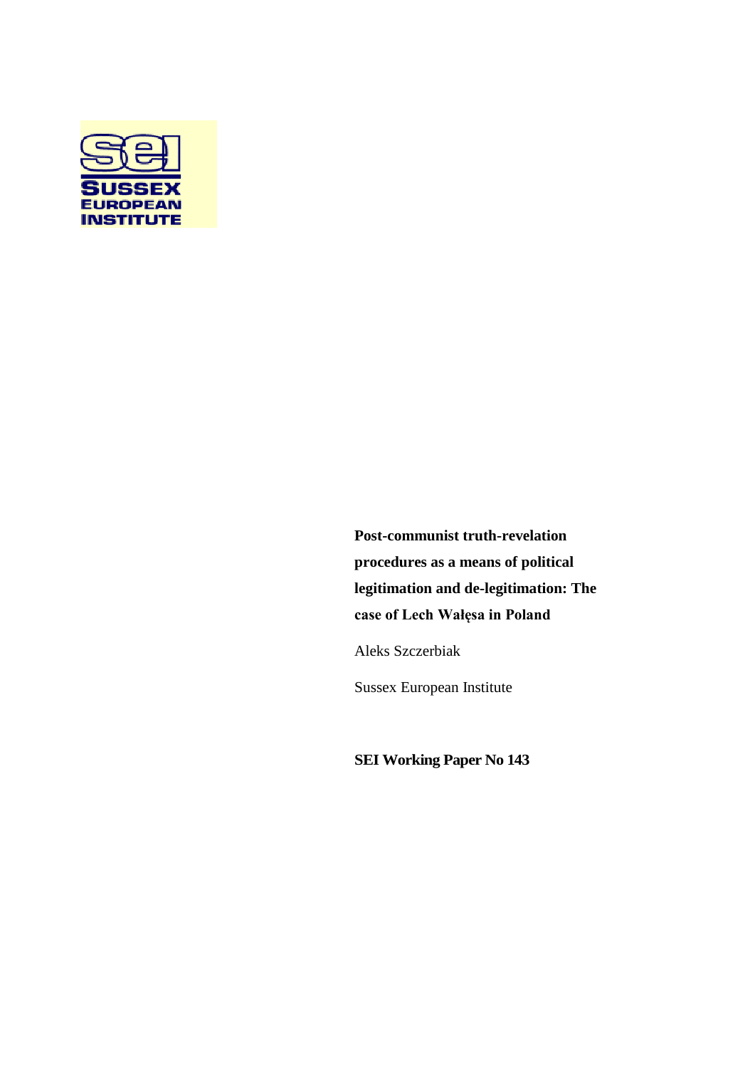SUSSEX EUROPEAN INSTITUTE

**Post-communist truth-revelation procedures as a means of political legitimation and de-legitimation: The case of Lech Wałęsa in Poland**

Aleks Szczerbiak

Sussex European Institute

**SEI Working Paper No 143**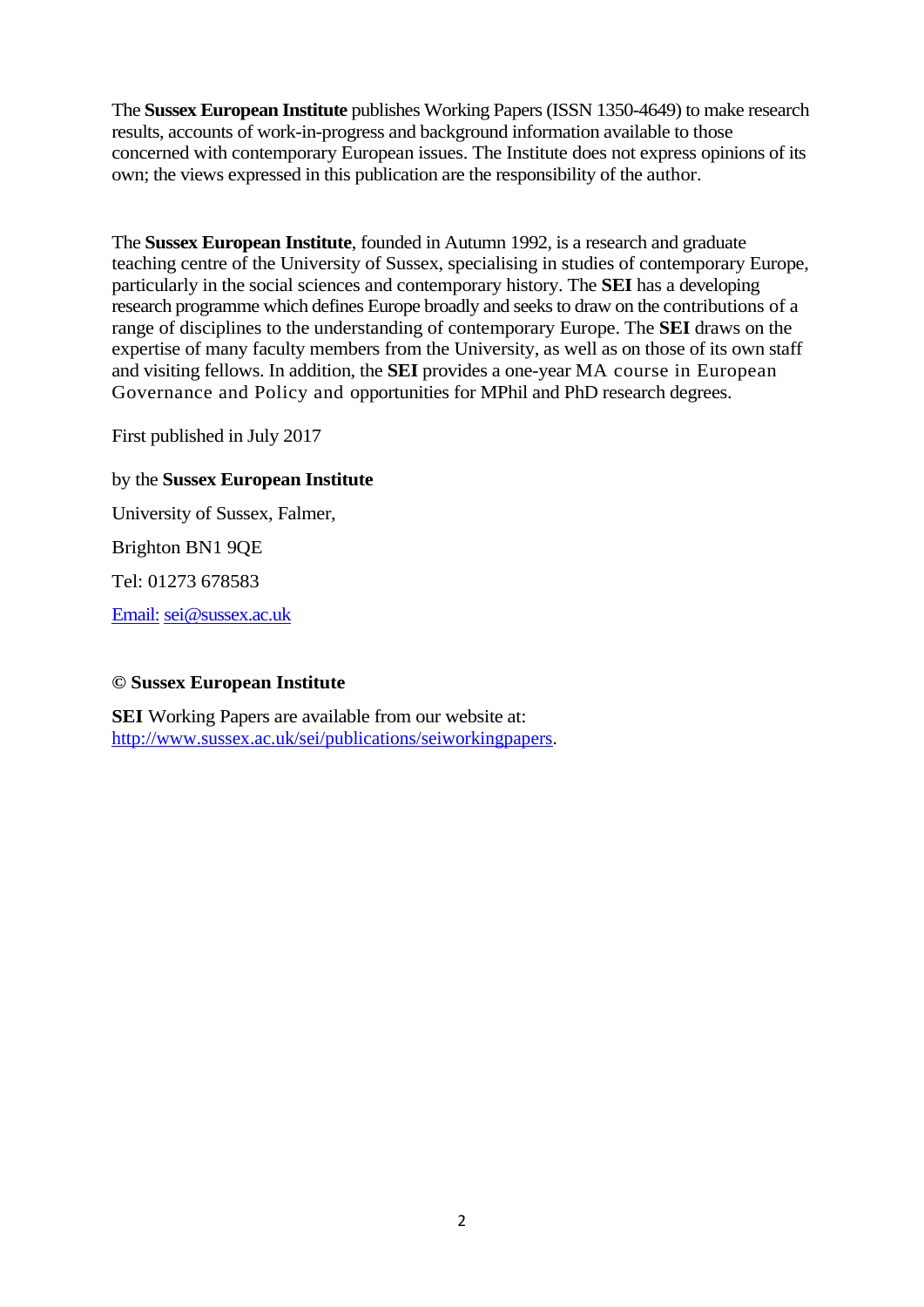The **Sussex European Institute** publishes Working Papers (ISSN 1350-4649) to make research results, accounts of work-in-progress and background information available to those concerned with contemporary European issues. The Institute does not express opinions of its own; the views expressed in this publication are the responsibility of the author.

The **Sussex European Institute**, founded in Autumn 1992, is a research and graduate teaching centre of the University of Sussex, specialising in studies of contemporary Europe, particularly in the social sciences and contemporary history. The **SEI** has a developing research programme which defines Europe broadly and seeks to draw on the contributions of a range of disciplines to the understanding of contemporary Europe. The **SEI** draws on the expertise of many faculty members from the University, as well as on those of its own staff and visiting fellows. In addition, the **SEI** provides a one-year MA course in European Governance and Policy and opportunities for MPhil and PhD research degrees.

First published in July 2017

by the **Sussex European Institute**

University of Sussex, Falmer,

Brighton BN1 9QE

Tel: 01273 678583

Email: sei@sussex.ac.uk

**© Sussex European Institute**

**SEI** Working Papers are available from our website at: http://www.sussex.ac.uk/sei/publications/seiworkingpapers.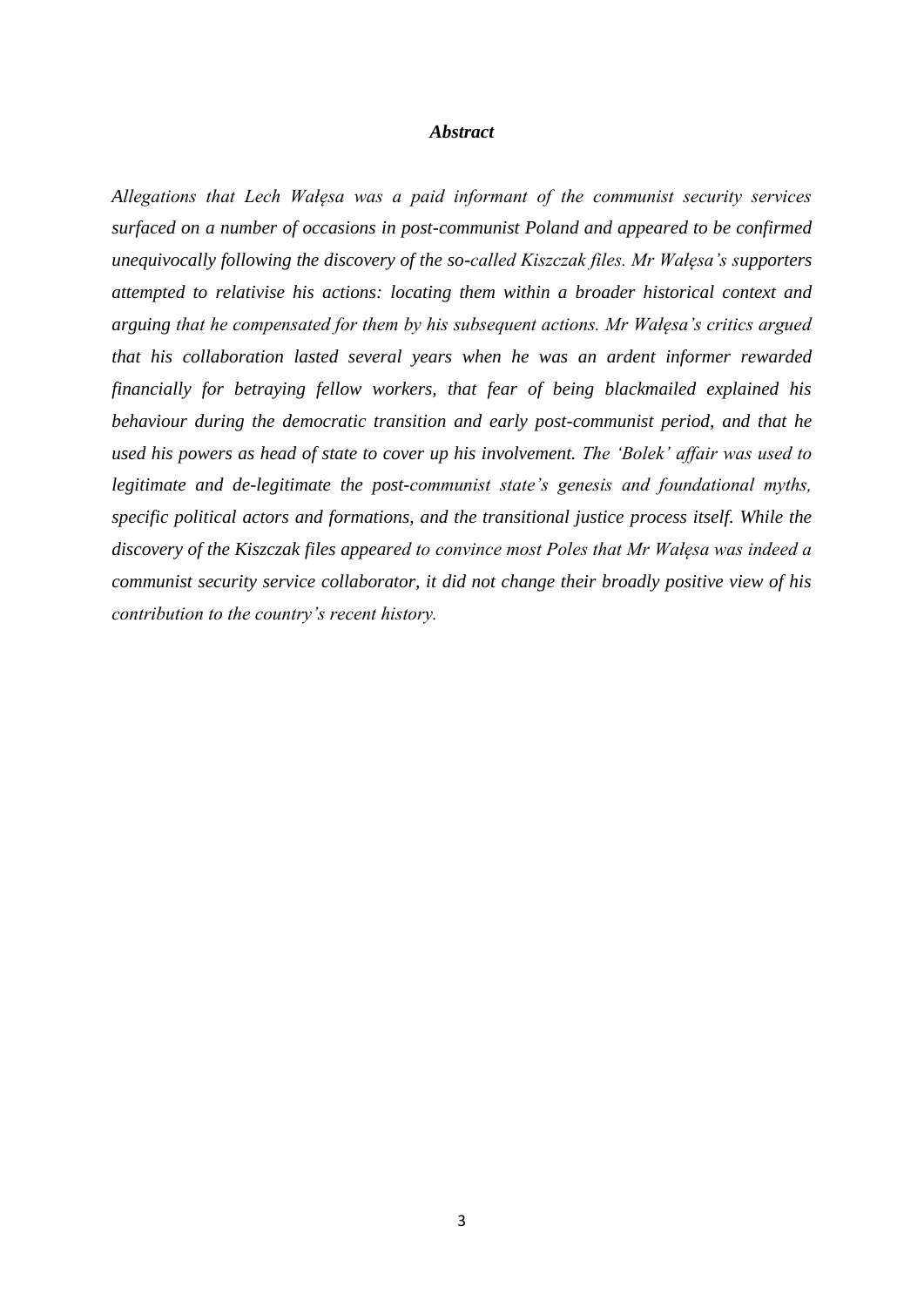### *Abstract*

*Allegations that Lech Wałęsa was a paid informant of the communist security services surfaced on a number of occasions in post-communist Poland and appeared to be confirmed unequivocally following the discovery of the so-called Kiszczak files. Mr Wałęsa's supporters attempted to relativise his actions: locating them within a broader historical context and arguing that he compensated for them by his subsequent actions. Mr Wałęsa's critics argued that his collaboration lasted several years when he was an ardent informer rewarded financially for betraying fellow workers, that fear of being blackmailed explained his behaviour during the democratic transition and early post-communist period, and that he used his powers as head of state to cover up his involvement. The 'Bolek' affair was used to legitimate and de-legitimate the post-communist state's genesis and foundational myths, specific political actors and formations, and the transitional justice process itself. While the discovery of the Kiszczak files appeared to convince most Poles that Mr Wałęsa was indeed a communist security service collaborator, it did not change their broadly positive view of his contribution to the country's recent history.*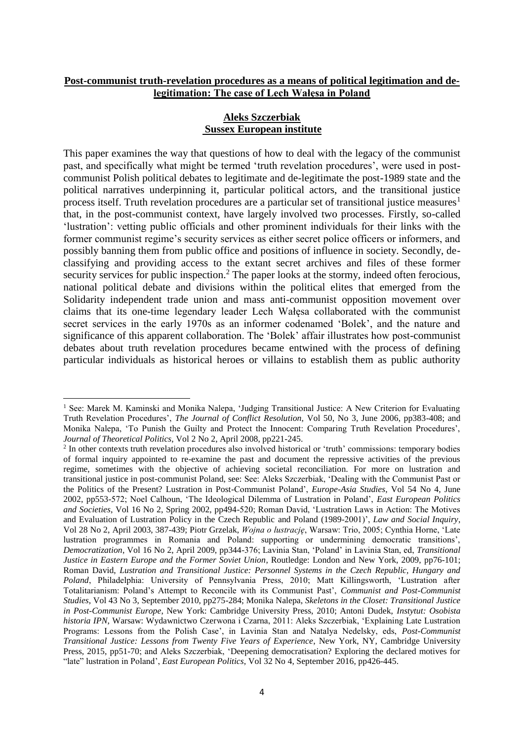**Post-communist truth-revelation procedures as a means of political legitimation and de-legitimation: The case of Lech Wałęsa in Poland**

**Aleks Szczerbiak**
**Sussex European institute**

This paper examines the way that questions of how to deal with the legacy of the communist past, and specifically what might be termed 'truth revelation procedures', were used in post-communist Polish political debates to legitimate and de-legitimate the post-1989 state and the political narratives underpinning it, particular political actors, and the transitional justice process itself. Truth revelation procedures are a particular set of transitional justice measures[1] that, in the post-communist context, have largely involved two processes. Firstly, so-called 'lustration': vetting public officials and other prominent individuals for their links with the former communist regime's security services as either secret police officers or informers, and possibly banning them from public office and positions of influence in society. Secondly, de-classifying and providing access to the extant secret archives and files of these former security services for public inspection.[2] The paper looks at the stormy, indeed often ferocious, national political debate and divisions within the political elites that emerged from the Solidarity independent trade union and mass anti-communist opposition movement over claims that its one-time legendary leader Lech Wałęsa collaborated with the communist secret services in the early 1970s as an informer codenamed 'Bolek', and the nature and significance of this apparent collaboration. The 'Bolek' affair illustrates how post-communist debates about truth revelation procedures became entwined with the process of defining particular individuals as historical heroes or villains to establish them as public authority

---

[1] See: Marek M. Kaminski and Monika Nalepa, 'Judging Transitional Justice: A New Criterion for Evaluating Truth Revelation Procedures', *The Journal of Conflict Resolution*, Vol 50, No 3, June 2006, pp383-408; and Monika Nalepa, 'To Punish the Guilty and Protect the Innocent: Comparing Truth Revelation Procedures', *Journal of Theoretical Politics*, Vol 2 No 2, April 2008, pp221-245.

[2] In other contexts truth revelation procedures also involved historical or 'truth' commissions: temporary bodies of formal inquiry appointed to re-examine the past and document the repressive activities of the previous regime, sometimes with the objective of achieving societal reconciliation. For more on lustration and transitional justice in post-communist Poland, see: See: Aleks Szczerbiak, 'Dealing with the Communist Past or the Politics of the Present? Lustration in Post-Communist Poland', *Europe-Asia Studies*, Vol 54 No 4, June 2002, pp553-572; Noel Calhoun, 'The Ideological Dilemma of Lustration in Poland', *East European Politics and Societies*, Vol 16 No 2, Spring 2002, pp494-520; Roman David, 'Lustration Laws in Action: The Motives and Evaluation of Lustration Policy in the Czech Republic and Poland (1989-2001)', *Law and Social Inquiry*, Vol 28 No 2, April 2003, 387-439; Piotr Grzelak, *Wojna o lustrację*, Warsaw: Trio, 2005; Cynthia Horne, 'Late lustration programmes in Romania and Poland: supporting or undermining democratic transitions', *Democratization*, Vol 16 No 2, April 2009, pp344-376; Lavinia Stan, 'Poland' in Lavinia Stan, ed, *Transitional Justice in Eastern Europe and the Former Soviet Union*, Routledge: London and New York, 2009, pp76-101; Roman David, *Lustration and Transitional Justice: Personnel Systems in the Czech Republic, Hungary and Poland*, Philadelphia: University of Pennsylvania Press, 2010; Matt Killingsworth, 'Lustration after Totalitarianism: Poland's Attempt to Reconcile with its Communist Past', *Communist and Post-Communist Studies*, Vol 43 No 3, September 2010, pp275-284; Monika Nalepa, *Skeletons in the Closet: Transitional Justice in Post-Communist Europe*, New York: Cambridge University Press, 2010; Antoni Dudek, *Instytut: Osobista historia IPN*, Warsaw: Wydawnictwo Czerwona i Czarna, 2011: Aleks Szczerbiak, 'Explaining Late Lustration Programs: Lessons from the Polish Case', in Lavinia Stan and Natalya Nedelsky, eds, *Post-Communist Transitional Justice: Lessons from Twenty Five Years of Experience*, New York, NY, Cambridge University Press, 2015, pp51-70; and Aleks Szczerbiak, 'Deepening democratisation? Exploring the declared motives for "late" lustration in Poland', *East European Politics*, Vol 32 No 4, September 2016, pp426-445.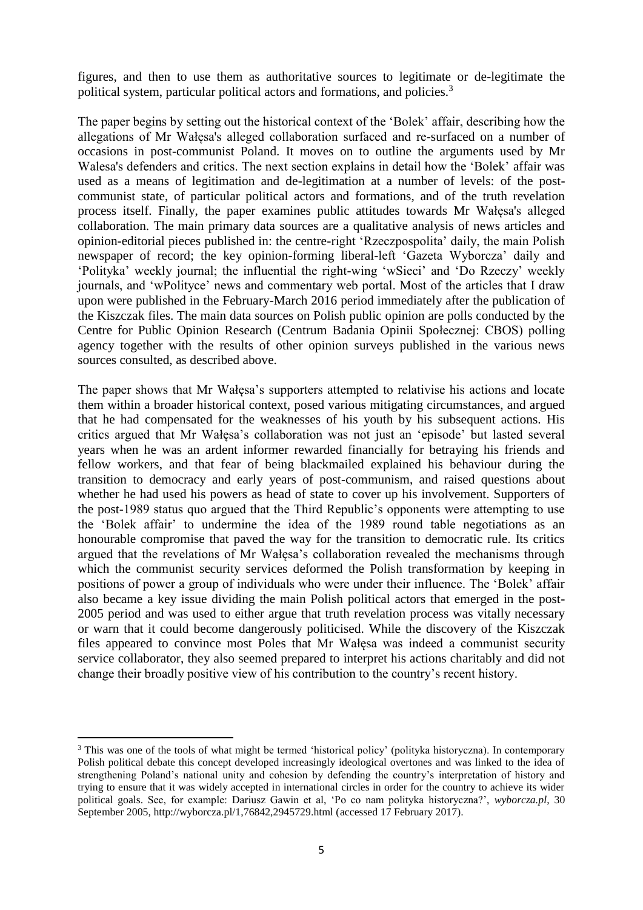figures, and then to use them as authoritative sources to legitimate or de-legitimate the political system, particular political actors and formations, and policies.[3]

The paper begins by setting out the historical context of the 'Bolek' affair, describing how the allegations of Mr Wałęsa's alleged collaboration surfaced and re-surfaced on a number of occasions in post-communist Poland. It moves on to outline the arguments used by Mr Walesa's defenders and critics. The next section explains in detail how the 'Bolek' affair was used as a means of legitimation and de-legitimation at a number of levels: of the post-communist state, of particular political actors and formations, and of the truth revelation process itself. Finally, the paper examines public attitudes towards Mr Wałęsa's alleged collaboration. The main primary data sources are a qualitative analysis of news articles and opinion-editorial pieces published in: the centre-right 'Rzeczpospolita' daily, the main Polish newspaper of record; the key opinion-forming liberal-left 'Gazeta Wyborcza' daily and 'Polityka' weekly journal; the influential the right-wing 'wSieci' and 'Do Rzeczy' weekly journals, and 'wPolityce' news and commentary web portal. Most of the articles that I draw upon were published in the February-March 2016 period immediately after the publication of the Kiszczak files. The main data sources on Polish public opinion are polls conducted by the Centre for Public Opinion Research (Centrum Badania Opinii Społecznej: CBOS) polling agency together with the results of other opinion surveys published in the various news sources consulted, as described above.

The paper shows that Mr Wałęsa's supporters attempted to relativise his actions and locate them within a broader historical context, posed various mitigating circumstances, and argued that he had compensated for the weaknesses of his youth by his subsequent actions. His critics argued that Mr Wałęsa's collaboration was not just an 'episode' but lasted several years when he was an ardent informer rewarded financially for betraying his friends and fellow workers, and that fear of being blackmailed explained his behaviour during the transition to democracy and early years of post-communism, and raised questions about whether he had used his powers as head of state to cover up his involvement. Supporters of the post-1989 status quo argued that the Third Republic's opponents were attempting to use the 'Bolek affair' to undermine the idea of the 1989 round table negotiations as an honourable compromise that paved the way for the transition to democratic rule. Its critics argued that the revelations of Mr Wałęsa's collaboration revealed the mechanisms through which the communist security services deformed the Polish transformation by keeping in positions of power a group of individuals who were under their influence. The 'Bolek' affair also became a key issue dividing the main Polish political actors that emerged in the post-2005 period and was used to either argue that truth revelation process was vitally necessary or warn that it could become dangerously politicised. While the discovery of the Kiszczak files appeared to convince most Poles that Mr Wałęsa was indeed a communist security service collaborator, they also seemed prepared to interpret his actions charitably and did not change their broadly positive view of his contribution to the country's recent history.

---

[3] This was one of the tools of what might be termed 'historical policy' (polityka historyczna). In contemporary Polish political debate this concept developed increasingly ideological overtones and was linked to the idea of strengthening Poland's national unity and cohesion by defending the country's interpretation of history and trying to ensure that it was widely accepted in international circles in order for the country to achieve its wider political goals. See, for example: Dariusz Gawin et al, 'Po co nam polityka historyczna?', *wyborcza.pl*, 30 September 2005, http://wyborcza.pl/1,76842,2945729.html (accessed 17 February 2017).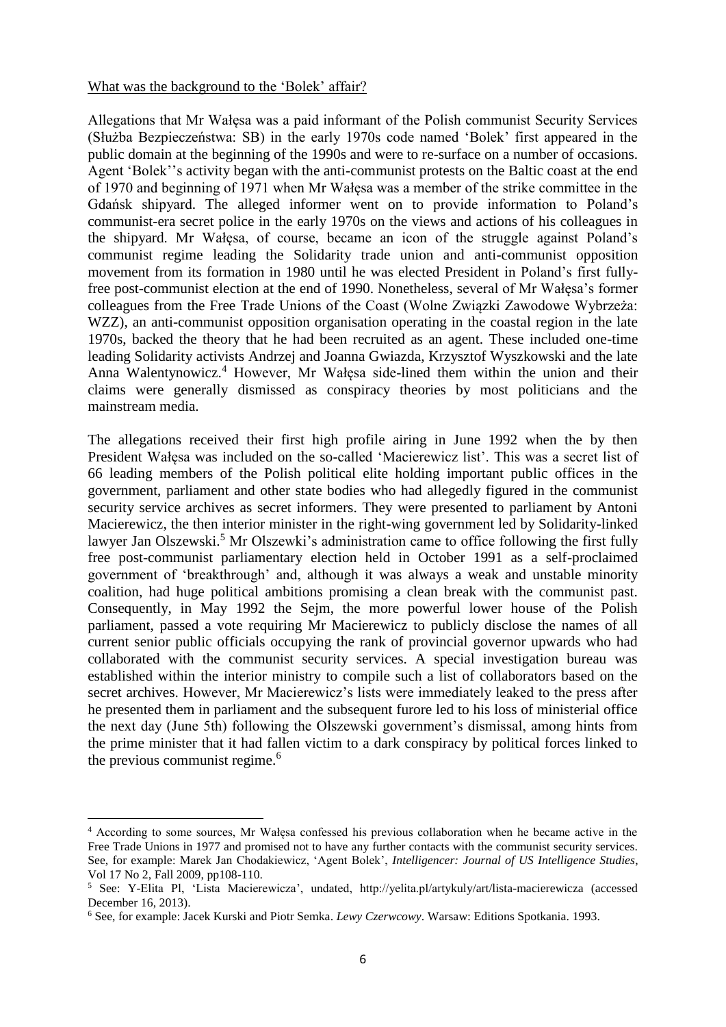What was the background to the 'Bolek' affair?

Allegations that Mr Wałęsa was a paid informant of the Polish communist Security Services (Służba Bezpieczeństwa: SB) in the early 1970s code named 'Bolek' first appeared in the public domain at the beginning of the 1990s and were to re-surface on a number of occasions. Agent 'Bolek''s activity began with the anti-communist protests on the Baltic coast at the end of 1970 and beginning of 1971 when Mr Wałęsa was a member of the strike committee in the Gdańsk shipyard. The alleged informer went on to provide information to Poland's communist-era secret police in the early 1970s on the views and actions of his colleagues in the shipyard. Mr Wałęsa, of course, became an icon of the struggle against Poland's communist regime leading the Solidarity trade union and anti-communist opposition movement from its formation in 1980 until he was elected President in Poland's first fully-free post-communist election at the end of 1990. Nonetheless, several of Mr Wałęsa's former colleagues from the Free Trade Unions of the Coast (Wolne Związki Zawodowe Wybrzeża: WZZ), an anti-communist opposition organisation operating in the coastal region in the late 1970s, backed the theory that he had been recruited as an agent. These included one-time leading Solidarity activists Andrzej and Joanna Gwiazda, Krzysztof Wyszkowski and the late Anna Walentynowicz.[4] However, Mr Wałęsa side-lined them within the union and their claims were generally dismissed as conspiracy theories by most politicians and the mainstream media.

The allegations received their first high profile airing in June 1992 when the by then President Wałęsa was included on the so-called 'Macierewicz list'. This was a secret list of 66 leading members of the Polish political elite holding important public offices in the government, parliament and other state bodies who had allegedly figured in the communist security service archives as secret informers. They were presented to parliament by Antoni Macierewicz, the then interior minister in the right-wing government led by Solidarity-linked lawyer Jan Olszewski.[5] Mr Olszewki's administration came to office following the first fully free post-communist parliamentary election held in October 1991 as a self-proclaimed government of 'breakthrough' and, although it was always a weak and unstable minority coalition, had huge political ambitions promising a clean break with the communist past. Consequently, in May 1992 the Sejm, the more powerful lower house of the Polish parliament, passed a vote requiring Mr Macierewicz to publicly disclose the names of all current senior public officials occupying the rank of provincial governor upwards who had collaborated with the communist security services. A special investigation bureau was established within the interior ministry to compile such a list of collaborators based on the secret archives. However, Mr Macierewicz's lists were immediately leaked to the press after he presented them in parliament and the subsequent furore led to his loss of ministerial office the next day (June 5th) following the Olszewski government's dismissal, among hints from the prime minister that it had fallen victim to a dark conspiracy by political forces linked to the previous communist regime.[6]

---

[4] According to some sources, Mr Wałęsa confessed his previous collaboration when he became active in the Free Trade Unions in 1977 and promised not to have any further contacts with the communist security services. See, for example: Marek Jan Chodakiewicz, 'Agent Bolek', *Intelligencer: Journal of US Intelligence Studies*, Vol 17 No 2, Fall 2009, pp108-110.

[5] See: Y-Elita Pl, 'Lista Macierewicza', undated, http://yelita.pl/artykuly/art/lista-macierewicza (accessed December 16, 2013).

[6] See, for example: Jacek Kurski and Piotr Semka. *Lewy Czerwcowy*. Warsaw: Editions Spotkania. 1993.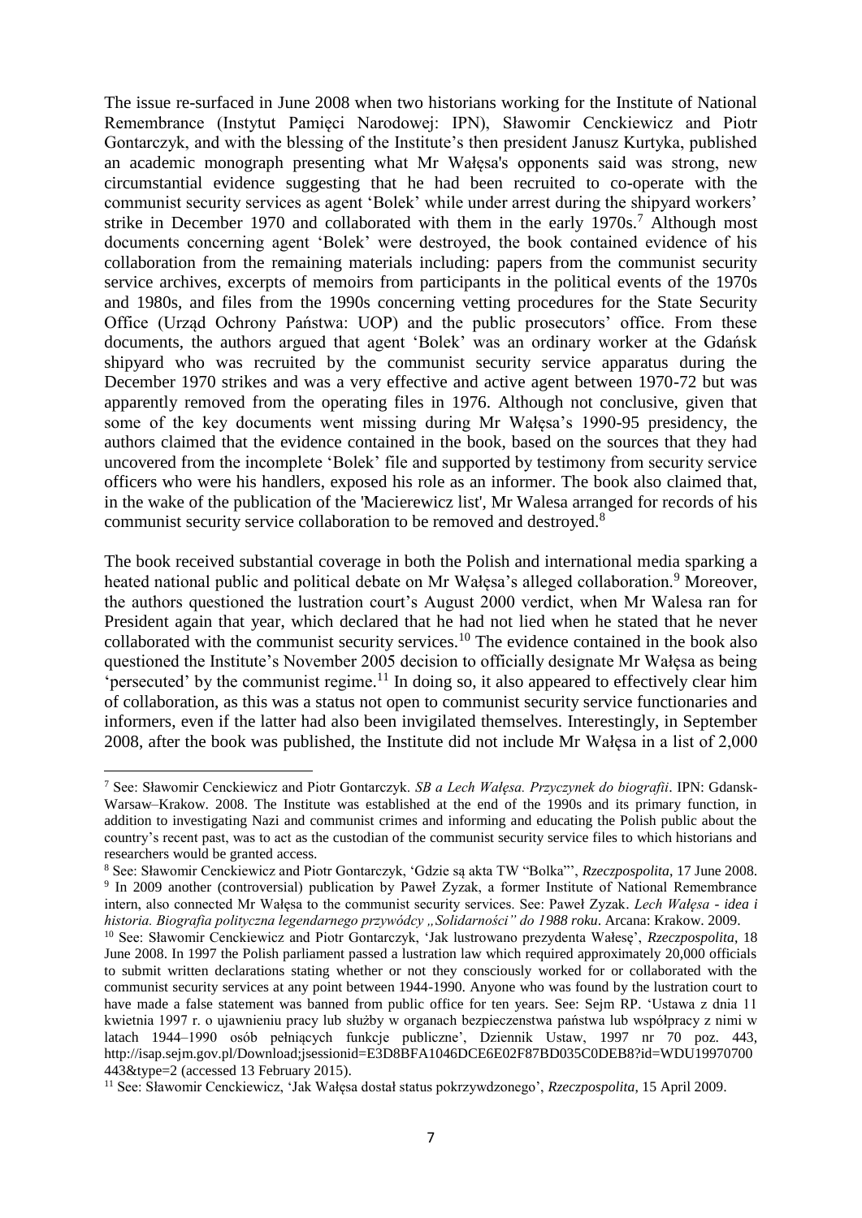The issue re-surfaced in June 2008 when two historians working for the Institute of National Remembrance (Instytut Pamięci Narodowej: IPN), Sławomir Cenckiewicz and Piotr Gontarczyk, and with the blessing of the Institute's then president Janusz Kurtyka, published an academic monograph presenting what Mr Wałęsa's opponents said was strong, new circumstantial evidence suggesting that he had been recruited to co-operate with the communist security services as agent 'Bolek' while under arrest during the shipyard workers' strike in December 1970 and collaborated with them in the early 1970s.[7] Although most documents concerning agent 'Bolek' were destroyed, the book contained evidence of his collaboration from the remaining materials including: papers from the communist security service archives, excerpts of memoirs from participants in the political events of the 1970s and 1980s, and files from the 1990s concerning vetting procedures for the State Security Office (Urząd Ochrony Państwa: UOP) and the public prosecutors' office. From these documents, the authors argued that agent 'Bolek' was an ordinary worker at the Gdańsk shipyard who was recruited by the communist security service apparatus during the December 1970 strikes and was a very effective and active agent between 1970-72 but was apparently removed from the operating files in 1976. Although not conclusive, given that some of the key documents went missing during Mr Wałęsa's 1990-95 presidency, the authors claimed that the evidence contained in the book, based on the sources that they had uncovered from the incomplete 'Bolek' file and supported by testimony from security service officers who were his handlers, exposed his role as an informer. The book also claimed that, in the wake of the publication of the 'Macierewicz list', Mr Walesa arranged for records of his communist security service collaboration to be removed and destroyed.[8]

The book received substantial coverage in both the Polish and international media sparking a heated national public and political debate on Mr Wałęsa's alleged collaboration.[9] Moreover, the authors questioned the lustration court's August 2000 verdict, when Mr Walesa ran for President again that year, which declared that he had not lied when he stated that he never collaborated with the communist security services.[10] The evidence contained in the book also questioned the Institute's November 2005 decision to officially designate Mr Wałęsa as being 'persecuted' by the communist regime.[11] In doing so, it also appeared to effectively clear him of collaboration, as this was a status not open to communist security service functionaries and informers, even if the latter had also been invigilated themselves. Interestingly, in September 2008, after the book was published, the Institute did not include Mr Wałęsa in a list of 2,000

---

[7] See: Sławomir Cenckiewicz and Piotr Gontarczyk. *SB a Lech Wałęsa. Przyczynek do biografii*. IPN: Gdansk-Warsaw–Krakow. 2008. The Institute was established at the end of the 1990s and its primary function, in addition to investigating Nazi and communist crimes and informing and educating the Polish public about the country's recent past, was to act as the custodian of the communist security service files to which historians and researchers would be granted access.

[8] See: Sławomir Cenckiewicz and Piotr Gontarczyk, 'Gdzie są akta TW "Bolka"', *Rzeczpospolita*, 17 June 2008.

[9] In 2009 another (controversial) publication by Paweł Zyzak, a former Institute of National Remembrance intern, also connected Mr Wałęsa to the communist security services. See: Paweł Zyzak. *Lech Wałęsa - idea i historia. Biografia polityczna legendarnego przywódcy „Solidarności" do 1988 roku*. Arcana: Krakow. 2009.

[10] See: Sławomir Cenckiewicz and Piotr Gontarczyk, 'Jak lustrowano prezydenta Wałęsę', *Rzeczpospolita*, 18 June 2008. In 1997 the Polish parliament passed a lustration law which required approximately 20,000 officials to submit written declarations stating whether or not they consciously worked for or collaborated with the communist security services at any point between 1944-1990. Anyone who was found by the lustration court to have made a false statement was banned from public office for ten years. See: Sejm RP. 'Ustawa z dnia 11 kwietnia 1997 r. o ujawnieniu pracy lub służby w organach bezpieczenstwa państwa lub współpracy z nimi w latach 1944–1990 osób pełniących funkcje publiczne', Dziennik Ustaw, 1997 nr 70 poz. 443, http://isap.sejm.gov.pl/Download;jsessionid=E3D8BFA1046DCE6E02F87BD035C0DEB8?id=WDU19970700443&type=2 (accessed 13 February 2015).

[11] See: Sławomir Cenckiewicz, 'Jak Wałęsa dostał status pokrzywdzonego', *Rzeczpospolita*, 15 April 2009.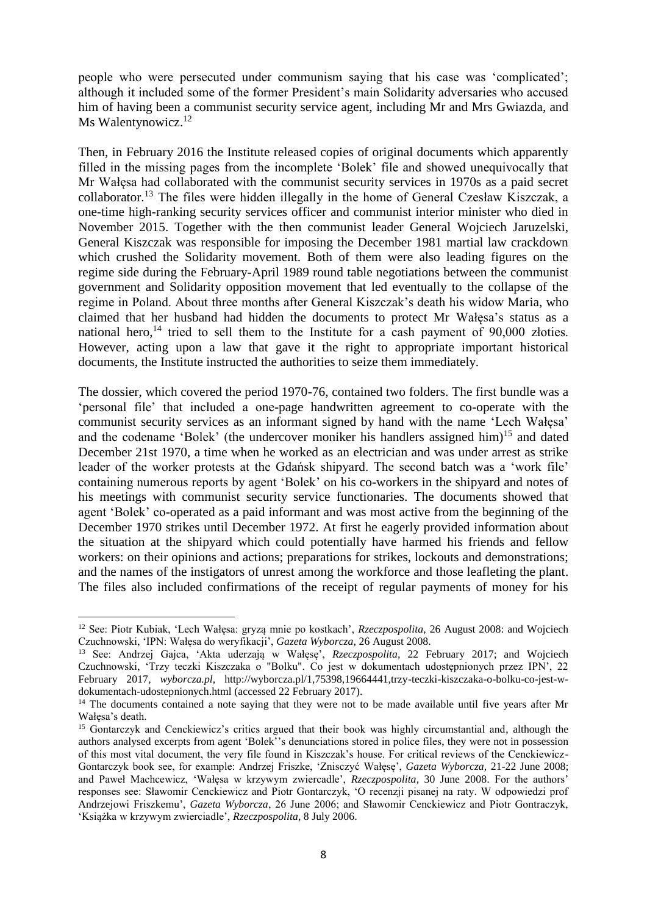people who were persecuted under communism saying that his case was 'complicated'; although it included some of the former President's main Solidarity adversaries who accused him of having been a communist security service agent, including Mr and Mrs Gwiazda, and Ms Walentynowicz.[12]

Then, in February 2016 the Institute released copies of original documents which apparently filled in the missing pages from the incomplete 'Bolek' file and showed unequivocally that Mr Wałęsa had collaborated with the communist security services in 1970s as a paid secret collaborator.[13] The files were hidden illegally in the home of General Czesław Kiszczak, a one-time high-ranking security services officer and communist interior minister who died in November 2015. Together with the then communist leader General Wojciech Jaruzelski, General Kiszczak was responsible for imposing the December 1981 martial law crackdown which crushed the Solidarity movement. Both of them were also leading figures on the regime side during the February-April 1989 round table negotiations between the communist government and Solidarity opposition movement that led eventually to the collapse of the regime in Poland. About three months after General Kiszczak's death his widow Maria, who claimed that her husband had hidden the documents to protect Mr Wałęsa's status as a national hero,[14] tried to sell them to the Institute for a cash payment of 90,000 złoties. However, acting upon a law that gave it the right to appropriate important historical documents, the Institute instructed the authorities to seize them immediately.

The dossier, which covered the period 1970-76, contained two folders. The first bundle was a 'personal file' that included a one-page handwritten agreement to co-operate with the communist security services as an informant signed by hand with the name 'Lech Wałęsa' and the codename 'Bolek' (the undercover moniker his handlers assigned him)[15] and dated December 21st 1970, a time when he worked as an electrician and was under arrest as strike leader of the worker protests at the Gdańsk shipyard. The second batch was a 'work file' containing numerous reports by agent 'Bolek' on his co-workers in the shipyard and notes of his meetings with communist security service functionaries. The documents showed that agent 'Bolek' co-operated as a paid informant and was most active from the beginning of the December 1970 strikes until December 1972. At first he eagerly provided information about the situation at the shipyard which could potentially have harmed his friends and fellow workers: on their opinions and actions; preparations for strikes, lockouts and demonstrations; and the names of the instigators of unrest among the workforce and those leafleting the plant. The files also included confirmations of the receipt of regular payments of money for his

---

[12] See: Piotr Kubiak, 'Lech Wałęsa: gryzą mnie po kostkach', *Rzeczpospolita*, 26 August 2008: and Wojciech Czuchnowski, 'IPN: Wałęsa do weryfikacji', *Gazeta Wyborcza*, 26 August 2008.

[13] See: Andrzej Gajca, 'Akta uderzają w Wałęsę', *Rzeczpospolita*, 22 February 2017; and Wojciech Czuchnowski, 'Trzy teczki Kiszczaka o "Bolku". Co jest w dokumentach udostępnionych przez IPN', 22 February 2017, *wyborcza.pl*, http://wyborcza.pl/1,75398,19664441,trzy-teczki-kiszczaka-o-bolku-co-jest-w-dokumentach-udostepnionych.html (accessed 22 February 2017).

[14] The documents contained a note saying that they were not to be made available until five years after Mr Wałęsa's death.

[15] Gontarczyk and Cenckiewicz's critics argued that their book was highly circumstantial and, although the authors analysed excerpts from agent 'Bolek''s denunciations stored in police files, they were not in possession of this most vital document, the very file found in Kiszczak's house. For critical reviews of the Cenckiewicz-Gontarczyk book see, for example: Andrzej Friszke, 'Znisczyć Wałęsę', *Gazeta Wyborcza*, 21-22 June 2008; and Paweł Machcewicz, 'Wałęsa w krzywym zwiercadle', *Rzeczpospolita*, 30 June 2008. For the authors' responses see: Sławomir Cenckiewicz and Piotr Gontarczyk, 'O recenzji pisanej na raty. W odpowiedzi prof Andrzejowi Friszkemu', *Gazeta Wyborcza*, 26 June 2006; and Sławomir Cenckiewicz and Piotr Gontraczyk, 'Książka w krzywym zwierciadle', *Rzeczpospolita*, 8 July 2006.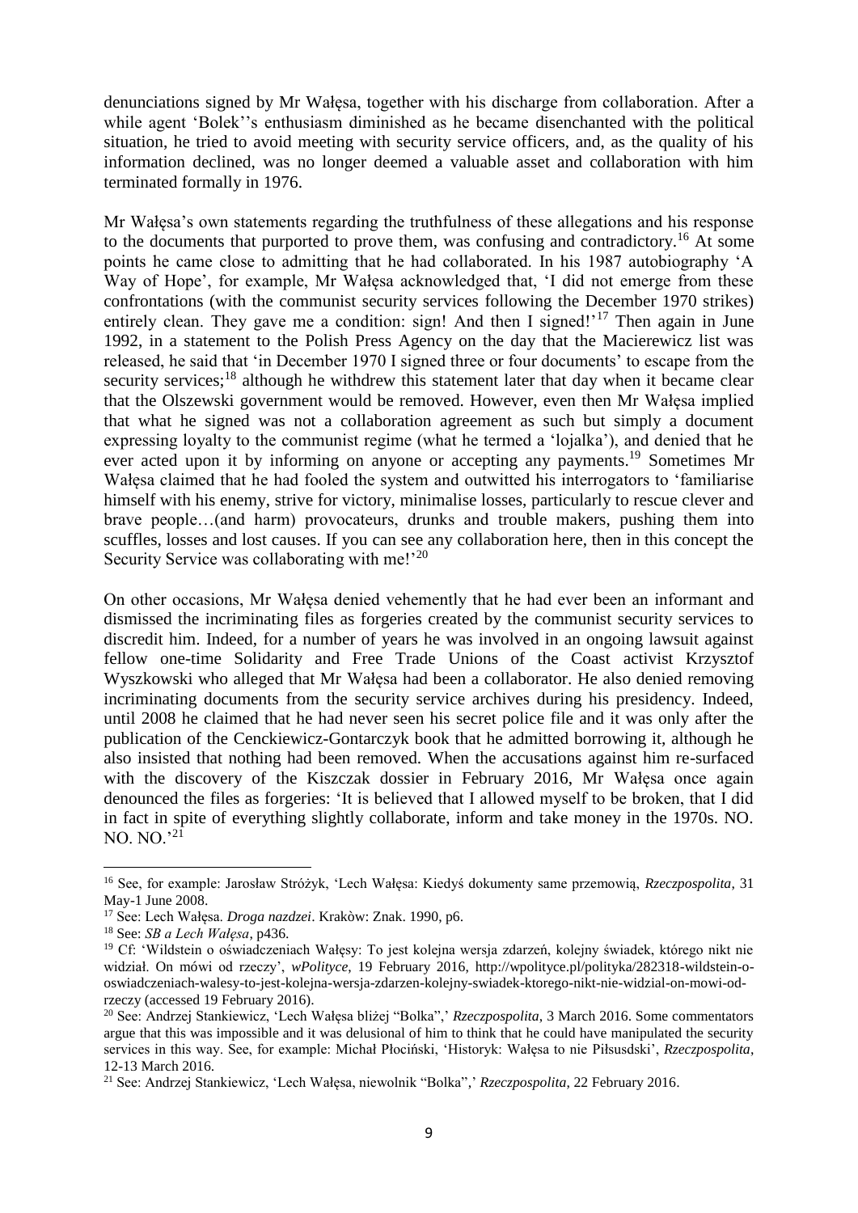denunciations signed by Mr Wałęsa, together with his discharge from collaboration. After a while agent 'Bolek''s enthusiasm diminished as he became disenchanted with the political situation, he tried to avoid meeting with security service officers, and, as the quality of his information declined, was no longer deemed a valuable asset and collaboration with him terminated formally in 1976.

Mr Wałęsa's own statements regarding the truthfulness of these allegations and his response to the documents that purported to prove them, was confusing and contradictory.[16] At some points he came close to admitting that he had collaborated. In his 1987 autobiography 'A Way of Hope', for example, Mr Wałęsa acknowledged that, 'I did not emerge from these confrontations (with the communist security services following the December 1970 strikes) entirely clean. They gave me a condition: sign! And then I signed!'[17] Then again in June 1992, in a statement to the Polish Press Agency on the day that the Macierewicz list was released, he said that 'in December 1970 I signed three or four documents' to escape from the security services;[18] although he withdrew this statement later that day when it became clear that the Olszewski government would be removed. However, even then Mr Wałęsa implied that what he signed was not a collaboration agreement as such but simply a document expressing loyalty to the communist regime (what he termed a 'lojalka'), and denied that he ever acted upon it by informing on anyone or accepting any payments.[19] Sometimes Mr Wałęsa claimed that he had fooled the system and outwitted his interrogators to 'familiarise himself with his enemy, strive for victory, minimalise losses, particularly to rescue clever and brave people…(and harm) provocateurs, drunks and trouble makers, pushing them into scuffles, losses and lost causes. If you can see any collaboration here, then in this concept the Security Service was collaborating with me!'[20]

On other occasions, Mr Wałęsa denied vehemently that he had ever been an informant and dismissed the incriminating files as forgeries created by the communist security services to discredit him. Indeed, for a number of years he was involved in an ongoing lawsuit against fellow one-time Solidarity and Free Trade Unions of the Coast activist Krzysztof Wyszkowski who alleged that Mr Wałęsa had been a collaborator. He also denied removing incriminating documents from the security service archives during his presidency. Indeed, until 2008 he claimed that he had never seen his secret police file and it was only after the publication of the Cenckiewicz-Gontarczyk book that he admitted borrowing it, although he also insisted that nothing had been removed. When the accusations against him re-surfaced with the discovery of the Kiszczak dossier in February 2016, Mr Wałęsa once again denounced the files as forgeries: 'It is believed that I allowed myself to be broken, that I did in fact in spite of everything slightly collaborate, inform and take money in the 1970s. NO. NO. NO.'[21]

---

[16] See, for example: Jarosław Stróżyk, 'Lech Wałęsa: Kiedyś dokumenty same przemowią, *Rzeczpospolita*, 31 May-1 June 2008.

[17] See: Lech Wałęsa. *Droga nazdzei*. Krakòw: Znak. 1990, p6.

[18] See: *SB a Lech Wałęsa*, p436.

[19] Cf: 'Wildstein o oświadczeniach Wałęsy: To jest kolejna wersja zdarzeń, kolejny świadek, którego nikt nie widział. On mówi od rzeczy', *wPolityce*, 19 February 2016, http://wpolityce.pl/polityka/282318-wildstein-o-oswiadczeniach-walesy-to-jest-kolejna-wersja-zdarzen-kolejny-swiadek-ktorego-nikt-nie-widzial-on-mowi-od-rzeczy (accessed 19 February 2016).

[20] See: Andrzej Stankiewicz, 'Lech Wałęsa bliżej "Bolka",' *Rzeczpospolita*, 3 March 2016. Some commentators argue that this was impossible and it was delusional of him to think that he could have manipulated the security services in this way. See, for example: Michał Płociński, 'Historyk: Wałęsa to nie Piłsusdski', *Rzeczpospolita*, 12-13 March 2016.

[21] See: Andrzej Stankiewicz, 'Lech Wałęsa, niewolnik "Bolka",' *Rzeczpospolita*, 22 February 2016.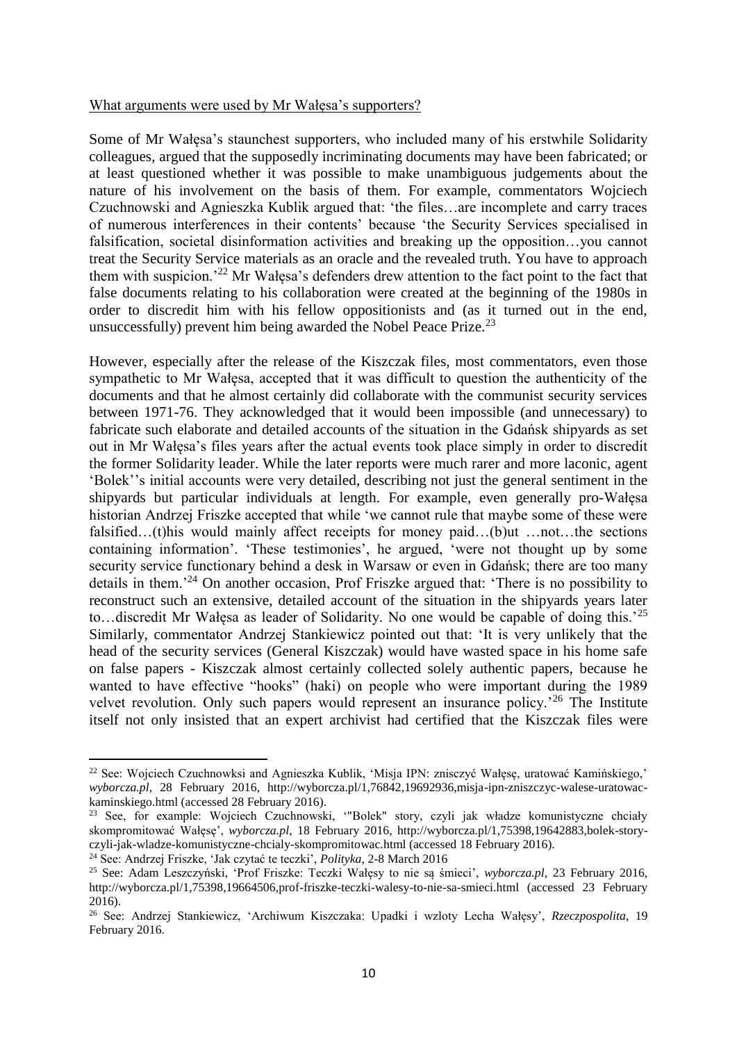What arguments were used by Mr Wałęsa's supporters?

Some of Mr Wałęsa's staunchest supporters, who included many of his erstwhile Solidarity colleagues, argued that the supposedly incriminating documents may have been fabricated; or at least questioned whether it was possible to make unambiguous judgements about the nature of his involvement on the basis of them. For example, commentators Wojciech Czuchnowski and Agnieszka Kublik argued that: 'the files…are incomplete and carry traces of numerous interferences in their contents' because 'the Security Services specialised in falsification, societal disinformation activities and breaking up the opposition…you cannot treat the Security Service materials as an oracle and the revealed truth. You have to approach them with suspicion.'[22] Mr Wałęsa's defenders drew attention to the fact point to the fact that false documents relating to his collaboration were created at the beginning of the 1980s in order to discredit him with his fellow oppositionists and (as it turned out in the end, unsuccessfully) prevent him being awarded the Nobel Peace Prize.[23]

However, especially after the release of the Kiszczak files, most commentators, even those sympathetic to Mr Wałęsa, accepted that it was difficult to question the authenticity of the documents and that he almost certainly did collaborate with the communist security services between 1971-76. They acknowledged that it would been impossible (and unnecessary) to fabricate such elaborate and detailed accounts of the situation in the Gdańsk shipyards as set out in Mr Wałęsa's files years after the actual events took place simply in order to discredit the former Solidarity leader. While the later reports were much rarer and more laconic, agent 'Bolek''s initial accounts were very detailed, describing not just the general sentiment in the shipyards but particular individuals at length. For example, even generally pro-Wałęsa historian Andrzej Friszke accepted that while 'we cannot rule that maybe some of these were falsified…(t)his would mainly affect receipts for money paid…(b)ut …not…the sections containing information'. 'These testimonies', he argued, 'were not thought up by some security service functionary behind a desk in Warsaw or even in Gdańsk; there are too many details in them.'[24] On another occasion, Prof Friszke argued that: 'There is no possibility to reconstruct such an extensive, detailed account of the situation in the shipyards years later to…discredit Mr Wałęsa as leader of Solidarity. No one would be capable of doing this.'[25] Similarly, commentator Andrzej Stankiewicz pointed out that: 'It is very unlikely that the head of the security services (General Kiszczak) would have wasted space in his home safe on false papers - Kiszczak almost certainly collected solely authentic papers, because he wanted to have effective "hooks" (haki) on people who were important during the 1989 velvet revolution. Only such papers would represent an insurance policy.'[26] The Institute itself not only insisted that an expert archivist had certified that the Kiszczak files were

---

[22] See: Wojciech Czuchnowksi and Agnieszka Kublik, 'Misja IPN: znisczyć Wałęsę, uratować Kamińskiego,' *wyborcza.pl*, 28 February 2016, http://wyborcza.pl/1,76842,19692936,misja-ipn-zniszczyc-walese-uratowac-kaminskiego.html (accessed 28 February 2016).

[23] See, for example: Wojciech Czuchnowski, '"Bolek" story, czyli jak władze komunistyczne chciały skompromitować Wałęsę', *wyborcza.pl*, 18 February 2016, http://wyborcza.pl/1,75398,19642883,bolek-story-czyli-jak-wladze-komunistyczne-chcialy-skompromitowac.html (accessed 18 February 2016).

[24] See: Andrzej Friszke, 'Jak czytać te teczki', *Polityka*, 2-8 March 2016

[25] See: Adam Leszczyński, 'Prof Friszke: Teczki Wałęsy to nie są śmieci', *wyborcza.pl*, 23 February 2016, http://wyborcza.pl/1,75398,19664506,prof-friszke-teczki-walesy-to-nie-sa-smieci.html (accessed 23 February 2016).

[26] See: Andrzej Stankiewicz, 'Archiwum Kiszczaka: Upadki i wzloty Lecha Wałęsy', *Rzeczpospolita*, 19 February 2016.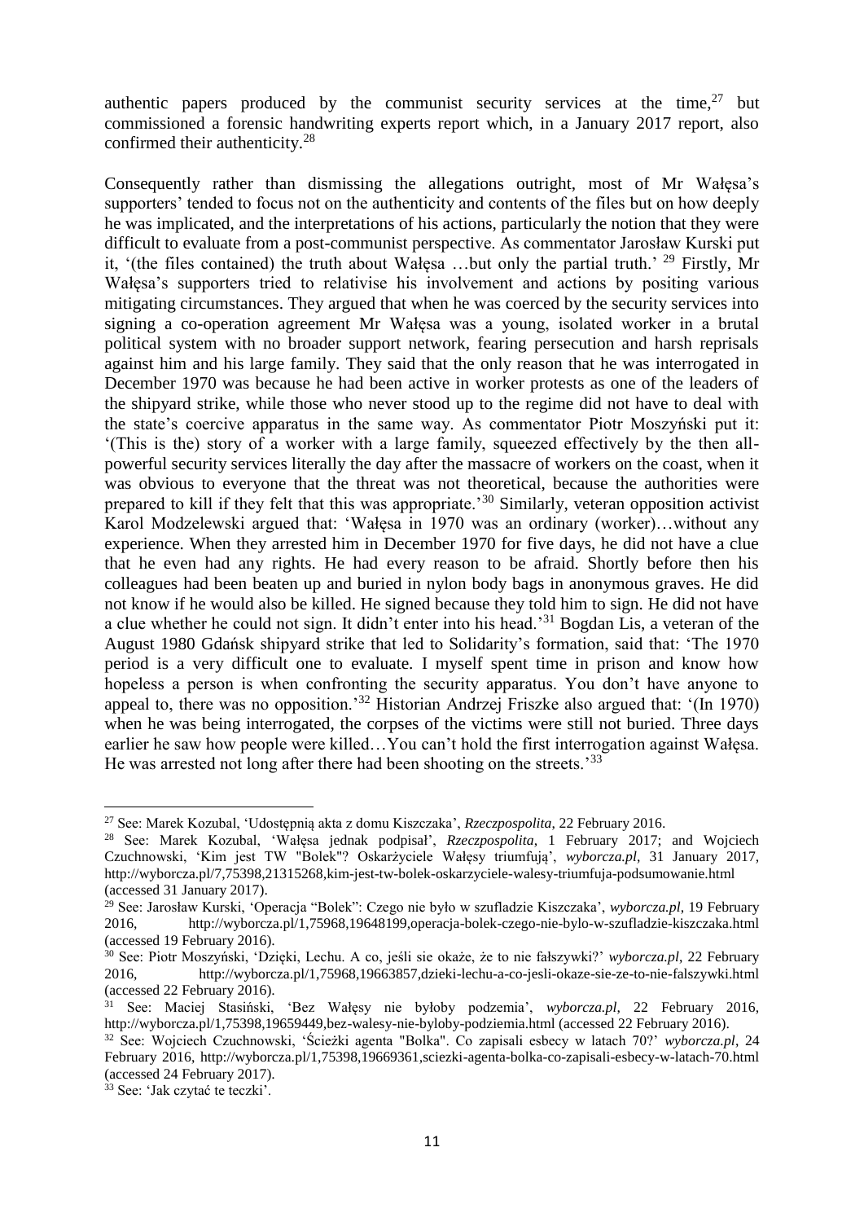authentic papers produced by the communist security services at the time,[27] but commissioned a forensic handwriting experts report which, in a January 2017 report, also confirmed their authenticity.[28]

Consequently rather than dismissing the allegations outright, most of Mr Wałęsa's supporters' tended to focus not on the authenticity and contents of the files but on how deeply he was implicated, and the interpretations of his actions, particularly the notion that they were difficult to evaluate from a post-communist perspective. As commentator Jarosław Kurski put it, '(the files contained) the truth about Wałęsa …but only the partial truth.' [29] Firstly, Mr Wałęsa's supporters tried to relativise his involvement and actions by positing various mitigating circumstances. They argued that when he was coerced by the security services into signing a co-operation agreement Mr Wałęsa was a young, isolated worker in a brutal political system with no broader support network, fearing persecution and harsh reprisals against him and his large family. They said that the only reason that he was interrogated in December 1970 was because he had been active in worker protests as one of the leaders of the shipyard strike, while those who never stood up to the regime did not have to deal with the state's coercive apparatus in the same way. As commentator Piotr Moszyński put it: '(This is the) story of a worker with a large family, squeezed effectively by the then all-powerful security services literally the day after the massacre of workers on the coast, when it was obvious to everyone that the threat was not theoretical, because the authorities were prepared to kill if they felt that this was appropriate.'[30] Similarly, veteran opposition activist Karol Modzelewski argued that: 'Wałęsa in 1970 was an ordinary (worker)…without any experience. When they arrested him in December 1970 for five days, he did not have a clue that he even had any rights. He had every reason to be afraid. Shortly before then his colleagues had been beaten up and buried in nylon body bags in anonymous graves. He did not know if he would also be killed. He signed because they told him to sign. He did not have a clue whether he could not sign. It didn't enter into his head.'[31] Bogdan Lis, a veteran of the August 1980 Gdańsk shipyard strike that led to Solidarity's formation, said that: 'The 1970 period is a very difficult one to evaluate. I myself spent time in prison and know how hopeless a person is when confronting the security apparatus. You don't have anyone to appeal to, there was no opposition.'[32] Historian Andrzej Friszke also argued that: '(In 1970) when he was being interrogated, the corpses of the victims were still not buried. Three days earlier he saw how people were killed…You can't hold the first interrogation against Wałęsa. He was arrested not long after there had been shooting on the streets.'[33]

---

[27] See: Marek Kozubal, 'Udostępnią akta z domu Kiszczaka', *Rzeczpospolita*, 22 February 2016.

[28] See: Marek Kozubal, 'Wałęsa jednak podpisał', *Rzeczpospolita*, 1 February 2017; and Wojciech Czuchnowski, 'Kim jest TW "Bolek"? Oskarżyciele Wałęsy triumfują', *wyborcza.pl*, 31 January 2017, http://wyborcza.pl/7,75398,21315268,kim-jest-tw-bolek-oskarzyciele-walesy-triumfuja-podsumowanie.html (accessed 31 January 2017).

[29] See: Jarosław Kurski, 'Operacja "Bolek": Czego nie było w szufladzie Kiszczaka', *wyborcza.pl*, 19 February 2016, http://wyborcza.pl/1,75968,19648199,operacja-bolek-czego-nie-bylo-w-szufladzie-kiszczaka.html (accessed 19 February 2016).

[30] See: Piotr Moszyński, 'Dzięki, Lechu. A co, jeśli sie okaże, że to nie fałszywki?' *wyborcza.pl*, 22 February 2016, http://wyborcza.pl/1,75968,19663857,dzieki-lechu-a-co-jesli-okaze-sie-ze-to-nie-falszywki.html (accessed 22 February 2016).

[31] See: Maciej Stasiński, 'Bez Wałęsy nie byłoby podzemia', *wyborcza.pl*, 22 February 2016, http://wyborcza.pl/1,75398,19659449,bez-walesy-nie-byloby-podziemia.html (accessed 22 February 2016).

[32] See: Wojciech Czuchnowski, 'Ścieżki agenta "Bolka". Co zapisali esbecy w latach 70?' *wyborcza.pl*, 24 February 2016, http://wyborcza.pl/1,75398,19669361,sciezki-agenta-bolka-co-zapisali-esbecy-w-latach-70.html (accessed 24 February 2017).

[33] See: 'Jak czytać te teczki'.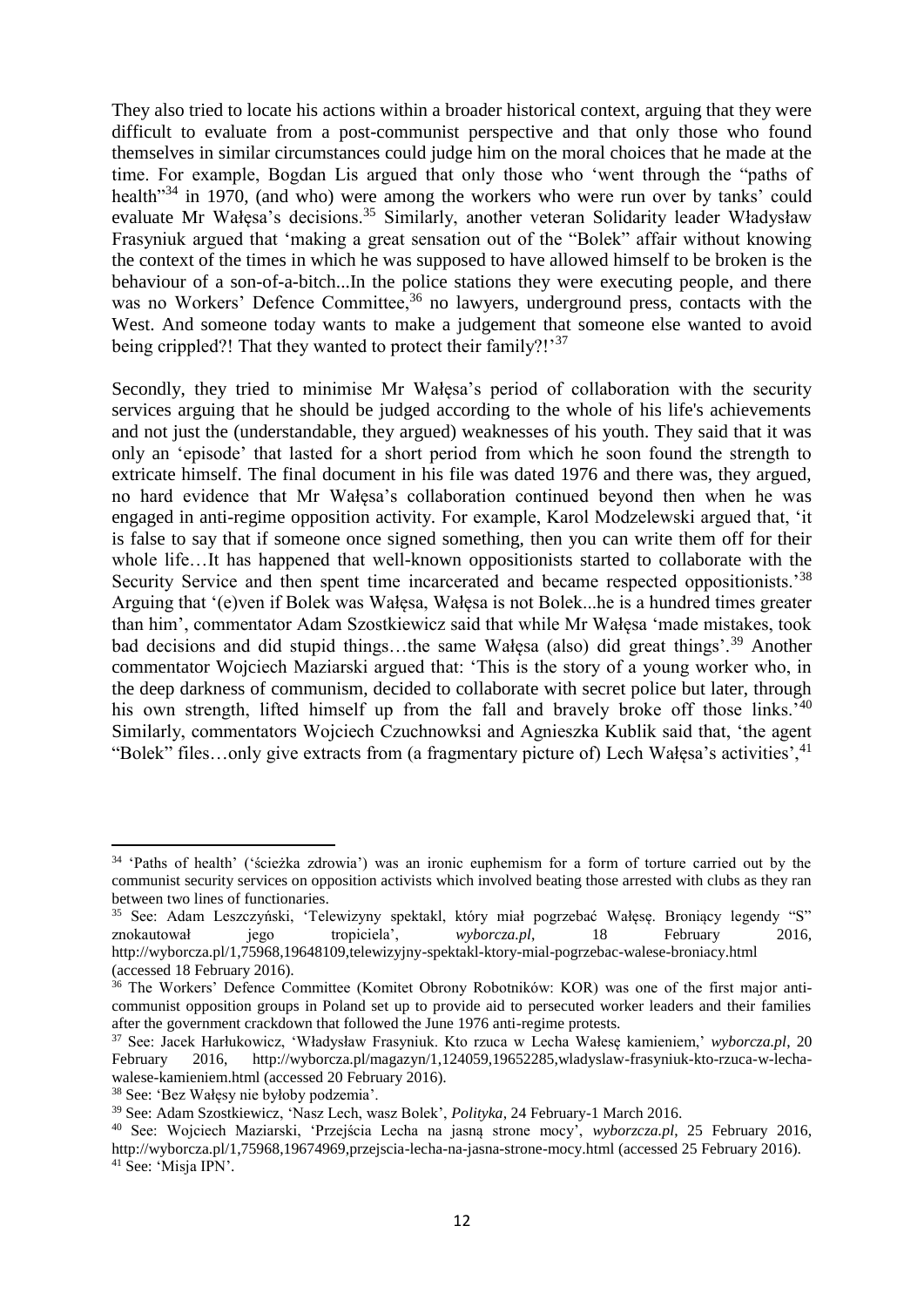They also tried to locate his actions within a broader historical context, arguing that they were difficult to evaluate from a post-communist perspective and that only those who found themselves in similar circumstances could judge him on the moral choices that he made at the time. For example, Bogdan Lis argued that only those who 'went through the "paths of health"[34] in 1970, (and who) were among the workers who were run over by tanks' could evaluate Mr Wałęsa's decisions.[35] Similarly, another veteran Solidarity leader Władysław Frasyniuk argued that 'making a great sensation out of the "Bolek" affair without knowing the context of the times in which he was supposed to have allowed himself to be broken is the behaviour of a son-of-a-bitch...In the police stations they were executing people, and there was no Workers' Defence Committee,[36] no lawyers, underground press, contacts with the West. And someone today wants to make a judgement that someone else wanted to avoid being crippled?! That they wanted to protect their family?!'[37]

Secondly, they tried to minimise Mr Wałęsa's period of collaboration with the security services arguing that he should be judged according to the whole of his life's achievements and not just the (understandable, they argued) weaknesses of his youth. They said that it was only an 'episode' that lasted for a short period from which he soon found the strength to extricate himself. The final document in his file was dated 1976 and there was, they argued, no hard evidence that Mr Wałęsa's collaboration continued beyond then when he was engaged in anti-regime opposition activity. For example, Karol Modzelewski argued that, 'it is false to say that if someone once signed something, then you can write them off for their whole life…It has happened that well-known oppositionists started to collaborate with the Security Service and then spent time incarcerated and became respected oppositionists.'[38] Arguing that '(e)ven if Bolek was Wałęsa, Wałęsa is not Bolek...he is a hundred times greater than him', commentator Adam Szostkiewicz said that while Mr Wałęsa 'made mistakes, took bad decisions and did stupid things…the same Wałęsa (also) did great things'.[39] Another commentator Wojciech Maziarski argued that: 'This is the story of a young worker who, in the deep darkness of communism, decided to collaborate with secret police but later, through his own strength, lifted himself up from the fall and bravely broke off those links.'[40] Similarly, commentators Wojciech Czuchnowksi and Agnieszka Kublik said that, 'the agent "Bolek" files…only give extracts from (a fragmentary picture of) Lech Wałęsa's activities',[41]

---

[34] 'Paths of health' ('ścieżka zdrowia') was an ironic euphemism for a form of torture carried out by the communist security services on opposition activists which involved beating those arrested with clubs as they ran between two lines of functionaries.

[35] See: Adam Leszczyński, 'Telewizyny spektakl, który miał pogrzebać Wałęsę. Broniący legendy "S" znokautował jego tropiciela', *wyborcza.pl*, 18 February 2016, http://wyborcza.pl/1,75968,19648109,telewizyjny-spektakl-ktory-mial-pogrzebac-walese-broniacy.html (accessed 18 February 2016).

[36] The Workers' Defence Committee (Komitet Obrony Robotników: KOR) was one of the first major anti-communist opposition groups in Poland set up to provide aid to persecuted worker leaders and their families after the government crackdown that followed the June 1976 anti-regime protests.

[37] See: Jacek Harłukowicz, 'Władysław Frasyniuk. Kto rzuca w Lecha Wałesę kamieniem,' *wyborcza.pl*, 20 February 2016, http://wyborcza.pl/magazyn/1,124059,19652285,wladyslaw-frasyniuk-kto-rzuca-w-lecha-walese-kamieniem.html (accessed 20 February 2016).

[38] See: 'Bez Wałęsy nie byłoby podzemia'.

[39] See: Adam Szostkiewicz, 'Nasz Lech, wasz Bolek', *Polityka*, 24 February-1 March 2016.

[40] See: Wojciech Maziarski, 'Przejścia Lecha na jasną strone mocy', *wyborzcza.pl*, 25 February 2016, http://wyborcza.pl/1,75968,19674969,przejscia-lecha-na-jasna-strone-mocy.html (accessed 25 February 2016).

[41] See: 'Misja IPN'.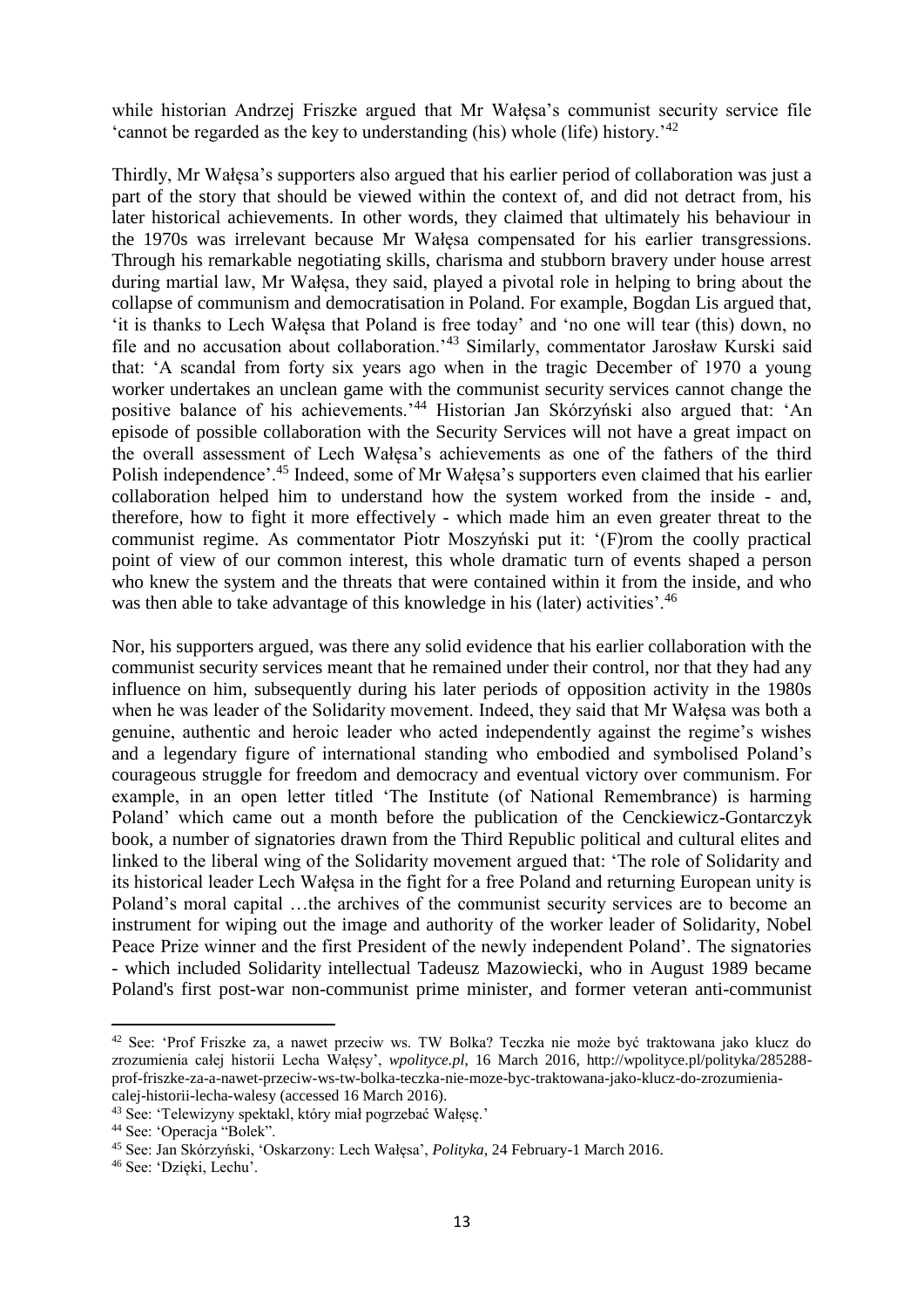while historian Andrzej Friszke argued that Mr Wałęsa's communist security service file 'cannot be regarded as the key to understanding (his) whole (life) history.'[42]

Thirdly, Mr Wałęsa's supporters also argued that his earlier period of collaboration was just a part of the story that should be viewed within the context of, and did not detract from, his later historical achievements. In other words, they claimed that ultimately his behaviour in the 1970s was irrelevant because Mr Wałęsa compensated for his earlier transgressions. Through his remarkable negotiating skills, charisma and stubborn bravery under house arrest during martial law, Mr Wałęsa, they said, played a pivotal role in helping to bring about the collapse of communism and democratisation in Poland. For example, Bogdan Lis argued that, 'it is thanks to Lech Wałęsa that Poland is free today' and 'no one will tear (this) down, no file and no accusation about collaboration.'[43] Similarly, commentator Jarosław Kurski said that: 'A scandal from forty six years ago when in the tragic December of 1970 a young worker undertakes an unclean game with the communist security services cannot change the positive balance of his achievements.'[44] Historian Jan Skórzyński also argued that: 'An episode of possible collaboration with the Security Services will not have a great impact on the overall assessment of Lech Wałęsa's achievements as one of the fathers of the third Polish independence'.[45] Indeed, some of Mr Wałęsa's supporters even claimed that his earlier collaboration helped him to understand how the system worked from the inside - and, therefore, how to fight it more effectively - which made him an even greater threat to the communist regime. As commentator Piotr Moszyński put it: '(F)rom the coolly practical point of view of our common interest, this whole dramatic turn of events shaped a person who knew the system and the threats that were contained within it from the inside, and who was then able to take advantage of this knowledge in his (later) activities'.[46]

Nor, his supporters argued, was there any solid evidence that his earlier collaboration with the communist security services meant that he remained under their control, nor that they had any influence on him, subsequently during his later periods of opposition activity in the 1980s when he was leader of the Solidarity movement. Indeed, they said that Mr Wałęsa was both a genuine, authentic and heroic leader who acted independently against the regime's wishes and a legendary figure of international standing who embodied and symbolised Poland's courageous struggle for freedom and democracy and eventual victory over communism. For example, in an open letter titled 'The Institute (of National Remembrance) is harming Poland' which came out a month before the publication of the Cenckiewicz-Gontarczyk book, a number of signatories drawn from the Third Republic political and cultural elites and linked to the liberal wing of the Solidarity movement argued that: 'The role of Solidarity and its historical leader Lech Wałęsa in the fight for a free Poland and returning European unity is Poland's moral capital …the archives of the communist security services are to become an instrument for wiping out the image and authority of the worker leader of Solidarity, Nobel Peace Prize winner and the first President of the newly independent Poland'. The signatories - which included Solidarity intellectual Tadeusz Mazowiecki, who in August 1989 became Poland's first post-war non-communist prime minister, and former veteran anti-communist

---

[42] See: 'Prof Friszke za, a nawet przeciw ws. TW Bolka? Teczka nie może być traktowana jako klucz do zrozumienia całej historii Lecha Wałęsy', *wpolityce.pl*, 16 March 2016, http://wpolityce.pl/polityka/285288-prof-friszke-za-a-nawet-przeciw-ws-tw-bolka-teczka-nie-moze-byc-traktowana-jako-klucz-do-zrozumienia-calej-historii-lecha-walesy (accessed 16 March 2016).

[43] See: 'Telewizyny spektakl, który miał pogrzebać Wałęsę.'

[44] See: 'Operacja "Bolek".

[45] See: Jan Skórzyński, 'Oskarzony: Lech Wałęsa', *Polityka*, 24 February-1 March 2016.

[46] See: 'Dzięki, Lechu'.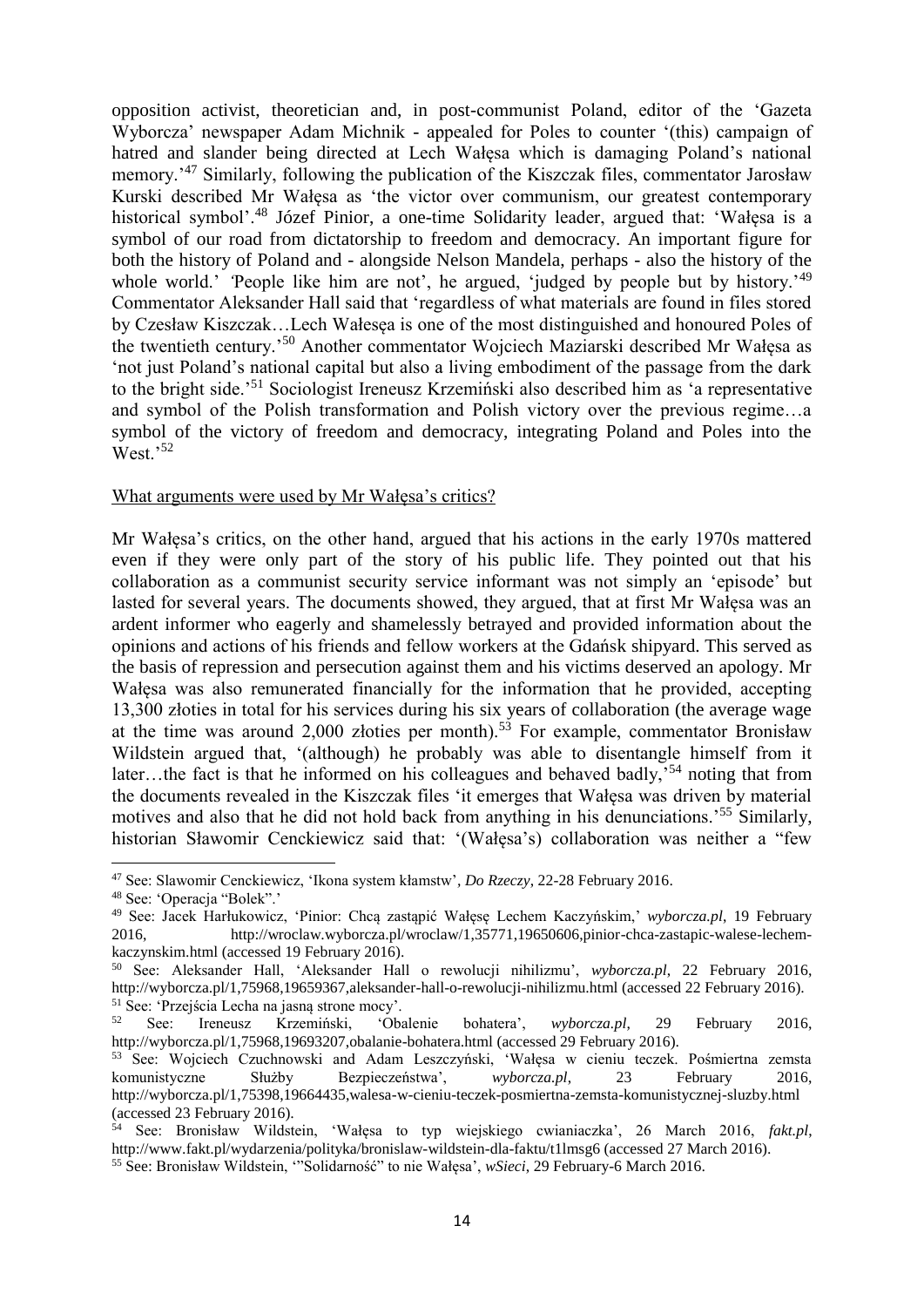opposition activist, theoretician and, in post-communist Poland, editor of the 'Gazeta Wyborcza' newspaper Adam Michnik - appealed for Poles to counter '(this) campaign of hatred and slander being directed at Lech Wałęsa which is damaging Poland's national memory.'[47] Similarly, following the publication of the Kiszczak files, commentator Jarosław Kurski described Mr Wałęsa as 'the victor over communism, our greatest contemporary historical symbol'.[48] Józef Pinior, a one-time Solidarity leader, argued that: 'Wałęsa is a symbol of our road from dictatorship to freedom and democracy. An important figure for both the history of Poland and - alongside Nelson Mandela, perhaps - also the history of the whole world.' 'People like him are not', he argued, 'judged by people but by history.'[49] Commentator Aleksander Hall said that 'regardless of what materials are found in files stored by Czesław Kiszczak…Lech Wałeęa is one of the most distinguished and honoured Poles of the twentieth century.'[50] Another commentator Wojciech Maziarski described Mr Wałęsa as 'not just Poland's national capital but also a living embodiment of the passage from the dark to the bright side.'[51] Sociologist Ireneusz Krzemiński also described him as 'a representative and symbol of the Polish transformation and Polish victory over the previous regime…a symbol of the victory of freedom and democracy, integrating Poland and Poles into the West.'[52]

<u>What arguments were used by Mr Wałęsa's critics?</u>

Mr Wałęsa's critics, on the other hand, argued that his actions in the early 1970s mattered even if they were only part of the story of his public life. They pointed out that his collaboration as a communist security service informant was not simply an 'episode' but lasted for several years. The documents showed, they argued, that at first Mr Wałęsa was an ardent informer who eagerly and shamelessly betrayed and provided information about the opinions and actions of his friends and fellow workers at the Gdańsk shipyard. This served as the basis of repression and persecution against them and his victims deserved an apology. Mr Wałęsa was also remunerated financially for the information that he provided, accepting 13,300 złoties in total for his services during his six years of collaboration (the average wage at the time was around 2,000 złoties per month).[53] For example, commentator Bronisław Wildstein argued that, '(although) he probably was able to disentangle himself from it later…the fact is that he informed on his colleagues and behaved badly,'[54] noting that from the documents revealed in the Kiszczak files 'it emerges that Wałęsa was driven by material motives and also that he did not hold back from anything in his denunciations.'[55] Similarly, historian Sławomir Cenckiewicz said that: '(Wałęsa's) collaboration was neither a "few

---

[47] See: Slawomir Cenckiewicz, 'Ikona system kłamstw', *Do Rzeczy*, 22-28 February 2016.

[48] See: 'Operacja "Bolek".'

[49] See: Jacek Harłukowicz, 'Pinior: Chcą zastąpić Wałęsę Lechem Kaczyńskim,' *wyborcza.pl*, 19 February 2016, http://wroclaw.wyborcza.pl/wroclaw/1,35771,19650606,pinior-chca-zastapic-walese-lechem-kaczynskim.html (accessed 19 February 2016).

[50] See: Aleksander Hall, 'Aleksander Hall o rewolucji nihilizmu', *wyborcza.pl*, 22 February 2016, http://wyborcza.pl/1,75968,19659367,aleksander-hall-o-rewolucji-nihilizmu.html (accessed 22 February 2016).

[51] See: 'Przejścia Lecha na jasną strone mocy'.

[52] See: Ireneusz Krzemiński, 'Obalenie bohatera', *wyborcza.pl*, 29 February 2016, http://wyborcza.pl/1,75968,19693207,obalanie-bohatera.html (accessed 29 February 2016).

[53] See: Wojciech Czuchnowski and Adam Leszczyński, 'Wałęsa w cieniu teczek. Pośmiertna zemsta komunistyczne Służby Bezpieczeństwa', *wyborcza.pl*, 23 February 2016, http://wyborcza.pl/1,75398,19664435,walesa-w-cieniu-teczek-posmiertna-zemsta-komunistycznej-sluzby.html (accessed 23 February 2016).

[54] See: Bronisław Wildstein, 'Wałęsa to typ wiejskiego cwianiaczka', 26 March 2016, *fakt.pl*, http://www.fakt.pl/wydarzenia/polityka/bronislaw-wildstein-dla-faktu/t1lmsg6 (accessed 27 March 2016).

[55] See: Bronisław Wildstein, '"Solidarność" to nie Wałęsa', *wSieci*, 29 February-6 March 2016.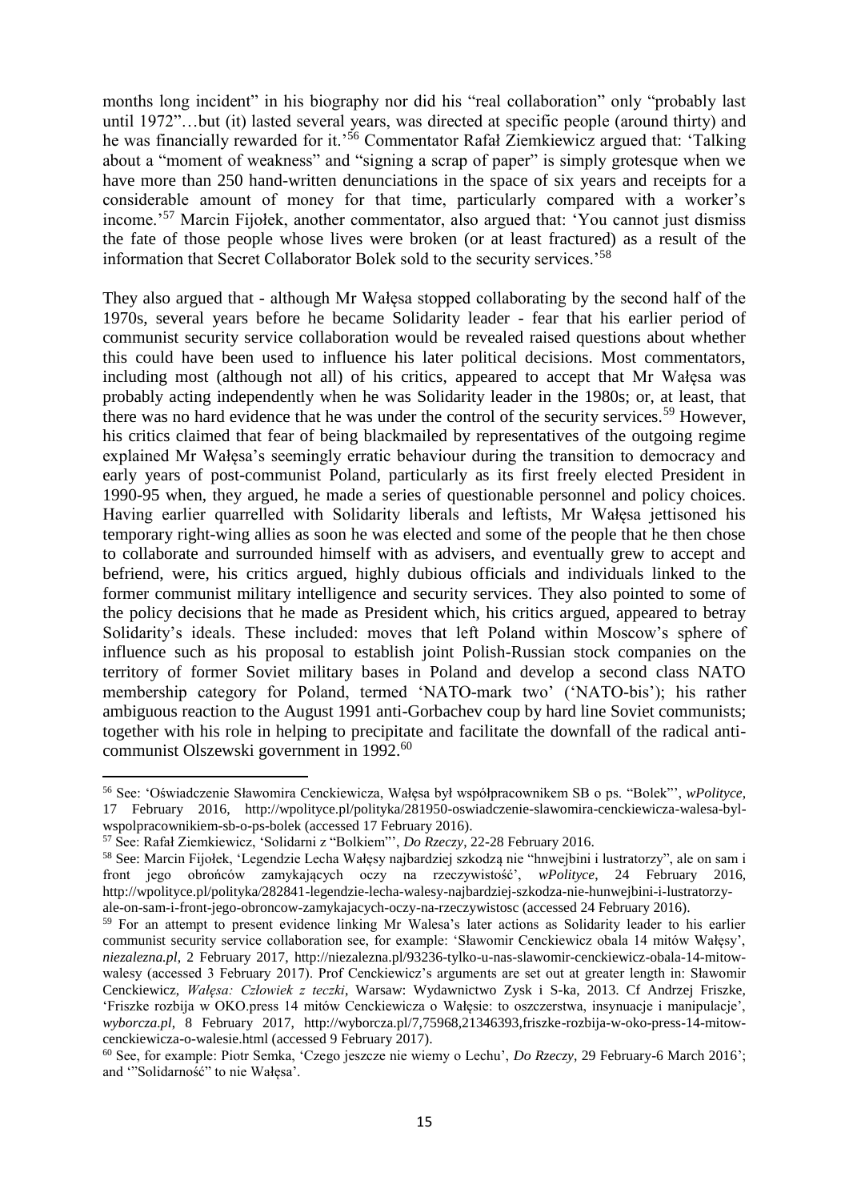months long incident" in his biography nor did his "real collaboration" only "probably last until 1972"…but (it) lasted several years, was directed at specific people (around thirty) and he was financially rewarded for it.'[56] Commentator Rafał Ziemkiewicz argued that: 'Talking about a "moment of weakness" and "signing a scrap of paper" is simply grotesque when we have more than 250 hand-written denunciations in the space of six years and receipts for a considerable amount of money for that time, particularly compared with a worker's income.'[57] Marcin Fijołek, another commentator, also argued that: 'You cannot just dismiss the fate of those people whose lives were broken (or at least fractured) as a result of the information that Secret Collaborator Bolek sold to the security services.'[58]

They also argued that - although Mr Wałęsa stopped collaborating by the second half of the 1970s, several years before he became Solidarity leader - fear that his earlier period of communist security service collaboration would be revealed raised questions about whether this could have been used to influence his later political decisions. Most commentators, including most (although not all) of his critics, appeared to accept that Mr Wałęsa was probably acting independently when he was Solidarity leader in the 1980s; or, at least, that there was no hard evidence that he was under the control of the security services.[59] However, his critics claimed that fear of being blackmailed by representatives of the outgoing regime explained Mr Wałęsa's seemingly erratic behaviour during the transition to democracy and early years of post-communist Poland, particularly as its first freely elected President in 1990-95 when, they argued, he made a series of questionable personnel and policy choices. Having earlier quarrelled with Solidarity liberals and leftists, Mr Wałęsa jettisoned his temporary right-wing allies as soon he was elected and some of the people that he then chose to collaborate and surrounded himself with as advisers, and eventually grew to accept and befriend, were, his critics argued, highly dubious officials and individuals linked to the former communist military intelligence and security services. They also pointed to some of the policy decisions that he made as President which, his critics argued, appeared to betray Solidarity's ideals. These included: moves that left Poland within Moscow's sphere of influence such as his proposal to establish joint Polish-Russian stock companies on the territory of former Soviet military bases in Poland and develop a second class NATO membership category for Poland, termed 'NATO-mark two' ('NATO-bis'); his rather ambiguous reaction to the August 1991 anti-Gorbachev coup by hard line Soviet communists; together with his role in helping to precipitate and facilitate the downfall of the radical anti-communist Olszewski government in 1992.[60]

---

[56] See: 'Oświadczenie Sławomira Cenckiewicza, Wałęsa był współpracownikem SB o ps. "Bolek"', *wPolityce*, 17 February 2016, http://wpolityce.pl/polityka/281950-oswiadczenie-slawomira-cenckiewicza-walesa-byl-wspolpracownikiem-sb-o-ps-bolek (accessed 17 February 2016).

[57] See: Rafał Ziemkiewicz, 'Solidarni z "Bolkiem"', *Do Rzeczy*, 22-28 February 2016.

[58] See: Marcin Fijołek, 'Legendzie Lecha Wałęsy najbardziej szkodzą nie "hnwejbini i lustratorzy", ale on sam i front jego obrońców zamykających oczy na rzeczywistość', *wPolityce*, 24 February 2016, http://wpolityce.pl/polityka/282841-legendzie-lecha-walesy-najbardziej-szkodza-nie-hunwejbini-i-lustratorzy-ale-on-sam-i-front-jego-obroncow-zamykajacych-oczy-na-rzeczywistosc (accessed 24 February 2016).

[59] For an attempt to present evidence linking Mr Walesa's later actions as Solidarity leader to his earlier communist security service collaboration see, for example: 'Sławomir Cenckiewicz obala 14 mitów Wałęsy', *niezalezna.pl*, 2 February 2017, http://niezalezna.pl/93236-tylko-u-nas-slawomir-cenckiewicz-obala-14-mitow-walesy (accessed 3 February 2017). Prof Cenckiewicz's arguments are set out at greater length in: Sławomir Cenckiewicz, *Wałęsa: Człowiek z teczki*, Warsaw: Wydawnictwo Zysk i S-ka, 2013. Cf Andrzej Friszke, 'Friszke rozbija w OKO.press 14 mitów Cenckiewicza o Wałęsie: to oszczerstwa, insynuacje i manipulacje', *wyborcza.pl*, 8 February 2017, http://wyborcza.pl/7,75968,21346393,friszke-rozbija-w-oko-press-14-mitow-cenckiewicza-o-walesie.html (accessed 9 February 2017).

[60] See, for example: Piotr Semka, 'Czego jeszcze nie wiemy o Lechu', *Do Rzeczy*, 29 February-6 March 2016'; and '"Solidarność" to nie Wałęsa'.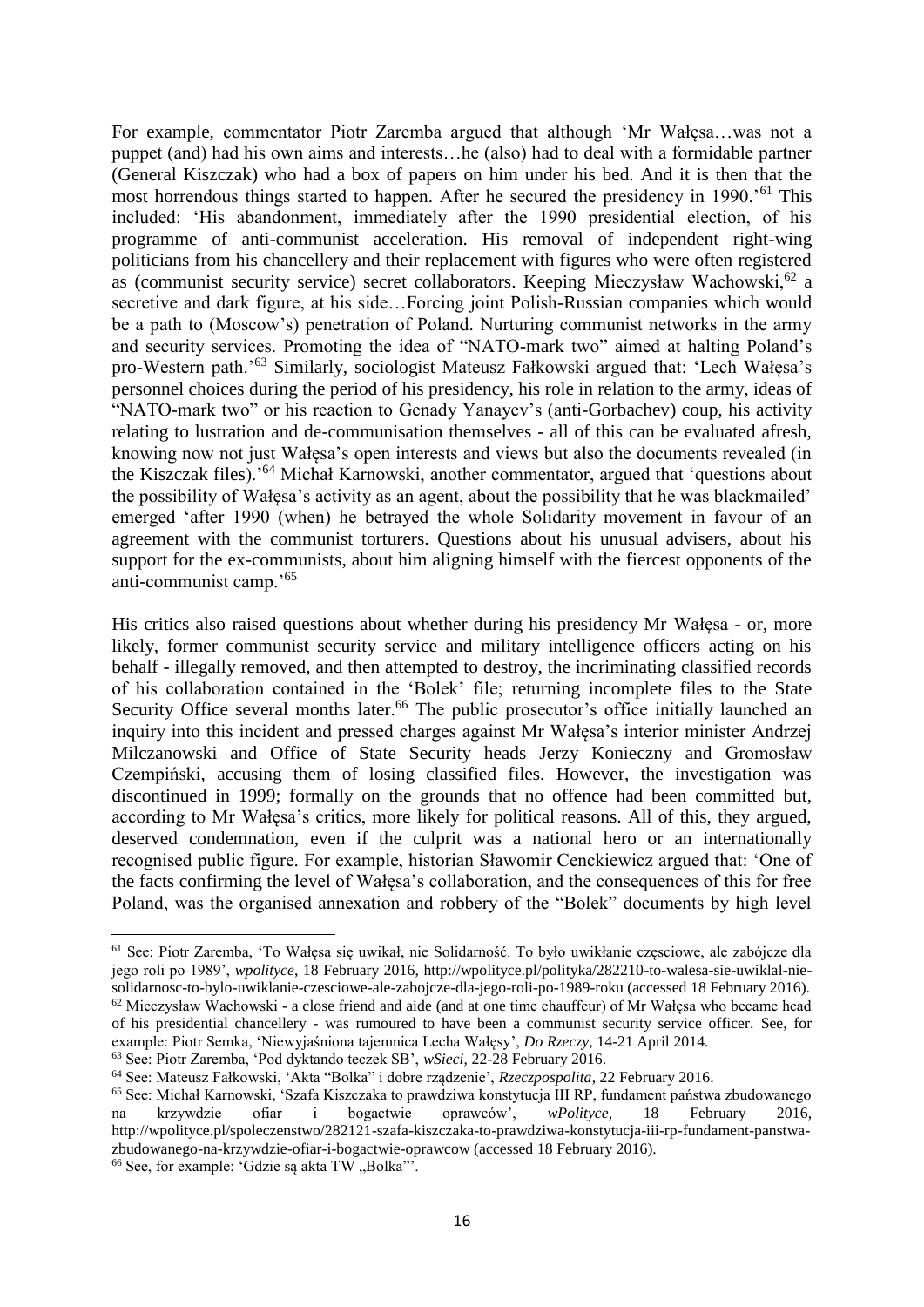For example, commentator Piotr Zaremba argued that although 'Mr Wałęsa…was not a puppet (and) had his own aims and interests…he (also) had to deal with a formidable partner (General Kiszczak) who had a box of papers on him under his bed. And it is then that the most horrendous things started to happen. After he secured the presidency in 1990.'[61] This included: 'His abandonment, immediately after the 1990 presidential election, of his programme of anti-communist acceleration. His removal of independent right-wing politicians from his chancellery and their replacement with figures who were often registered as (communist security service) secret collaborators. Keeping Mieczysław Wachowski,[62] a secretive and dark figure, at his side…Forcing joint Polish-Russian companies which would be a path to (Moscow's) penetration of Poland. Nurturing communist networks in the army and security services. Promoting the idea of "NATO-mark two" aimed at halting Poland's pro-Western path.'[63] Similarly, sociologist Mateusz Fałkowski argued that: 'Lech Wałęsa's personnel choices during the period of his presidency, his role in relation to the army, ideas of "NATO-mark two" or his reaction to Genady Yanayev's (anti-Gorbachev) coup, his activity relating to lustration and de-communisation themselves - all of this can be evaluated afresh, knowing now not just Wałęsa's open interests and views but also the documents revealed (in the Kiszczak files).'[64] Michał Karnowski, another commentator, argued that 'questions about the possibility of Wałęsa's activity as an agent, about the possibility that he was blackmailed' emerged 'after 1990 (when) he betrayed the whole Solidarity movement in favour of an agreement with the communist torturers. Questions about his unusual advisers, about his support for the ex-communists, about him aligning himself with the fiercest opponents of the anti-communist camp.'[65]

His critics also raised questions about whether during his presidency Mr Wałęsa - or, more likely, former communist security service and military intelligence officers acting on his behalf - illegally removed, and then attempted to destroy, the incriminating classified records of his collaboration contained in the 'Bolek' file; returning incomplete files to the State Security Office several months later.[66] The public prosecutor's office initially launched an inquiry into this incident and pressed charges against Mr Wałęsa's interior minister Andrzej Milczanowski and Office of State Security heads Jerzy Konieczny and Gromosław Czempiński, accusing them of losing classified files. However, the investigation was discontinued in 1999; formally on the grounds that no offence had been committed but, according to Mr Wałęsa's critics, more likely for political reasons. All of this, they argued, deserved condemnation, even if the culprit was a national hero or an internationally recognised public figure. For example, historian Sławomir Cenckiewicz argued that: 'One of the facts confirming the level of Wałęsa's collaboration, and the consequences of this for free Poland, was the organised annexation and robbery of the "Bolek" documents by high level

---

[61] See: Piotr Zaremba, 'To Wałęsa się uwikał, nie Solidarność. To było uwikłanie częściowe, ale zabójcze dla jego roli po 1989', *wpolityce*, 18 February 2016, http://wpolityce.pl/polityka/282210-to-walesa-sie-uwiklal-nie-solidarnosc-to-bylo-uwiklanie-czesciowe-ale-zabojcze-dla-jego-roli-po-1989-roku (accessed 18 February 2016).

[62] Mieczysław Wachowski - a close friend and aide (and at one time chauffeur) of Mr Wałęsa who became head of his presidential chancellery - was rumoured to have been a communist security service officer. See, for example: Piotr Semka, 'Niewyjaśniona tajemnica Lecha Wałęsy', *Do Rzeczy*, 14-21 April 2014.

[63] See: Piotr Zaremba, 'Pod dyktando teczek SB', *wSieci*, 22-28 February 2016.

[64] See: Mateusz Fałkowski, 'Akta "Bolka" i dobre rządzenie', *Rzeczpospolita*, 22 February 2016.

[65] See: Michał Karnowski, 'Szafa Kiszczaka to prawdziwa konstytucja III RP, fundament państwa zbudowanego na krzywdzie ofiar i bogactwie oprawców', *wPolityce*, 18 February 2016, http://wpolityce.pl/spoleczenstwo/282121-szafa-kiszczaka-to-prawdziwa-konstytucja-iii-rp-fundament-panstwa-zbudowanego-na-krzywdzie-ofiar-i-bogactwie-oprawcow (accessed 18 February 2016).

[66] See, for example: 'Gdzie są akta TW „Bolka"'.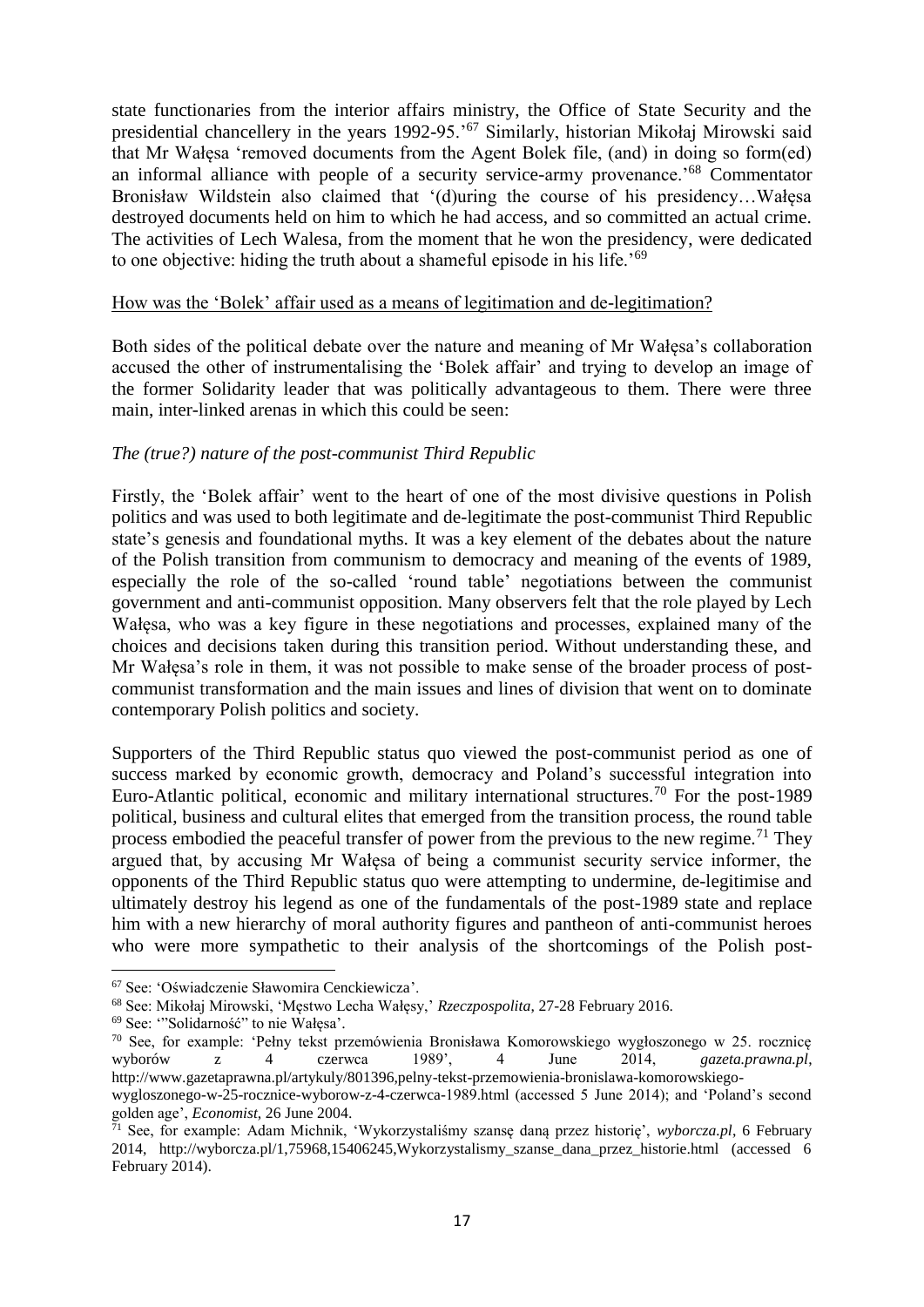state functionaries from the interior affairs ministry, the Office of State Security and the presidential chancellery in the years 1992-95.'[67] Similarly, historian Mikołaj Mirowski said that Mr Wałęsa 'removed documents from the Agent Bolek file, (and) in doing so form(ed) an informal alliance with people of a security service-army provenance.'[68] Commentator Bronisław Wildstein also claimed that '(d)uring the course of his presidency…Wałęsa destroyed documents held on him to which he had access, and so committed an actual crime. The activities of Lech Walesa, from the moment that he won the presidency, were dedicated to one objective: hiding the truth about a shameful episode in his life.'[69]

<u>How was the 'Bolek' affair used as a means of legitimation and de-legitimation?</u>

Both sides of the political debate over the nature and meaning of Mr Wałęsa's collaboration accused the other of instrumentalising the 'Bolek affair' and trying to develop an image of the former Solidarity leader that was politically advantageous to them. There were three main, inter-linked arenas in which this could be seen:

*The (true?) nature of the post-communist Third Republic*

Firstly, the 'Bolek affair' went to the heart of one of the most divisive questions in Polish politics and was used to both legitimate and de-legitimate the post-communist Third Republic state's genesis and foundational myths. It was a key element of the debates about the nature of the Polish transition from communism to democracy and meaning of the events of 1989, especially the role of the so-called 'round table' negotiations between the communist government and anti-communist opposition. Many observers felt that the role played by Lech Wałęsa, who was a key figure in these negotiations and processes, explained many of the choices and decisions taken during this transition period. Without understanding these, and Mr Wałęsa's role in them, it was not possible to make sense of the broader process of post-communist transformation and the main issues and lines of division that went on to dominate contemporary Polish politics and society.

Supporters of the Third Republic status quo viewed the post-communist period as one of success marked by economic growth, democracy and Poland's successful integration into Euro-Atlantic political, economic and military international structures.[70] For the post-1989 political, business and cultural elites that emerged from the transition process, the round table process embodied the peaceful transfer of power from the previous to the new regime.[71] They argued that, by accusing Mr Wałęsa of being a communist security service informer, the opponents of the Third Republic status quo were attempting to undermine, de-legitimise and ultimately destroy his legend as one of the fundamentals of the post-1989 state and replace him with a new hierarchy of moral authority figures and pantheon of anti-communist heroes who were more sympathetic to their analysis of the shortcomings of the Polish post-

---

[67] See: 'Oświadczenie Sławomira Cenckiewicza'.

[68] See: Mikołaj Mirowski, 'Męstwo Lecha Wałęsy,' *Rzeczpospolita*, 27-28 February 2016.

[69] See: '"Solidarność" to nie Wałęsa'.

[70] See, for example: 'Pełny tekst przemówienia Bronisława Komorowskiego wygłoszonego w 25. rocznicę wyborów z 4 czerwca 1989', 4 June 2014, *gazeta.prawna.pl*, http://www.gazetaprawna.pl/artykuly/801396,pelny-tekst-przemowienia-bronislawa-komorowskiego-wygloszonego-w-25-rocznice-wyborow-z-4-czerwca-1989.html (accessed 5 June 2014); and 'Poland's second golden age', *Economist*, 26 June 2004.

[71] See, for example: Adam Michnik, 'Wykorzystaliśmy szansę daną przez historię', *wyborcza.pl*, 6 February 2014, http://wyborcza.pl/1,75968,15406245,Wykorzystalismy_szanse_dana_przez_historie.html (accessed 6 February 2014).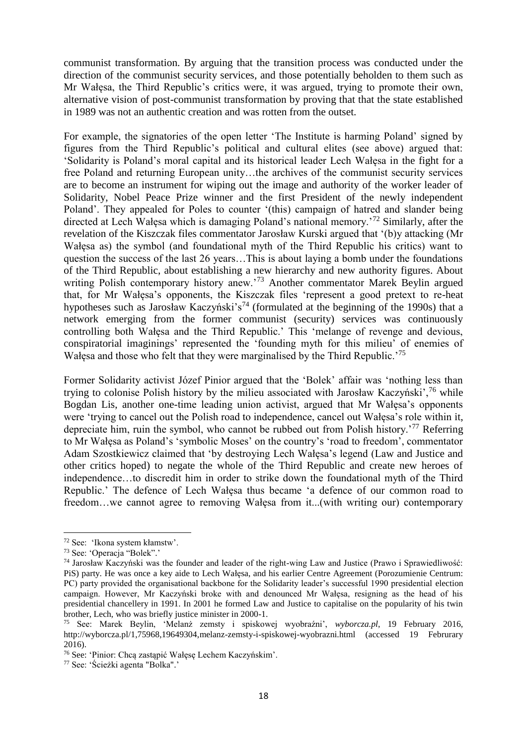communist transformation. By arguing that the transition process was conducted under the direction of the communist security services, and those potentially beholden to them such as Mr Wałęsa, the Third Republic's critics were, it was argued, trying to promote their own, alternative vision of post-communist transformation by proving that that the state established in 1989 was not an authentic creation and was rotten from the outset.

For example, the signatories of the open letter 'The Institute is harming Poland' signed by figures from the Third Republic's political and cultural elites (see above) argued that: 'Solidarity is Poland's moral capital and its historical leader Lech Wałęsa in the fight for a free Poland and returning European unity…the archives of the communist security services are to become an instrument for wiping out the image and authority of the worker leader of Solidarity, Nobel Peace Prize winner and the first President of the newly independent Poland'. They appealed for Poles to counter '(this) campaign of hatred and slander being directed at Lech Wałęsa which is damaging Poland's national memory.'[72] Similarly, after the revelation of the Kiszczak files commentator Jarosław Kurski argued that '(b)y attacking (Mr Wałęsa as) the symbol (and foundational myth of the Third Republic his critics) want to question the success of the last 26 years…This is about laying a bomb under the foundations of the Third Republic, about establishing a new hierarchy and new authority figures. About writing Polish contemporary history anew.'[73] Another commentator Marek Beylin argued that, for Mr Wałęsa's opponents, the Kiszczak files 'represent a good pretext to re-heat hypotheses such as Jarosław Kaczyński's[74] (formulated at the beginning of the 1990s) that a network emerging from the former communist (security) services was continuously controlling both Wałęsa and the Third Republic.' This 'melange of revenge and devious, conspiratorial imaginings' represented the 'founding myth for this milieu' of enemies of Wałęsa and those who felt that they were marginalised by the Third Republic.'[75]

Former Solidarity activist Józef Pinior argued that the 'Bolek' affair was 'nothing less than trying to colonise Polish history by the milieu associated with Jarosław Kaczyński',[76] while Bogdan Lis, another one-time leading union activist, argued that Mr Wałęsa's opponents were 'trying to cancel out the Polish road to independence, cancel out Wałęsa's role within it, depreciate him, ruin the symbol, who cannot be rubbed out from Polish history.'[77] Referring to Mr Wałęsa as Poland's 'symbolic Moses' on the country's 'road to freedom', commentator Adam Szostkiewicz claimed that 'by destroying Lech Wałęsa's legend (Law and Justice and other critics hoped) to negate the whole of the Third Republic and create new heroes of independence…to discredit him in order to strike down the foundational myth of the Third Republic.' The defence of Lech Wałęsa thus became 'a defence of our common road to freedom…we cannot agree to removing Wałęsa from it...(with writing our) contemporary

---

[72] See: 'Ikona system kłamstw'.

[73] See: 'Operacja "Bolek".'

[74] Jarosław Kaczyński was the founder and leader of the right-wing Law and Justice (Prawo i Sprawiedliwość: PiS) party. He was once a key aide to Lech Wałęsa, and his earlier Centre Agreement (Porozumienie Centrum: PC) party provided the organisational backbone for the Solidarity leader's successful 1990 presidential election campaign. However, Mr Kaczyński broke with and denounced Mr Wałęsa, resigning as the head of his presidential chancellery in 1991. In 2001 he formed Law and Justice to capitalise on the popularity of his twin brother, Lech, who was briefly justice minister in 2000-1.

[75] See: Marek Beylin, 'Melanż zemsty i spiskowej wyobraźni', *wyborcza.pl*, 19 February 2016, http://wyborcza.pl/1,75968,19649304,melanz-zemsty-i-spiskowej-wyobrazni.html (accessed 19 Februrary 2016).

[76] See: 'Pinior: Chcą zastąpić Wałęsę Lechem Kaczyńskim'.

[77] See: 'Ścieżki agenta "Bolka".'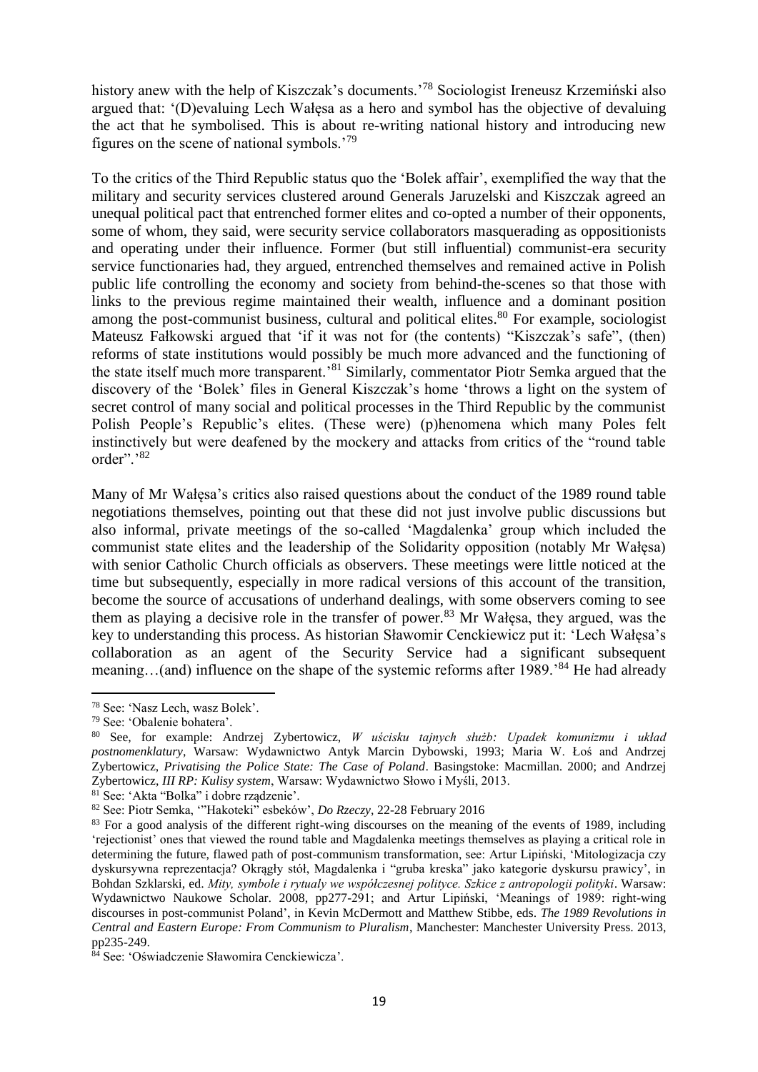history anew with the help of Kiszczak's documents.'[78] Sociologist Ireneusz Krzemiński also argued that: '(D)evaluing Lech Wałęsa as a hero and symbol has the objective of devaluing the act that he symbolised. This is about re-writing national history and introducing new figures on the scene of national symbols.'[79]

To the critics of the Third Republic status quo the 'Bolek affair', exemplified the way that the military and security services clustered around Generals Jaruzelski and Kiszczak agreed an unequal political pact that entrenched former elites and co-opted a number of their opponents, some of whom, they said, were security service collaborators masquerading as oppositionists and operating under their influence. Former (but still influential) communist-era security service functionaries had, they argued, entrenched themselves and remained active in Polish public life controlling the economy and society from behind-the-scenes so that those with links to the previous regime maintained their wealth, influence and a dominant position among the post-communist business, cultural and political elites.[80] For example, sociologist Mateusz Fałkowski argued that 'if it was not for (the contents) "Kiszczak's safe", (then) reforms of state institutions would possibly be much more advanced and the functioning of the state itself much more transparent.'[81] Similarly, commentator Piotr Semka argued that the discovery of the 'Bolek' files in General Kiszczak's home 'throws a light on the system of secret control of many social and political processes in the Third Republic by the communist Polish People's Republic's elites. (These were) (p)henomena which many Poles felt instinctively but were deafened by the mockery and attacks from critics of the "round table order".'[82]

Many of Mr Wałęsa's critics also raised questions about the conduct of the 1989 round table negotiations themselves, pointing out that these did not just involve public discussions but also informal, private meetings of the so-called 'Magdalenka' group which included the communist state elites and the leadership of the Solidarity opposition (notably Mr Wałęsa) with senior Catholic Church officials as observers. These meetings were little noticed at the time but subsequently, especially in more radical versions of this account of the transition, become the source of accusations of underhand dealings, with some observers coming to see them as playing a decisive role in the transfer of power.[83] Mr Wałęsa, they argued, was the key to understanding this process. As historian Sławomir Cenckiewicz put it: 'Lech Wałęsa's collaboration as an agent of the Security Service had a significant subsequent meaning…(and) influence on the shape of the systemic reforms after 1989.'[84] He had already

---

[78] See: 'Nasz Lech, wasz Bolek'.

[79] See: 'Obalenie bohatera'.

[80] See, for example: Andrzej Zybertowicz, *W uścisku tajnych służb: Upadek komunizmu i układ postnomenklatury*, Warsaw: Wydawnictwo Antyk Marcin Dybowski, 1993; Maria W. Łoś and Andrzej Zybertowicz, *Privatising the Police State: The Case of Poland*. Basingstoke: Macmillan. 2000; and Andrzej Zybertowicz, *III RP: Kulisy system*, Warsaw: Wydawnictwo Słowo i Myśli, 2013.

[81] See: 'Akta "Bolka" i dobre rządzenie'.

[82] See: Piotr Semka, '"Hakoteki" esbeków', *Do Rzeczy*, 22-28 February 2016

[83] For a good analysis of the different right-wing discourses on the meaning of the events of 1989, including 'rejectionist' ones that viewed the round table and Magdalenka meetings themselves as playing a critical role in determining the future, flawed path of post-communism transformation, see: Artur Lipiński, 'Mitologizacja czy dyskursywna reprezentacja? Okrągły stół, Magdalenka i "gruba kreska" jako kategorie dyskursu prawicy', in Bohdan Szklarski, ed. *Mity, symbole i rytualy we współczesnej polityce. Szkice z antropologii polityki*. Warsaw: Wydawnictwo Naukowe Scholar. 2008, pp277-291; and Artur Lipiński, 'Meanings of 1989: right-wing discourses in post-communist Poland', in Kevin McDermott and Matthew Stibbe, eds. *The 1989 Revolutions in Central and Eastern Europe: From Communism to Pluralism*, Manchester: Manchester University Press. 2013, pp235-249.

[84] See: 'Oświadczenie Sławomira Cenckiewicza'.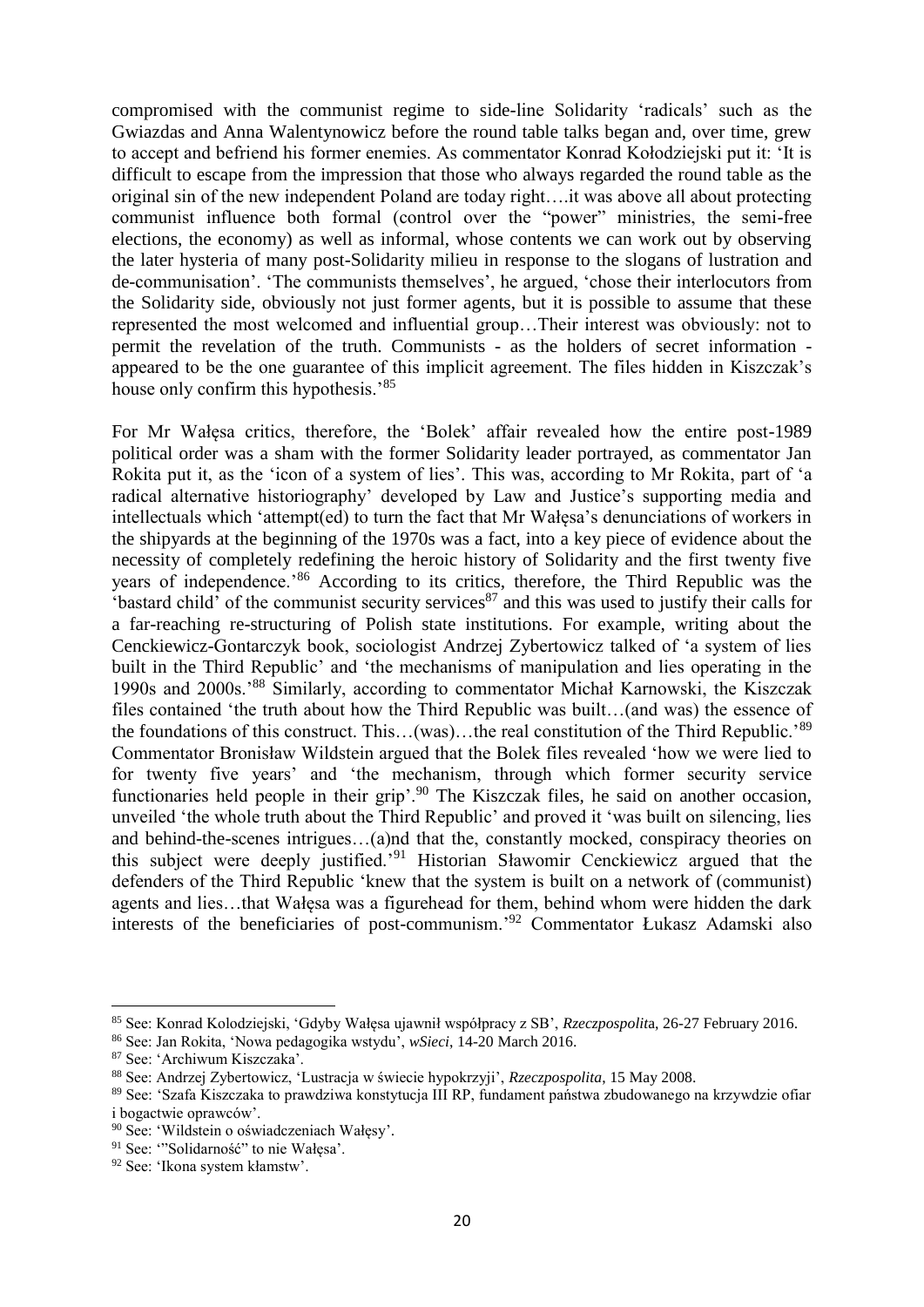compromised with the communist regime to side-line Solidarity 'radicals' such as the Gwiazdas and Anna Walentynowicz before the round table talks began and, over time, grew to accept and befriend his former enemies. As commentator Konrad Kołodziejski put it: 'It is difficult to escape from the impression that those who always regarded the round table as the original sin of the new independent Poland are today right….it was above all about protecting communist influence both formal (control over the "power" ministries, the semi-free elections, the economy) as well as informal, whose contents we can work out by observing the later hysteria of many post-Solidarity milieu in response to the slogans of lustration and de-communisation'. 'The communists themselves', he argued, 'chose their interlocutors from the Solidarity side, obviously not just former agents, but it is possible to assume that these represented the most welcomed and influential group…Their interest was obviously: not to permit the revelation of the truth. Communists - as the holders of secret information - appeared to be the one guarantee of this implicit agreement. The files hidden in Kiszczak's house only confirm this hypothesis.'[85]

For Mr Wałęsa critics, therefore, the 'Bolek' affair revealed how the entire post-1989 political order was a sham with the former Solidarity leader portrayed, as commentator Jan Rokita put it, as the 'icon of a system of lies'. This was, according to Mr Rokita, part of 'a radical alternative historiography' developed by Law and Justice's supporting media and intellectuals which 'attempt(ed) to turn the fact that Mr Wałęsa's denunciations of workers in the shipyards at the beginning of the 1970s was a fact, into a key piece of evidence about the necessity of completely redefining the heroic history of Solidarity and the first twenty five years of independence.'[86] According to its critics, therefore, the Third Republic was the 'bastard child' of the communist security services[87] and this was used to justify their calls for a far-reaching re-structuring of Polish state institutions. For example, writing about the Cenckiewicz-Gontarczyk book, sociologist Andrzej Zybertowicz talked of 'a system of lies built in the Third Republic' and 'the mechanisms of manipulation and lies operating in the 1990s and 2000s.'[88] Similarly, according to commentator Michał Karnowski, the Kiszczak files contained 'the truth about how the Third Republic was built…(and was) the essence of the foundations of this construct. This…(was)…the real constitution of the Third Republic.'[89] Commentator Bronisław Wildstein argued that the Bolek files revealed 'how we were lied to for twenty five years' and 'the mechanism, through which former security service functionaries held people in their grip'.[90] The Kiszczak files, he said on another occasion, unveiled 'the whole truth about the Third Republic' and proved it 'was built on silencing, lies and behind-the-scenes intrigues…(a)nd that the, constantly mocked, conspiracy theories on this subject were deeply justified.'[91] Historian Sławomir Cenckiewicz argued that the defenders of the Third Republic 'knew that the system is built on a network of (communist) agents and lies…that Wałęsa was a figurehead for them, behind whom were hidden the dark interests of the beneficiaries of post-communism.'[92] Commentator Łukasz Adamski also

---

[85] See: Konrad Kolodziejski, 'Gdyby Wałęsa ujawnił współpracy z SB', *Rzeczpospolita*, 26-27 February 2016.

[86] See: Jan Rokita, 'Nowa pedagogika wstydu', *wSieci*, 14-20 March 2016.

[87] See: 'Archiwum Kiszczaka'.

[88] See: Andrzej Zybertowicz, 'Lustracja w świecie hypokrzyji', *Rzeczpospolita*, 15 May 2008.

[89] See: 'Szafa Kiszczaka to prawdziwa konstytucja III RP, fundament państwa zbudowanego na krzywdzie ofiar i bogactwie oprawców'.

[90] See: 'Wildstein o oświadczeniach Wałęsy'.

[91] See: '"Solidarność" to nie Wałęsa'.

[92] See: 'Ikona system kłamstw'.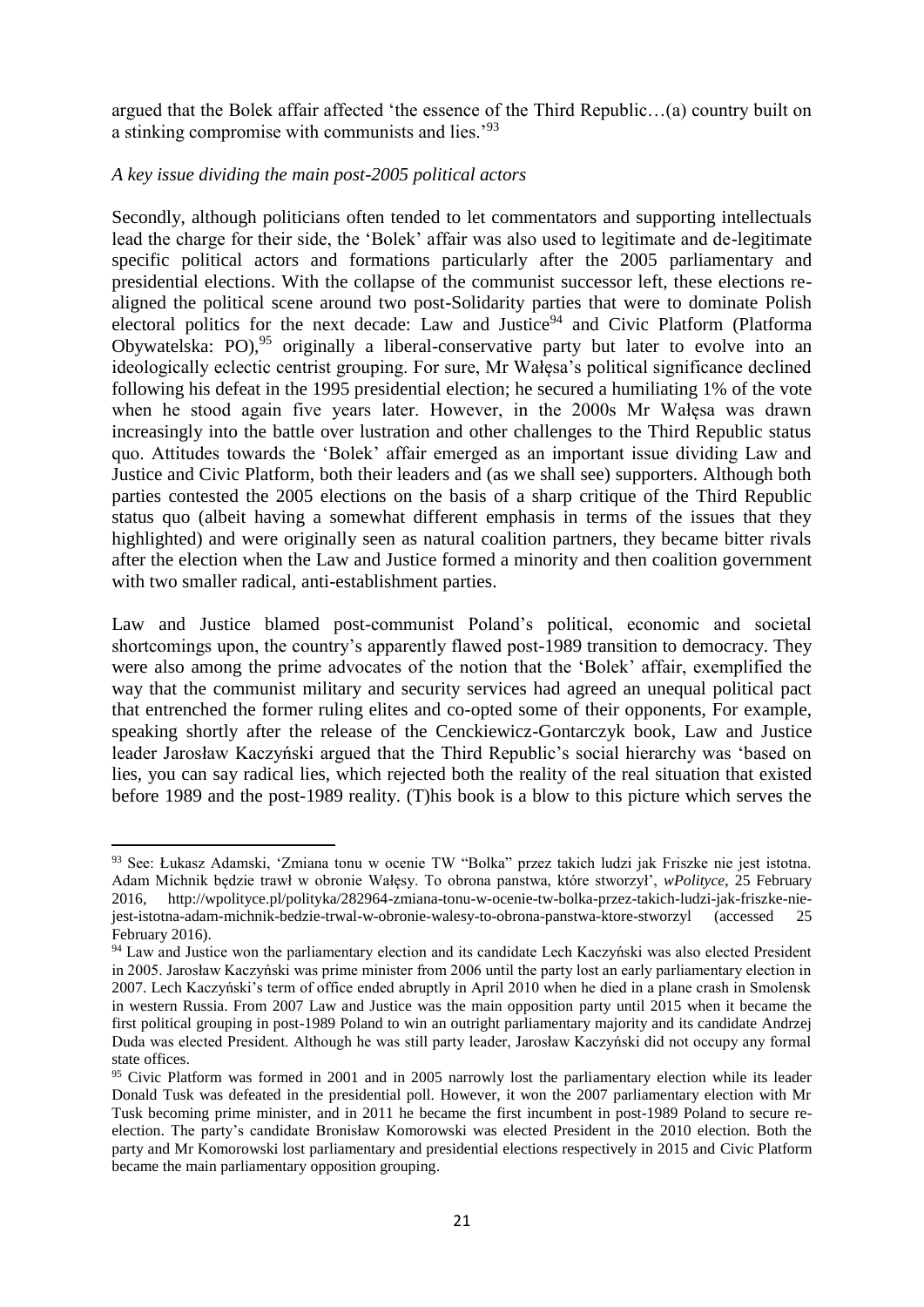argued that the Bolek affair affected 'the essence of the Third Republic…(a) country built on a stinking compromise with communists and lies.'[93]

*A key issue dividing the main post-2005 political actors*

Secondly, although politicians often tended to let commentators and supporting intellectuals lead the charge for their side, the 'Bolek' affair was also used to legitimate and de-legitimate specific political actors and formations particularly after the 2005 parliamentary and presidential elections. With the collapse of the communist successor left, these elections re-aligned the political scene around two post-Solidarity parties that were to dominate Polish electoral politics for the next decade: Law and Justice[94] and Civic Platform (Platforma Obywatelska: PO),[95] originally a liberal-conservative party but later to evolve into an ideologically eclectic centrist grouping. For sure, Mr Wałęsa's political significance declined following his defeat in the 1995 presidential election; he secured a humiliating 1% of the vote when he stood again five years later. However, in the 2000s Mr Wałęsa was drawn increasingly into the battle over lustration and other challenges to the Third Republic status quo. Attitudes towards the 'Bolek' affair emerged as an important issue dividing Law and Justice and Civic Platform, both their leaders and (as we shall see) supporters. Although both parties contested the 2005 elections on the basis of a sharp critique of the Third Republic status quo (albeit having a somewhat different emphasis in terms of the issues that they highlighted) and were originally seen as natural coalition partners, they became bitter rivals after the election when the Law and Justice formed a minority and then coalition government with two smaller radical, anti-establishment parties.

Law and Justice blamed post-communist Poland's political, economic and societal shortcomings upon, the country's apparently flawed post-1989 transition to democracy. They were also among the prime advocates of the notion that the 'Bolek' affair, exemplified the way that the communist military and security services had agreed an unequal political pact that entrenched the former ruling elites and co-opted some of their opponents, For example, speaking shortly after the release of the Cenckiewicz-Gontarczyk book, Law and Justice leader Jarosław Kaczyński argued that the Third Republic's social hierarchy was 'based on lies, you can say radical lies, which rejected both the reality of the real situation that existed before 1989 and the post-1989 reality. (T)his book is a blow to this picture which serves the

---

[93] See: Łukasz Adamski, 'Zmiana tonu w ocenie TW "Bolka" przez takich ludzi jak Friszke nie jest istotna. Adam Michnik będzie trawł w obronie Wałęsy. To obrona panstwa, które stworzył', *wPolityce,* 25 February 2016, http://wpolityce.pl/polityka/282964-zmiana-tonu-w-ocenie-tw-bolka-przez-takich-ludzi-jak-friszke-nie-jest-istotna-adam-michnik-bedzie-trwal-w-obronie-walesy-to-obrona-panstwa-ktore-stworzyl (accessed 25 February 2016).

[94] Law and Justice won the parliamentary election and its candidate Lech Kaczyński was also elected President in 2005. Jarosław Kaczyński was prime minister from 2006 until the party lost an early parliamentary election in 2007. Lech Kaczyński's term of office ended abruptly in April 2010 when he died in a plane crash in Smolensk in western Russia. From 2007 Law and Justice was the main opposition party until 2015 when it became the first political grouping in post-1989 Poland to win an outright parliamentary majority and its candidate Andrzej Duda was elected President. Although he was still party leader, Jarosław Kaczyński did not occupy any formal state offices.

[95] Civic Platform was formed in 2001 and in 2005 narrowly lost the parliamentary election while its leader Donald Tusk was defeated in the presidential poll. However, it won the 2007 parliamentary election with Mr Tusk becoming prime minister, and in 2011 he became the first incumbent in post-1989 Poland to secure re-election. The party's candidate Bronisław Komorowski was elected President in the 2010 election. Both the party and Mr Komorowski lost parliamentary and presidential elections respectively in 2015 and Civic Platform became the main parliamentary opposition grouping.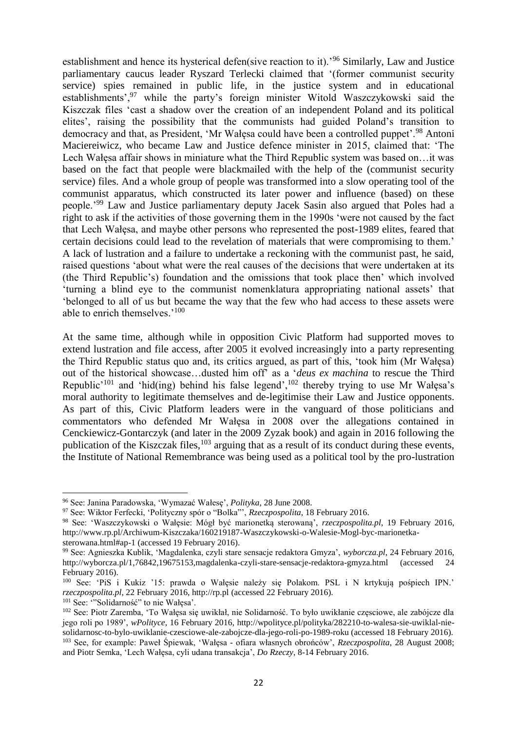establishment and hence its hysterical defen(sive reaction to it).'[96] Similarly, Law and Justice parliamentary caucus leader Ryszard Terlecki claimed that '(former communist security service) spies remained in public life, in the justice system and in educational establishments',[97] while the party's foreign minister Witold Waszczykowski said the Kiszczak files 'cast a shadow over the creation of an independent Poland and its political elites', raising the possibility that the communists had guided Poland's transition to democracy and that, as President, 'Mr Wałęsa could have been a controlled puppet'.[98] Antoni Maciereiwicz, who became Law and Justice defence minister in 2015, claimed that: 'The Lech Wałęsa affair shows in miniature what the Third Republic system was based on…it was based on the fact that people were blackmailed with the help of the (communist security service) files. And a whole group of people was transformed into a slow operating tool of the communist apparatus, which constructed its later power and influence (based) on these people.'[99] Law and Justice parliamentary deputy Jacek Sasin also argued that Poles had a right to ask if the activities of those governing them in the 1990s 'were not caused by the fact that Lech Wałęsa, and maybe other persons who represented the post-1989 elites, feared that certain decisions could lead to the revelation of materials that were compromising to them.' A lack of lustration and a failure to undertake a reckoning with the communist past, he said, raised questions 'about what were the real causes of the decisions that were undertaken at its (the Third Republic's) foundation and the omissions that took place then' which involved 'turning a blind eye to the communist nomenklatura appropriating national assets' that 'belonged to all of us but became the way that the few who had access to these assets were able to enrich themselves.'[100]

At the same time, although while in opposition Civic Platform had supported moves to extend lustration and file access, after 2005 it evolved increasingly into a party representing the Third Republic status quo and, its critics argued, as part of this, 'took him (Mr Wałęsa) out of the historical showcase…dusted him off' as a '*deus ex machina* to rescue the Third Republic'[101] and 'hid(ing) behind his false legend',[102] thereby trying to use Mr Wałęsa's moral authority to legitimate themselves and de-legitimise their Law and Justice opponents. As part of this, Civic Platform leaders were in the vanguard of those politicians and commentators who defended Mr Wałęsa in 2008 over the allegations contained in Cenckiewicz-Gontarczyk (and later in the 2009 Zyzak book) and again in 2016 following the publication of the Kiszczak files,[103] arguing that as a result of its conduct during these events, the Institute of National Remembrance was being used as a political tool by the pro-lustration

---

[96] See: Janina Paradowska, 'Wymazać Wałesę', *Polityka*, 28 June 2008.

[97] See: Wiktor Ferfecki, 'Polityczny spór o "Bolka"', *Rzeczpospolita*, 18 February 2016.

[98] See: 'Waszczykowski o Wałęsie: Mógł być marionetką sterowaną', *rzeczpospolita.pl*, 19 February 2016, http://www.rp.pl/Archiwum-Kiszczaka/160219187-Waszczykowski-o-Walesie-Mogl-byc-marionetka-sterowana.html#ap-1 (accessed 19 February 2016).

[99] See: Agnieszka Kublik, 'Magdalenka, czyli stare sensacje redaktora Gmyza', *wyborcza.pl*, 24 February 2016, http://wyborcza.pl/1,76842,19675153,magdalenka-czyli-stare-sensacje-redaktora-gmyza.html (accessed 24 February 2016).

[100] See: 'PiS i Kukiz '15: prawda o Wałęsie należy się Polakom. PSL i N krtykują pośpiech IPN.' *rzeczpospolita.pl*, 22 February 2016, http://rp.pl (accessed 22 February 2016).

[101] See: '"Solidarność" to nie Wałęsa'.

[102] See: Piotr Zaremba, 'To Wałęsa się uwikłał, nie Solidarność. To było uwikłanie częsciowe, ale zabójcze dla jego roli po 1989', *wPolityce*, 16 February 2016, http://wpolityce.pl/polityka/282210-to-walesa-sie-uwiklal-nie-solidarnosc-to-bylo-uwiklanie-czesciowe-ale-zabojcze-dla-jego-roli-po-1989-roku (accessed 18 February 2016).

[103] See, for example: Paweł Śpiewak, 'Wałęsa - ofiara własnych obrońców', *Rzeczpospolita*, 28 August 2008; and Piotr Semka, 'Lech Wałęsa, cyli udana transakcja', *Do Rzeczy*, 8-14 February 2016.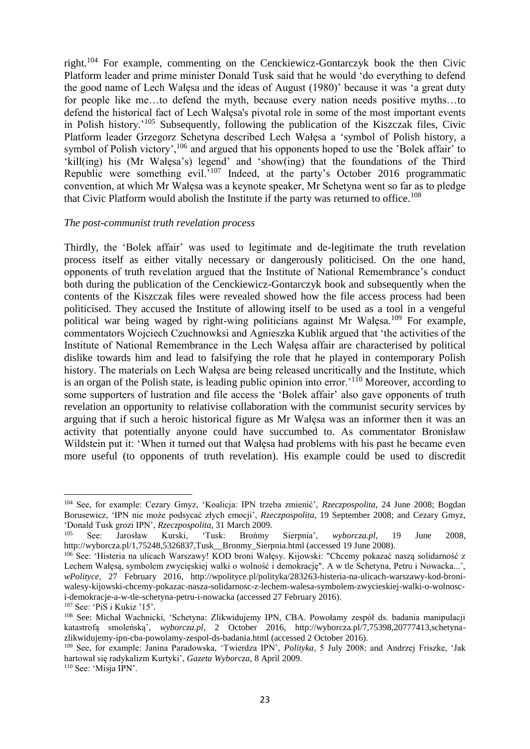right.[104] For example, commenting on the Cenckiewicz-Gontarczyk book the then Civic Platform leader and prime minister Donald Tusk said that he would 'do everything to defend the good name of Lech Wałęsa and the ideas of August (1980)' because it was 'a great duty for people like me…to defend the myth, because every nation needs positive myths…to defend the historical fact of Lech Wałęsa's pivotal role in some of the most important events in Polish history.'[105] Subsequently, following the publication of the Kiszczak files, Civic Platform leader Grzegorz Schetyna described Lech Wałęsa a 'symbol of Polish history, a symbol of Polish victory',[106] and argued that his opponents hoped to use the 'Bolek affair' to 'kill(ing) his (Mr Wałęsa's) legend' and 'show(ing) that the foundations of the Third Republic were something evil.'[107] Indeed, at the party's October 2016 programmatic convention, at which Mr Wałęsa was a keynote speaker, Mr Schetyna went so far as to pledge that Civic Platform would abolish the Institute if the party was returned to office.[108]

*The post-communist truth revelation process*

Thirdly, the 'Bolek affair' was used to legitimate and de-legitimate the truth revelation process itself as either vitally necessary or dangerously politicised. On the one hand, opponents of truth revelation argued that the Institute of National Remembrance's conduct both during the publication of the Cenckiewicz-Gontarczyk book and subsequently when the contents of the Kiszczak files were revealed showed how the file access process had been politicised. They accused the Institute of allowing itself to be used as a tool in a vengeful political war being waged by right-wing politicians against Mr Wałęsa.[109] For example, commentators Wojciech Czuchnowksi and Agnieszka Kublik argued that 'the activities of the Institute of National Remembrance in the Lech Wałęsa affair are characterised by political dislike towards him and lead to falsifying the role that he played in contemporary Polish history. The materials on Lech Wałęsa are being released uncritically and the Institute, which is an organ of the Polish state, is leading public opinion into error.'[110] Moreover, according to some supporters of lustration and file access the 'Bolek affair' also gave opponents of truth revelation an opportunity to relativise collaboration with the communist security services by arguing that if such a heroic historical figure as Mr Wałęsa was an informer then it was an activity that potentially anyone could have succumbed to. As commentator Bronisław Wildstein put it: 'When it turned out that Wałęsa had problems with his past he became even more useful (to opponents of truth revelation). His example could be used to discredit

---

[104] See, for example: Cezary Gmyz, 'Koalicja: IPN trzeba zmienić', *Rzeczpospolita*, 24 June 2008; Bogdan Borusewicz, 'IPN nie może podsycać złych emocji', *Rzeczpospolita*, 19 September 2008; and Cezary Gmyz, 'Donald Tusk grozi IPN', *Rzeczpospolita*, 31 March 2009.

[105] See: Jarosław Kurski, 'Tusk: Brońmy Sierpnia', *wyborcza.pl*, 19 June 2008, http://wyborcza.pl/1,75248,5326837,Tusk__Bronmy_Sierpnia.html (accessed 19 June 2008).

[106] See: 'Histeria na ulicach Warszawy! KOD broni Wałęsy. Kijowski: "Chcemy pokazać naszą solidarność z Lechem Wałęsą, symbolem zwycięskiej walki o wolność i demokrację". A w tle Schetyna, Petru i Nowacka...', *wPolityce*, 27 February 2016, http://wpolityce.pl/polityka/283263-histeria-na-ulicach-warszawy-kod-broni-walesy-kijowski-chcemy-pokazac-nasza-solidarnosc-z-lechem-walesa-symbolem-zwycieskiej-walki-o-wolnosc-i-demokracje-a-w-tle-schetyna-petru-i-nowacka (accessed 27 February 2016).

[107] See: 'PiS i Kukiz '15'.

[108] See: Michał Wachnicki, 'Schetyna: Zlikwidujemy IPN, CBA. Powołamy zespół ds. badania manipulacji katastrofą smoleńską', *wyborcza.pl*, 2 October 2016, http://wyborcza.pl/7,75398,20777413,schetyna-zlikwidujemy-ipn-cba-powolamy-zespol-ds-badania.html (accessed 2 October 2016).

[109] See, for example: Janina Paradowska, 'Twierdza IPN', *Polityka*, 5 July 2008; and Andrzej Friszke, 'Jak hartował się radykalizm Kurtyki', *Gazeta Wyborcza*, 8 April 2009.

[110] See: 'Misja IPN'.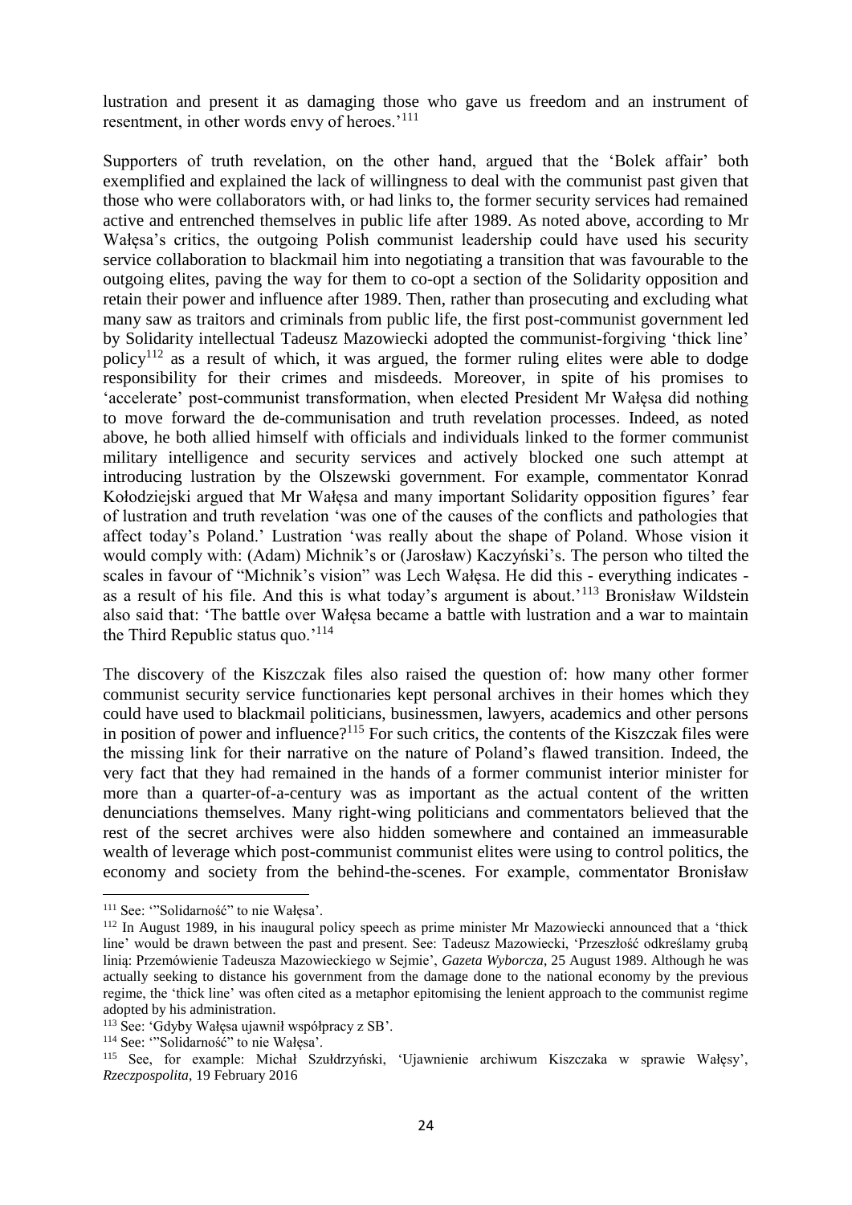lustration and present it as damaging those who gave us freedom and an instrument of resentment, in other words envy of heroes.'[111]

Supporters of truth revelation, on the other hand, argued that the 'Bolek affair' both exemplified and explained the lack of willingness to deal with the communist past given that those who were collaborators with, or had links to, the former security services had remained active and entrenched themselves in public life after 1989. As noted above, according to Mr Wałęsa's critics, the outgoing Polish communist leadership could have used his security service collaboration to blackmail him into negotiating a transition that was favourable to the outgoing elites, paving the way for them to co-opt a section of the Solidarity opposition and retain their power and influence after 1989. Then, rather than prosecuting and excluding what many saw as traitors and criminals from public life, the first post-communist government led by Solidarity intellectual Tadeusz Mazowiecki adopted the communist-forgiving 'thick line' policy[112] as a result of which, it was argued, the former ruling elites were able to dodge responsibility for their crimes and misdeeds. Moreover, in spite of his promises to 'accelerate' post-communist transformation, when elected President Mr Wałęsa did nothing to move forward the de-communisation and truth revelation processes. Indeed, as noted above, he both allied himself with officials and individuals linked to the former communist military intelligence and security services and actively blocked one such attempt at introducing lustration by the Olszewski government. For example, commentator Konrad Kołodziejski argued that Mr Wałęsa and many important Solidarity opposition figures' fear of lustration and truth revelation 'was one of the causes of the conflicts and pathologies that affect today's Poland.' Lustration 'was really about the shape of Poland. Whose vision it would comply with: (Adam) Michnik's or (Jarosław) Kaczyński's. The person who tilted the scales in favour of "Michnik's vision" was Lech Wałęsa. He did this - everything indicates - as a result of his file. And this is what today's argument is about.'[113] Bronisław Wildstein also said that: 'The battle over Wałęsa became a battle with lustration and a war to maintain the Third Republic status quo.'[114]

The discovery of the Kiszczak files also raised the question of: how many other former communist security service functionaries kept personal archives in their homes which they could have used to blackmail politicians, businessmen, lawyers, academics and other persons in position of power and influence?[115] For such critics, the contents of the Kiszczak files were the missing link for their narrative on the nature of Poland's flawed transition. Indeed, the very fact that they had remained in the hands of a former communist interior minister for more than a quarter-of-a-century was as important as the actual content of the written denunciations themselves. Many right-wing politicians and commentators believed that the rest of the secret archives were also hidden somewhere and contained an immeasurable wealth of leverage which post-communist communist elites were using to control politics, the economy and society from the behind-the-scenes. For example, commentator Bronisław

---

[111] See: '"Solidarność" to nie Wałęsa'.

[112] In August 1989, in his inaugural policy speech as prime minister Mr Mazowiecki announced that a 'thick line' would be drawn between the past and present. See: Tadeusz Mazowiecki, 'Przeszłość odkreślamy grubą linią: Przemówienie Tadeusza Mazowieckiego w Sejmie', *Gazeta Wyborcza*, 25 August 1989. Although he was actually seeking to distance his government from the damage done to the national economy by the previous regime, the 'thick line' was often cited as a metaphor epitomising the lenient approach to the communist regime adopted by his administration.

[113] See: 'Gdyby Wałęsa ujawnił współpracy z SB'.

[114] See: '"Solidarność" to nie Wałęsa'.

[115] See, for example: Michał Szułdrzyński, 'Ujawnienie archiwum Kiszczaka w sprawie Wałęsy', *Rzeczpospolita*, 19 February 2016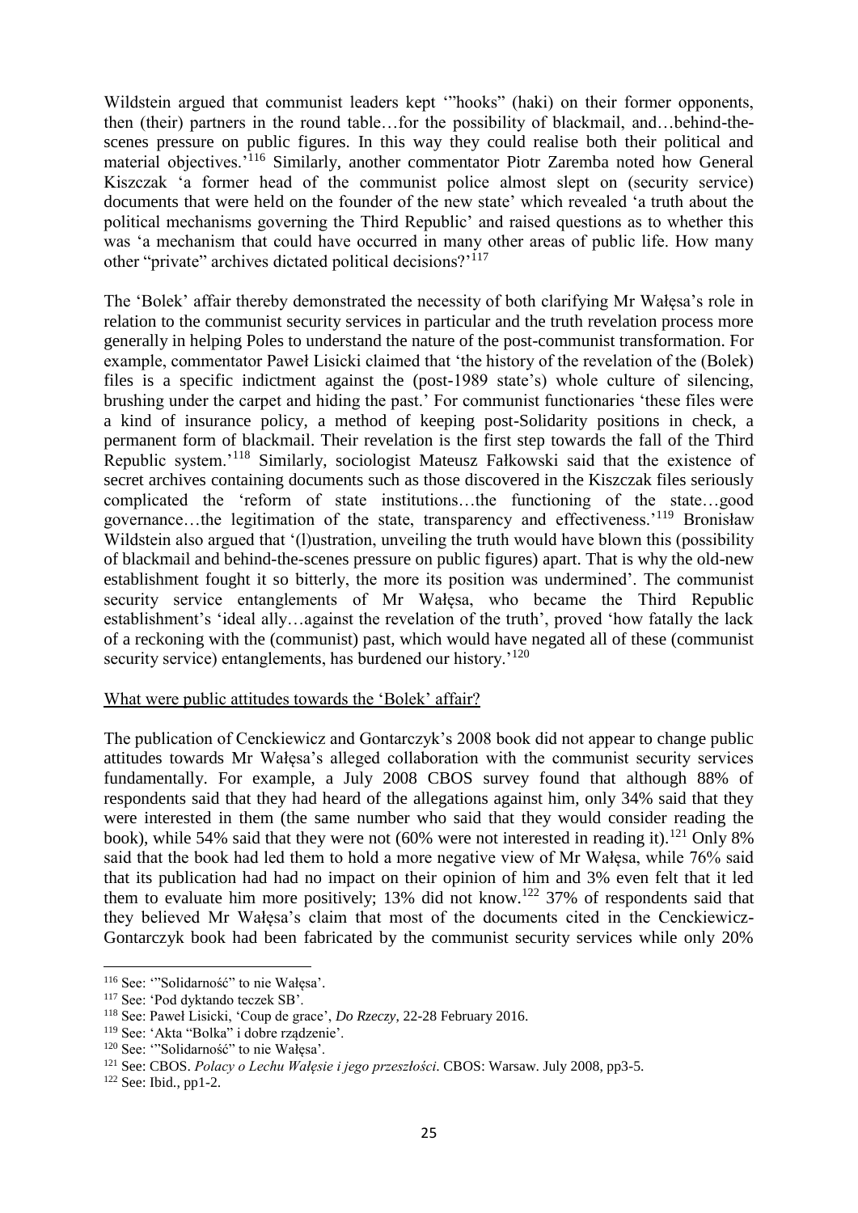Wildstein argued that communist leaders kept '"hooks" (haki) on their former opponents, then (their) partners in the round table…for the possibility of blackmail, and…behind-the-scenes pressure on public figures. In this way they could realise both their political and material objectives.'[116] Similarly, another commentator Piotr Zaremba noted how General Kiszczak 'a former head of the communist police almost slept on (security service) documents that were held on the founder of the new state' which revealed 'a truth about the political mechanisms governing the Third Republic' and raised questions as to whether this was 'a mechanism that could have occurred in many other areas of public life. How many other "private" archives dictated political decisions?'[117]

The 'Bolek' affair thereby demonstrated the necessity of both clarifying Mr Wałęsa's role in relation to the communist security services in particular and the truth revelation process more generally in helping Poles to understand the nature of the post-communist transformation. For example, commentator Paweł Lisicki claimed that 'the history of the revelation of the (Bolek) files is a specific indictment against the (post-1989 state's) whole culture of silencing, brushing under the carpet and hiding the past.' For communist functionaries 'these files were a kind of insurance policy, a method of keeping post-Solidarity positions in check, a permanent form of blackmail. Their revelation is the first step towards the fall of the Third Republic system.'[118] Similarly, sociologist Mateusz Fałkowski said that the existence of secret archives containing documents such as those discovered in the Kiszczak files seriously complicated the 'reform of state institutions…the functioning of the state…good governance…the legitimation of the state, transparency and effectiveness.'[119] Bronisław Wildstein also argued that '(l)ustration, unveiling the truth would have blown this (possibility of blackmail and behind-the-scenes pressure on public figures) apart. That is why the old-new establishment fought it so bitterly, the more its position was undermined'. The communist security service entanglements of Mr Wałęsa, who became the Third Republic establishment's 'ideal ally…against the revelation of the truth', proved 'how fatally the lack of a reckoning with the (communist) past, which would have negated all of these (communist security service) entanglements, has burdened our history.'[120]

What were public attitudes towards the 'Bolek' affair?

The publication of Cenckiewicz and Gontarczyk's 2008 book did not appear to change public attitudes towards Mr Wałęsa's alleged collaboration with the communist security services fundamentally. For example, a July 2008 CBOS survey found that although 88% of respondents said that they had heard of the allegations against him, only 34% said that they were interested in them (the same number who said that they would consider reading the book), while 54% said that they were not (60% were not interested in reading it).[121] Only 8% said that the book had led them to hold a more negative view of Mr Wałęsa, while 76% said that its publication had had no impact on their opinion of him and 3% even felt that it led them to evaluate him more positively; 13% did not know.[122] 37% of respondents said that they believed Mr Wałęsa's claim that most of the documents cited in the Cenckiewicz-Gontarczyk book had been fabricated by the communist security services while only 20%

---

[116] See: '"Solidarność" to nie Wałęsa'.

[117] See: 'Pod dyktando teczek SB'.

[118] See: Paweł Lisicki, 'Coup de grace', *Do Rzeczy*, 22-28 February 2016.

[119] See: 'Akta "Bolka" i dobre rządzenie'.

[120] See: '"Solidarność" to nie Wałęsa'.

[121] See: CBOS. *Polacy o Lechu Wałęsie i jego przeszłości*. CBOS: Warsaw. July 2008, pp3-5.

[122] See: Ibid., pp1-2.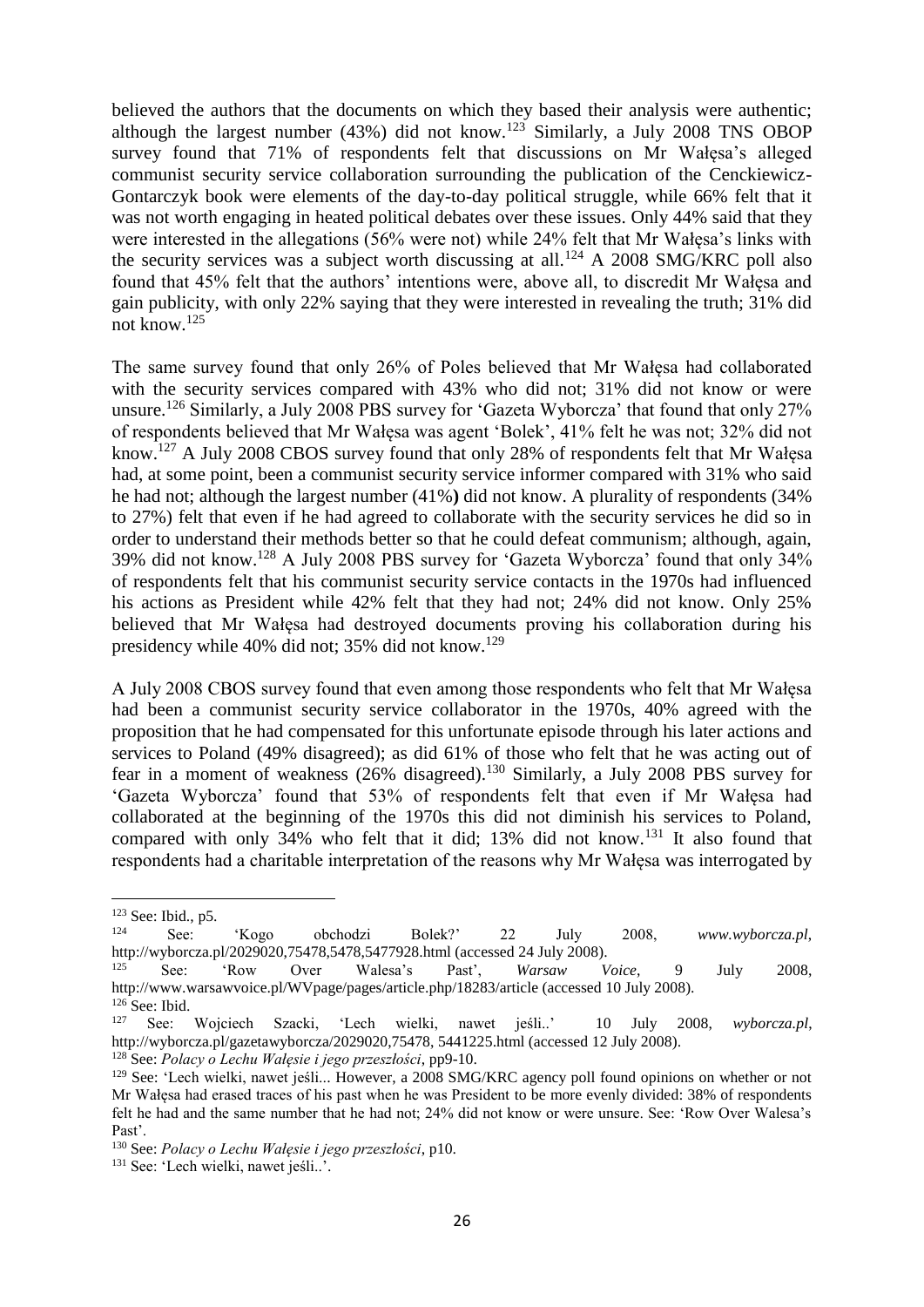believed the authors that the documents on which they based their analysis were authentic; although the largest number (43%) did not know.[123] Similarly, a July 2008 TNS OBOP survey found that 71% of respondents felt that discussions on Mr Wałęsa's alleged communist security service collaboration surrounding the publication of the Cenckiewicz-Gontarczyk book were elements of the day-to-day political struggle, while 66% felt that it was not worth engaging in heated political debates over these issues. Only 44% said that they were interested in the allegations (56% were not) while 24% felt that Mr Wałęsa's links with the security services was a subject worth discussing at all.[124] A 2008 SMG/KRC poll also found that 45% felt that the authors' intentions were, above all, to discredit Mr Wałęsa and gain publicity, with only 22% saying that they were interested in revealing the truth; 31% did not know.[125]

The same survey found that only 26% of Poles believed that Mr Wałęsa had collaborated with the security services compared with 43% who did not; 31% did not know or were unsure.[126] Similarly, a July 2008 PBS survey for 'Gazeta Wyborcza' that found that only 27% of respondents believed that Mr Wałęsa was agent 'Bolek', 41% felt he was not; 32% did not know.[127] A July 2008 CBOS survey found that only 28% of respondents felt that Mr Wałęsa had, at some point, been a communist security service informer compared with 31% who said he had not; although the largest number (41%) did not know. A plurality of respondents (34% to 27%) felt that even if he had agreed to collaborate with the security services he did so in order to understand their methods better so that he could defeat communism; although, again, 39% did not know.[128] A July 2008 PBS survey for 'Gazeta Wyborcza' found that only 34% of respondents felt that his communist security service contacts in the 1970s had influenced his actions as President while 42% felt that they had not; 24% did not know. Only 25% believed that Mr Wałęsa had destroyed documents proving his collaboration during his presidency while 40% did not; 35% did not know.[129]

A July 2008 CBOS survey found that even among those respondents who felt that Mr Wałęsa had been a communist security service collaborator in the 1970s, 40% agreed with the proposition that he had compensated for this unfortunate episode through his later actions and services to Poland (49% disagreed); as did 61% of those who felt that he was acting out of fear in a moment of weakness (26% disagreed).[130] Similarly, a July 2008 PBS survey for 'Gazeta Wyborcza' found that 53% of respondents felt that even if Mr Wałęsa had collaborated at the beginning of the 1970s this did not diminish his services to Poland, compared with only 34% who felt that it did; 13% did not know.[131] It also found that respondents had a charitable interpretation of the reasons why Mr Wałęsa was interrogated by

---

[123] See: Ibid., p5.

[124] See: 'Kogo obchodzi Bolek?' 22 July 2008, *www.wyborcza.pl*, http://wyborcza.pl/2029020,75478,5478,5477928.html (accessed 24 July 2008).

[125] See: 'Row Over Walesa's Past', *Warsaw Voice*, 9 July 2008, http://www.warsawvoice.pl/WVpage/pages/article.php/18283/article (accessed 10 July 2008).

[126] See: Ibid.

[127] See: Wojciech Szacki, 'Lech wielki, nawet jeśli..' 10 July 2008, *wyborcza.pl*, http://wyborcza.pl/gazetawyborcza/2029020,75478, 5441225.html (accessed 12 July 2008).

[128] See: *Polacy o Lechu Wałęsie i jego przeszłości*, pp9-10.

[129] See: 'Lech wielki, nawet jeśli... However, a 2008 SMG/KRC agency poll found opinions on whether or not Mr Wałęsa had erased traces of his past when he was President to be more evenly divided: 38% of respondents felt he had and the same number that he had not; 24% did not know or were unsure. See: 'Row Over Walesa's Past'.

[130] See: *Polacy o Lechu Wałęsie i jego przeszłości*, p10.

[131] See: 'Lech wielki, nawet jeśli..'.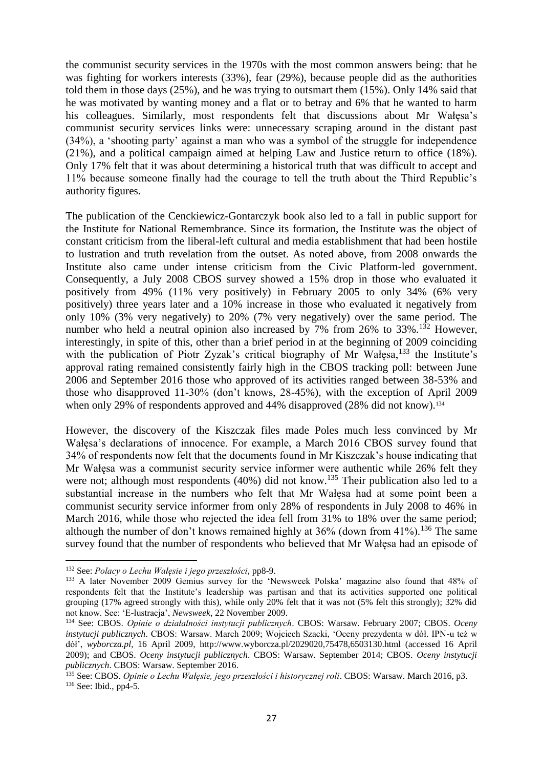the communist security services in the 1970s with the most common answers being: that he was fighting for workers interests (33%), fear (29%), because people did as the authorities told them in those days (25%), and he was trying to outsmart them (15%). Only 14% said that he was motivated by wanting money and a flat or to betray and 6% that he wanted to harm his colleagues. Similarly, most respondents felt that discussions about Mr Wałęsa's communist security services links were: unnecessary scraping around in the distant past (34%), a 'shooting party' against a man who was a symbol of the struggle for independence (21%), and a political campaign aimed at helping Law and Justice return to office (18%). Only 17% felt that it was about determining a historical truth that was difficult to accept and 11% because someone finally had the courage to tell the truth about the Third Republic's authority figures.

The publication of the Cenckiewicz-Gontarczyk book also led to a fall in public support for the Institute for National Remembrance. Since its formation, the Institute was the object of constant criticism from the liberal-left cultural and media establishment that had been hostile to lustration and truth revelation from the outset. As noted above, from 2008 onwards the Institute also came under intense criticism from the Civic Platform-led government. Consequently, a July 2008 CBOS survey showed a 15% drop in those who evaluated it positively from 49% (11% very positively) in February 2005 to only 34% (6% very positively) three years later and a 10% increase in those who evaluated it negatively from only 10% (3% very negatively) to 20% (7% very negatively) over the same period. The number who held a neutral opinion also increased by 7% from 26% to 33%.[132] However, interestingly, in spite of this, other than a brief period in at the beginning of 2009 coinciding with the publication of Piotr Zyzak's critical biography of Mr Wałęsa,[133] the Institute's approval rating remained consistently fairly high in the CBOS tracking poll: between June 2006 and September 2016 those who approved of its activities ranged between 38-53% and those who disapproved 11-30% (don't knows, 28-45%), with the exception of April 2009 when only 29% of respondents approved and 44% disapproved (28% did not know).[134]

However, the discovery of the Kiszczak files made Poles much less convinced by Mr Wałęsa's declarations of innocence. For example, a March 2016 CBOS survey found that 34% of respondents now felt that the documents found in Mr Kiszczak's house indicating that Mr Wałęsa was a communist security service informer were authentic while 26% felt they were not; although most respondents (40%) did not know.[135] Their publication also led to a substantial increase in the numbers who felt that Mr Wałęsa had at some point been a communist security service informer from only 28% of respondents in July 2008 to 46% in March 2016, while those who rejected the idea fell from 31% to 18% over the same period; although the number of don't knows remained highly at 36% (down from 41%).[136] The same survey found that the number of respondents who believed that Mr Wałęsa had an episode of

---

[132] See: *Polacy o Lechu Wałęsie i jego przeszłości*, pp8-9.

[133] A later November 2009 Gemius survey for the 'Newsweek Polska' magazine also found that 48% of respondents felt that the Institute's leadership was partisan and that its activities supported one political grouping (17% agreed strongly with this), while only 20% felt that it was not (5% felt this strongly); 32% did not know. See: 'E-lustracja', *Newsweek*, 22 November 2009.

[134] See: CBOS. *Opinie o działalności instytucji publicznych*. CBOS: Warsaw. February 2007; CBOS. *Oceny instytucji publicznych*. CBOS: Warsaw. March 2009; Wojciech Szacki, 'Oceny prezydenta w dół. IPN-u też w dół', *wyborcza.pl*, 16 April 2009, http://www.wyborcza.pl/2029020,75478,6503130.html (accessed 16 April 2009); and CBOS. *Oceny instytucji publicznych*. CBOS: Warsaw. September 2014; CBOS. *Oceny instytucji publicznych*. CBOS: Warsaw. September 2016.

[135] See: CBOS. *Opinie o Lechu Wałęsie, jego przeszłości i historycznej roli*. CBOS: Warsaw. March 2016, p3.

[136] See: Ibid., pp4-5.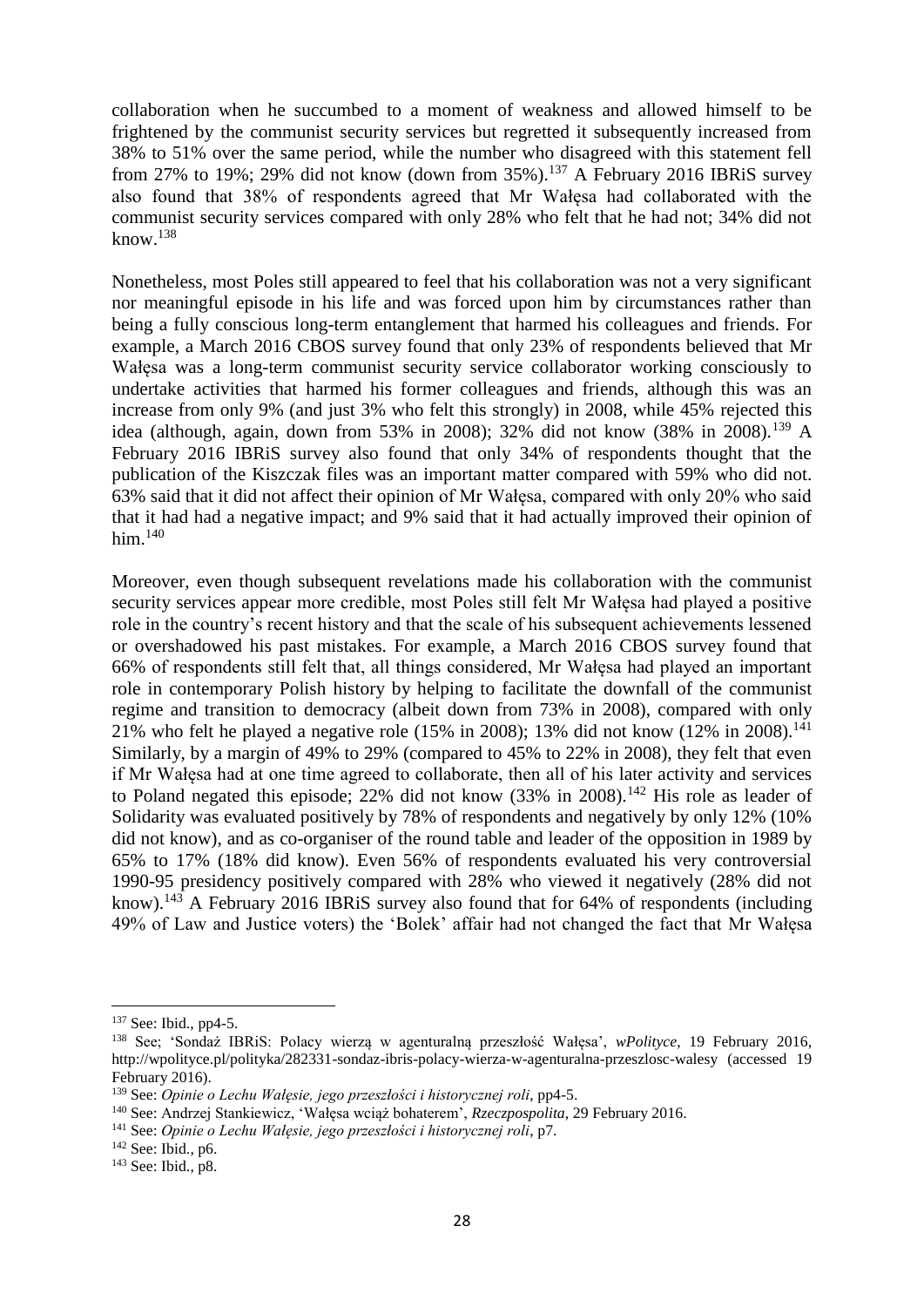collaboration when he succumbed to a moment of weakness and allowed himself to be frightened by the communist security services but regretted it subsequently increased from 38% to 51% over the same period, while the number who disagreed with this statement fell from 27% to 19%; 29% did not know (down from 35%).[137] A February 2016 IBRiS survey also found that 38% of respondents agreed that Mr Wałęsa had collaborated with the communist security services compared with only 28% who felt that he had not; 34% did not know.[138]

Nonetheless, most Poles still appeared to feel that his collaboration was not a very significant nor meaningful episode in his life and was forced upon him by circumstances rather than being a fully conscious long-term entanglement that harmed his colleagues and friends. For example, a March 2016 CBOS survey found that only 23% of respondents believed that Mr Wałęsa was a long-term communist security service collaborator working consciously to undertake activities that harmed his former colleagues and friends, although this was an increase from only 9% (and just 3% who felt this strongly) in 2008, while 45% rejected this idea (although, again, down from 53% in 2008); 32% did not know (38% in 2008).[139] A February 2016 IBRiS survey also found that only 34% of respondents thought that the publication of the Kiszczak files was an important matter compared with 59% who did not. 63% said that it did not affect their opinion of Mr Wałęsa, compared with only 20% who said that it had had a negative impact; and 9% said that it had actually improved their opinion of him.[140]

Moreover, even though subsequent revelations made his collaboration with the communist security services appear more credible, most Poles still felt Mr Wałęsa had played a positive role in the country's recent history and that the scale of his subsequent achievements lessened or overshadowed his past mistakes. For example, a March 2016 CBOS survey found that 66% of respondents still felt that, all things considered, Mr Wałęsa had played an important role in contemporary Polish history by helping to facilitate the downfall of the communist regime and transition to democracy (albeit down from 73% in 2008), compared with only 21% who felt he played a negative role (15% in 2008); 13% did not know (12% in 2008).[141] Similarly, by a margin of 49% to 29% (compared to 45% to 22% in 2008), they felt that even if Mr Wałęsa had at one time agreed to collaborate, then all of his later activity and services to Poland negated this episode; 22% did not know (33% in 2008).[142] His role as leader of Solidarity was evaluated positively by 78% of respondents and negatively by only 12% (10% did not know), and as co-organiser of the round table and leader of the opposition in 1989 by 65% to 17% (18% did know). Even 56% of respondents evaluated his very controversial 1990-95 presidency positively compared with 28% who viewed it negatively (28% did not know).[143] A February 2016 IBRiS survey also found that for 64% of respondents (including 49% of Law and Justice voters) the 'Bolek' affair had not changed the fact that Mr Wałęsa

---

[137] See: Ibid., pp4-5.

[138] See; 'Sondaż IBRiS: Polacy wierzą w agenturalną przeszłość Wałęsa', *wPolityce*, 19 February 2016, http://wpolityce.pl/polityka/282331-sondaz-ibris-polacy-wierza-w-agenturalna-przeszlosc-walesy (accessed 19 February 2016).

[139] See: *Opinie o Lechu Wałęsie, jego przeszłości i historycznej roli*, pp4-5.

[140] See: Andrzej Stankiewicz, 'Wałęsa wciąż bohaterem', *Rzeczpospolita*, 29 February 2016.

[141] See: *Opinie o Lechu Wałęsie, jego przeszłości i historycznej roli*, p7.

[142] See: Ibid., p6.

[143] See: Ibid., p8.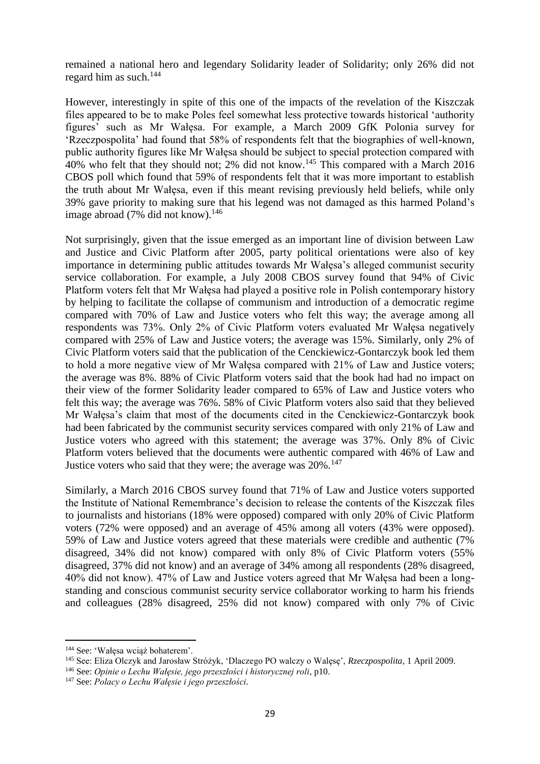remained a national hero and legendary Solidarity leader of Solidarity; only 26% did not regard him as such.[144]

However, interestingly in spite of this one of the impacts of the revelation of the Kiszczak files appeared to be to make Poles feel somewhat less protective towards historical 'authority figures' such as Mr Wałęsa. For example, a March 2009 GfK Polonia survey for 'Rzeczpospolita' had found that 58% of respondents felt that the biographies of well-known, public authority figures like Mr Wałęsa should be subject to special protection compared with 40% who felt that they should not; 2% did not know.[145] This compared with a March 2016 CBOS poll which found that 59% of respondents felt that it was more important to establish the truth about Mr Wałęsa, even if this meant revising previously held beliefs, while only 39% gave priority to making sure that his legend was not damaged as this harmed Poland's image abroad (7% did not know).[146]

Not surprisingly, given that the issue emerged as an important line of division between Law and Justice and Civic Platform after 2005, party political orientations were also of key importance in determining public attitudes towards Mr Wałęsa's alleged communist security service collaboration. For example, a July 2008 CBOS survey found that 94% of Civic Platform voters felt that Mr Wałęsa had played a positive role in Polish contemporary history by helping to facilitate the collapse of communism and introduction of a democratic regime compared with 70% of Law and Justice voters who felt this way; the average among all respondents was 73%. Only 2% of Civic Platform voters evaluated Mr Wałęsa negatively compared with 25% of Law and Justice voters; the average was 15%. Similarly, only 2% of Civic Platform voters said that the publication of the Cenckiewicz-Gontarczyk book led them to hold a more negative view of Mr Wałęsa compared with 21% of Law and Justice voters; the average was 8%. 88% of Civic Platform voters said that the book had had no impact on their view of the former Solidarity leader compared to 65% of Law and Justice voters who felt this way; the average was 76%. 58% of Civic Platform voters also said that they believed Mr Wałęsa's claim that most of the documents cited in the Cenckiewicz-Gontarczyk book had been fabricated by the communist security services compared with only 21% of Law and Justice voters who agreed with this statement; the average was 37%. Only 8% of Civic Platform voters believed that the documents were authentic compared with 46% of Law and Justice voters who said that they were; the average was 20%.[147]

Similarly, a March 2016 CBOS survey found that 71% of Law and Justice voters supported the Institute of National Remembrance's decision to release the contents of the Kiszczak files to journalists and historians (18% were opposed) compared with only 20% of Civic Platform voters (72% were opposed) and an average of 45% among all voters (43% were opposed). 59% of Law and Justice voters agreed that these materials were credible and authentic (7% disagreed, 34% did not know) compared with only 8% of Civic Platform voters (55% disagreed, 37% did not know) and an average of 34% among all respondents (28% disagreed, 40% did not know). 47% of Law and Justice voters agreed that Mr Wałęsa had been a long-standing and conscious communist security service collaborator working to harm his friends and colleagues (28% disagreed, 25% did not know) compared with only 7% of Civic

---

[144] See: 'Wałęsa wciąż bohaterem'.

[145] See: Eliza Olczyk and Jarosław Stróżyk, 'Dlaczego PO walczy o Wałęsę', *Rzeczpospolita*, 1 April 2009.

[146] See: *Opinie o Lechu Wałęsie, jego przeszłości i historycznej roli*, p10.

[147] See: *Polacy o Lechu Wałęsie i jego przeszłości*.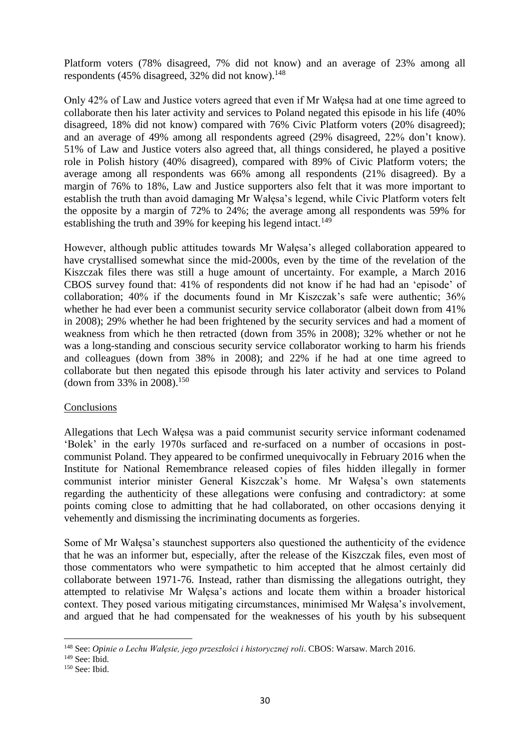Platform voters (78% disagreed, 7% did not know) and an average of 23% among all respondents (45% disagreed, 32% did not know).[148]

Only 42% of Law and Justice voters agreed that even if Mr Wałęsa had at one time agreed to collaborate then his later activity and services to Poland negated this episode in his life (40% disagreed, 18% did not know) compared with 76% Civic Platform voters (20% disagreed); and an average of 49% among all respondents agreed (29% disagreed, 22% don't know). 51% of Law and Justice voters also agreed that, all things considered, he played a positive role in Polish history (40% disagreed), compared with 89% of Civic Platform voters; the average among all respondents was 66% among all respondents (21% disagreed). By a margin of 76% to 18%, Law and Justice supporters also felt that it was more important to establish the truth than avoid damaging Mr Wałęsa's legend, while Civic Platform voters felt the opposite by a margin of 72% to 24%; the average among all respondents was 59% for establishing the truth and 39% for keeping his legend intact.[149]

However, although public attitudes towards Mr Wałęsa's alleged collaboration appeared to have crystallised somewhat since the mid-2000s, even by the time of the revelation of the Kiszczak files there was still a huge amount of uncertainty. For example, a March 2016 CBOS survey found that: 41% of respondents did not know if he had had an 'episode' of collaboration; 40% if the documents found in Mr Kiszczak's safe were authentic; 36% whether he had ever been a communist security service collaborator (albeit down from 41% in 2008); 29% whether he had been frightened by the security services and had a moment of weakness from which he then retracted (down from 35% in 2008); 32% whether or not he was a long-standing and conscious security service collaborator working to harm his friends and colleagues (down from 38% in 2008); and 22% if he had at one time agreed to collaborate but then negated this episode through his later activity and services to Poland (down from 33% in 2008).[150]

## Conclusions

Allegations that Lech Wałęsa was a paid communist security service informant codenamed 'Bolek' in the early 1970s surfaced and re-surfaced on a number of occasions in post-communist Poland. They appeared to be confirmed unequivocally in February 2016 when the Institute for National Remembrance released copies of files hidden illegally in former communist interior minister General Kiszczak's home. Mr Wałęsa's own statements regarding the authenticity of these allegations were confusing and contradictory: at some points coming close to admitting that he had collaborated, on other occasions denying it vehemently and dismissing the incriminating documents as forgeries.

Some of Mr Wałęsa's staunchest supporters also questioned the authenticity of the evidence that he was an informer but, especially, after the release of the Kiszczak files, even most of those commentators who were sympathetic to him accepted that he almost certainly did collaborate between 1971-76. Instead, rather than dismissing the allegations outright, they attempted to relativise Mr Wałęsa's actions and locate them within a broader historical context. They posed various mitigating circumstances, minimised Mr Wałęsa's involvement, and argued that he had compensated for the weaknesses of his youth by his subsequent

---

[148] See: *Opinie o Lechu Wałęsie, jego przeszłości i historycznej roli*. CBOS: Warsaw. March 2016.

[149] See: Ibid.

[150] See: Ibid.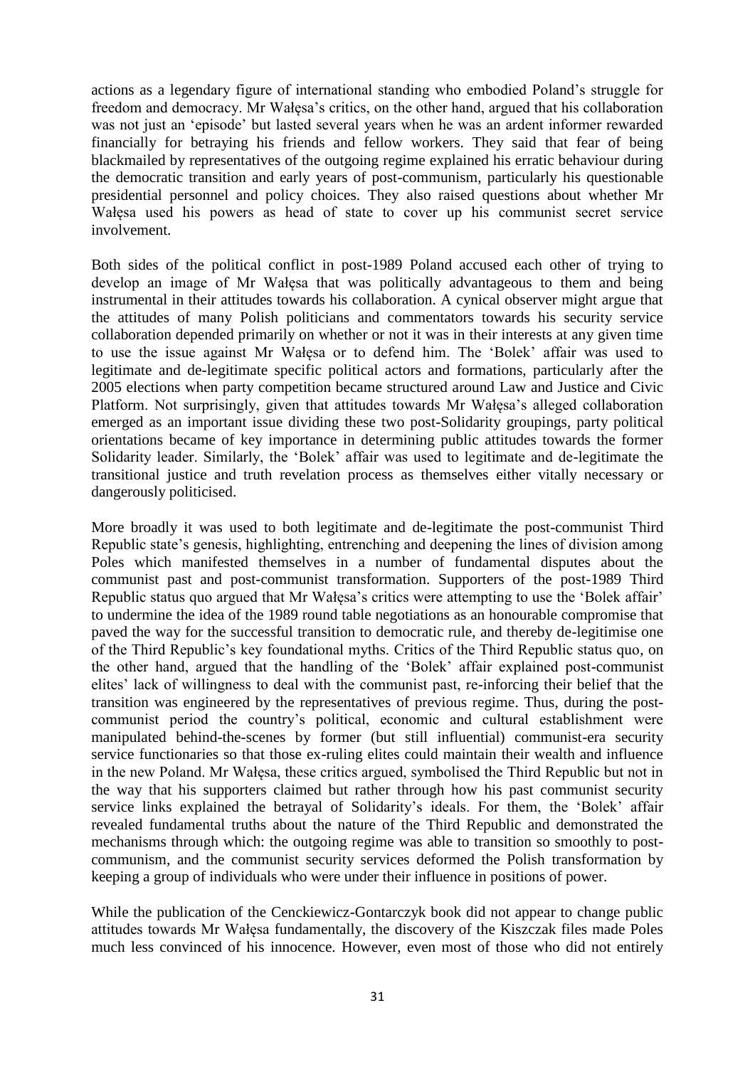actions as a legendary figure of international standing who embodied Poland's struggle for freedom and democracy. Mr Wałęsa's critics, on the other hand, argued that his collaboration was not just an 'episode' but lasted several years when he was an ardent informer rewarded financially for betraying his friends and fellow workers. They said that fear of being blackmailed by representatives of the outgoing regime explained his erratic behaviour during the democratic transition and early years of post-communism, particularly his questionable presidential personnel and policy choices. They also raised questions about whether Mr Wałęsa used his powers as head of state to cover up his communist secret service involvement.

Both sides of the political conflict in post-1989 Poland accused each other of trying to develop an image of Mr Wałęsa that was politically advantageous to them and being instrumental in their attitudes towards his collaboration. A cynical observer might argue that the attitudes of many Polish politicians and commentators towards his security service collaboration depended primarily on whether or not it was in their interests at any given time to use the issue against Mr Wałęsa or to defend him. The 'Bolek' affair was used to legitimate and de-legitimate specific political actors and formations, particularly after the 2005 elections when party competition became structured around Law and Justice and Civic Platform. Not surprisingly, given that attitudes towards Mr Wałęsa's alleged collaboration emerged as an important issue dividing these two post-Solidarity groupings, party political orientations became of key importance in determining public attitudes towards the former Solidarity leader. Similarly, the 'Bolek' affair was used to legitimate and de-legitimate the transitional justice and truth revelation process as themselves either vitally necessary or dangerously politicised.

More broadly it was used to both legitimate and de-legitimate the post-communist Third Republic state's genesis, highlighting, entrenching and deepening the lines of division among Poles which manifested themselves in a number of fundamental disputes about the communist past and post-communist transformation. Supporters of the post-1989 Third Republic status quo argued that Mr Wałęsa's critics were attempting to use the 'Bolek affair' to undermine the idea of the 1989 round table negotiations as an honourable compromise that paved the way for the successful transition to democratic rule, and thereby de-legitimise one of the Third Republic's key foundational myths. Critics of the Third Republic status quo, on the other hand, argued that the handling of the 'Bolek' affair explained post-communist elites' lack of willingness to deal with the communist past, re-inforcing their belief that the transition was engineered by the representatives of previous regime. Thus, during the post-communist period the country's political, economic and cultural establishment were manipulated behind-the-scenes by former (but still influential) communist-era security service functionaries so that those ex-ruling elites could maintain their wealth and influence in the new Poland. Mr Wałęsa, these critics argued, symbolised the Third Republic but not in the way that his supporters claimed but rather through how his past communist security service links explained the betrayal of Solidarity's ideals. For them, the 'Bolek' affair revealed fundamental truths about the nature of the Third Republic and demonstrated the mechanisms through which: the outgoing regime was able to transition so smoothly to post-communism, and the communist security services deformed the Polish transformation by keeping a group of individuals who were under their influence in positions of power.

While the publication of the Cenckiewicz-Gontarczyk book did not appear to change public attitudes towards Mr Wałęsa fundamentally, the discovery of the Kiszczak files made Poles much less convinced of his innocence. However, even most of those who did not entirely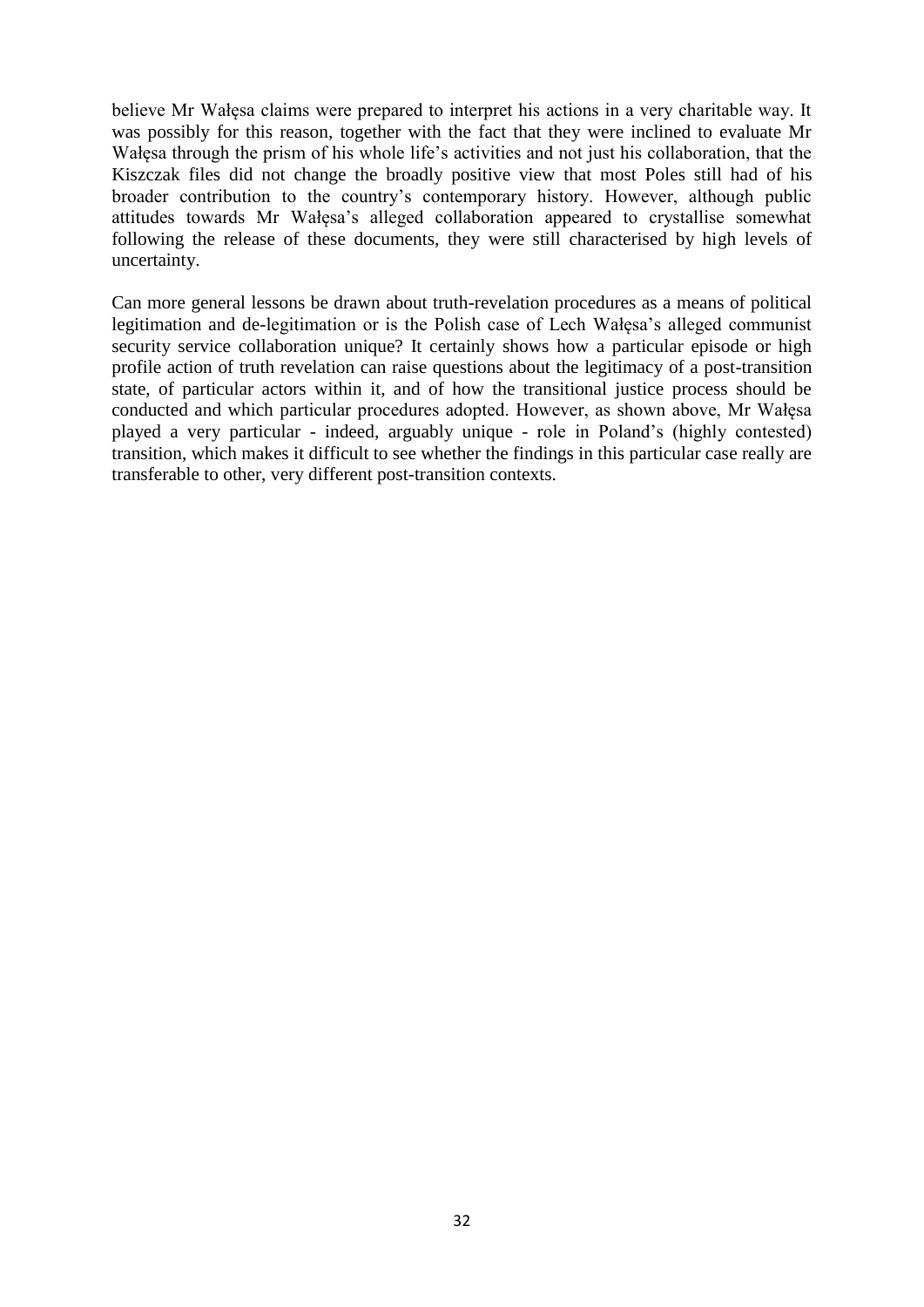believe Mr Wałęsa claims were prepared to interpret his actions in a very charitable way. It was possibly for this reason, together with the fact that they were inclined to evaluate Mr Wałęsa through the prism of his whole life's activities and not just his collaboration, that the Kiszczak files did not change the broadly positive view that most Poles still had of his broader contribution to the country's contemporary history. However, although public attitudes towards Mr Wałęsa's alleged collaboration appeared to crystallise somewhat following the release of these documents, they were still characterised by high levels of uncertainty.

Can more general lessons be drawn about truth-revelation procedures as a means of political legitimation and de-legitimation or is the Polish case of Lech Wałęsa's alleged communist security service collaboration unique? It certainly shows how a particular episode or high profile action of truth revelation can raise questions about the legitimacy of a post-transition state, of particular actors within it, and of how the transitional justice process should be conducted and which particular procedures adopted. However, as shown above, Mr Wałęsa played a very particular - indeed, arguably unique - role in Poland's (highly contested) transition, which makes it difficult to see whether the findings in this particular case really are transferable to other, very different post-transition contexts.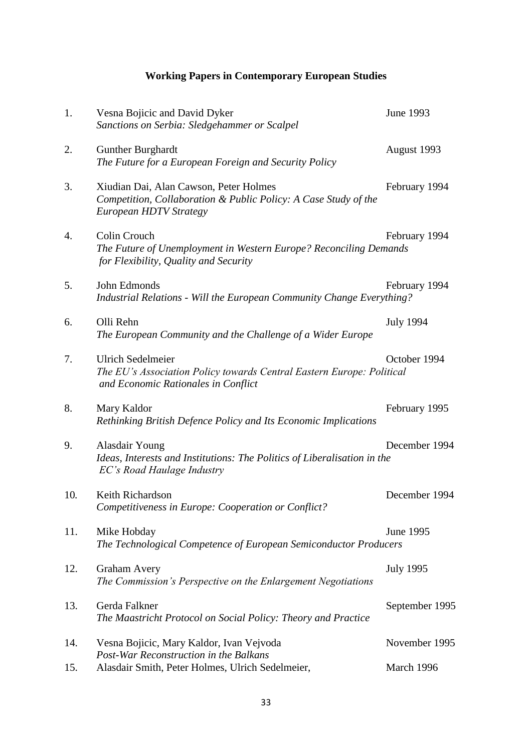## Working Papers in Contemporary European Studies

1. Vesna Bojicic and David Dyker — June 1993
   *Sanctions on Serbia: Sledgehammer or Scalpel*

2. Gunther Burghardt — August 1993
   *The Future for a European Foreign and Security Policy*

3. Xiudian Dai, Alan Cawson, Peter Holmes — February 1994
   *Competition, Collaboration & Public Policy: A Case Study of the European HDTV Strategy*

4. Colin Crouch — February 1994
   *The Future of Unemployment in Western Europe? Reconciling Demands for Flexibility, Quality and Security*

5. John Edmonds — February 1994
   *Industrial Relations - Will the European Community Change Everything?*

6. Olli Rehn — July 1994
   *The European Community and the Challenge of a Wider Europe*

7. Ulrich Sedelmeier — October 1994
   *The EU's Association Policy towards Central Eastern Europe: Political and Economic Rationales in Conflict*

8. Mary Kaldor — February 1995
   *Rethinking British Defence Policy and Its Economic Implications*

9. Alasdair Young — December 1994
   *Ideas, Interests and Institutions: The Politics of Liberalisation in the EC's Road Haulage Industry*

10. Keith Richardson — December 1994
    *Competitiveness in Europe: Cooperation or Conflict?*

11. Mike Hobday — June 1995
    *The Technological Competence of European Semiconductor Producers*

12. Graham Avery — July 1995
    *The Commission's Perspective on the Enlargement Negotiations*

13. Gerda Falkner — September 1995
    *The Maastricht Protocol on Social Policy: Theory and Practice*

14. Vesna Bojicic, Mary Kaldor, Ivan Vejvoda — November 1995
    *Post-War Reconstruction in the Balkans*

15. Alasdair Smith, Peter Holmes, Ulrich Sedelmeier, — March 1996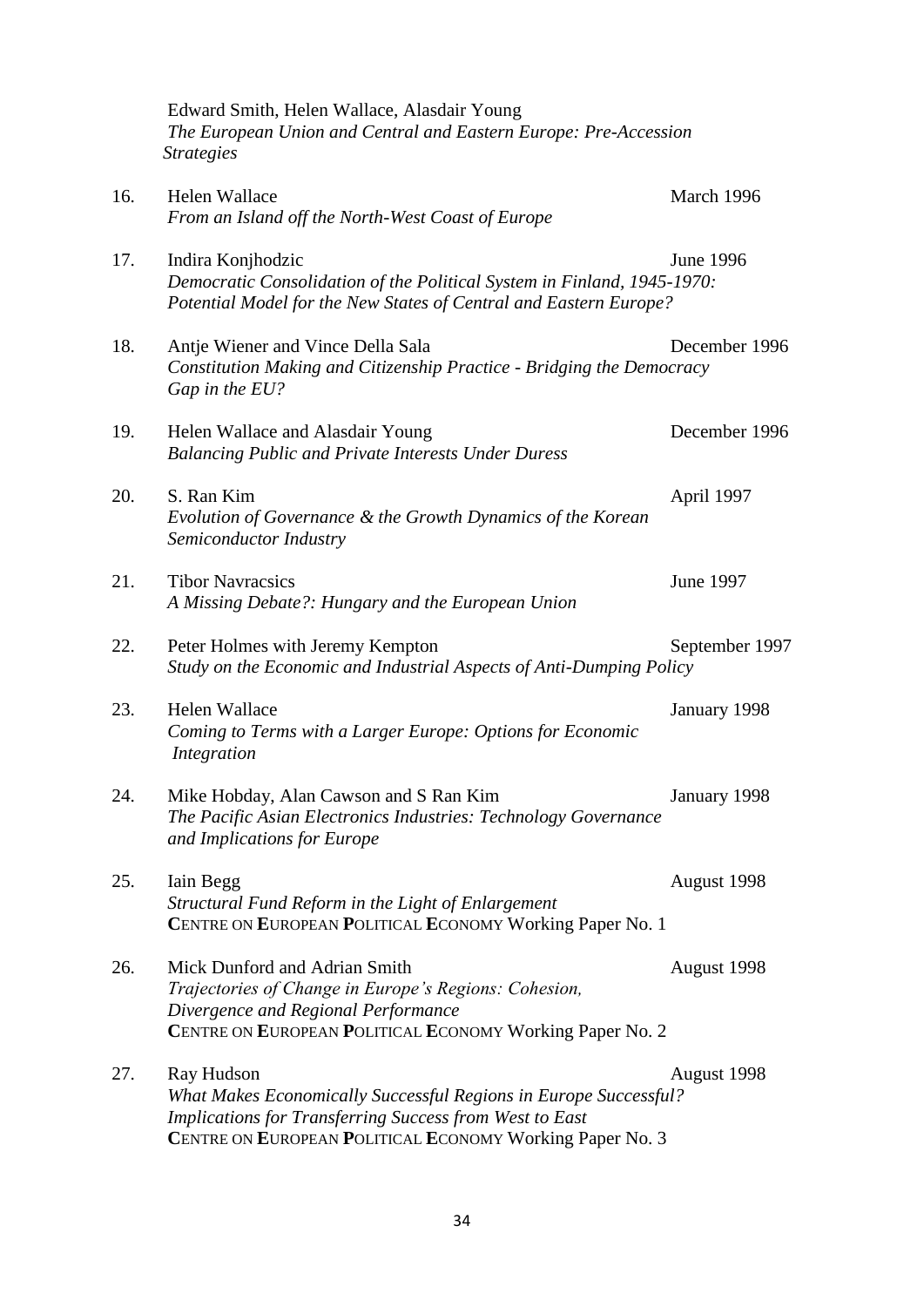Edward Smith, Helen Wallace, Alasdair Young
*The European Union and Central and Eastern Europe: Pre-Accession Strategies*

16. Helen Wallace — March 1996
*From an Island off the North-West Coast of Europe*

17. Indira Konjhodzic — June 1996
*Democratic Consolidation of the Political System in Finland, 1945-1970: Potential Model for the New States of Central and Eastern Europe?*

18. Antje Wiener and Vince Della Sala — December 1996
*Constitution Making and Citizenship Practice - Bridging the Democracy Gap in the EU?*

19. Helen Wallace and Alasdair Young — December 1996
*Balancing Public and Private Interests Under Duress*

20. S. Ran Kim — April 1997
*Evolution of Governance & the Growth Dynamics of the Korean Semiconductor Industry*

21. Tibor Navracsics — June 1997
*A Missing Debate?: Hungary and the European Union*

22. Peter Holmes with Jeremy Kempton — September 1997
*Study on the Economic and Industrial Aspects of Anti-Dumping Policy*

23. Helen Wallace — January 1998
*Coming to Terms with a Larger Europe: Options for Economic Integration*

24. Mike Hobday, Alan Cawson and S Ran Kim — January 1998
*The Pacific Asian Electronics Industries: Technology Governance and Implications for Europe*

25. Iain Begg — August 1998
*Structural Fund Reform in the Light of Enlargement*
**C**ENTRE ON **E**UROPEAN **P**OLITICAL **E**CONOMY Working Paper No. 1

26. Mick Dunford and Adrian Smith — August 1998
*Trajectories of Change in Europe's Regions: Cohesion, Divergence and Regional Performance*
**C**ENTRE ON **E**UROPEAN **P**OLITICAL **E**CONOMY Working Paper No. 2

27. Ray Hudson — August 1998
*What Makes Economically Successful Regions in Europe Successful? Implications for Transferring Success from West to East*
**C**ENTRE ON **E**UROPEAN **P**OLITICAL **E**CONOMY Working Paper No. 3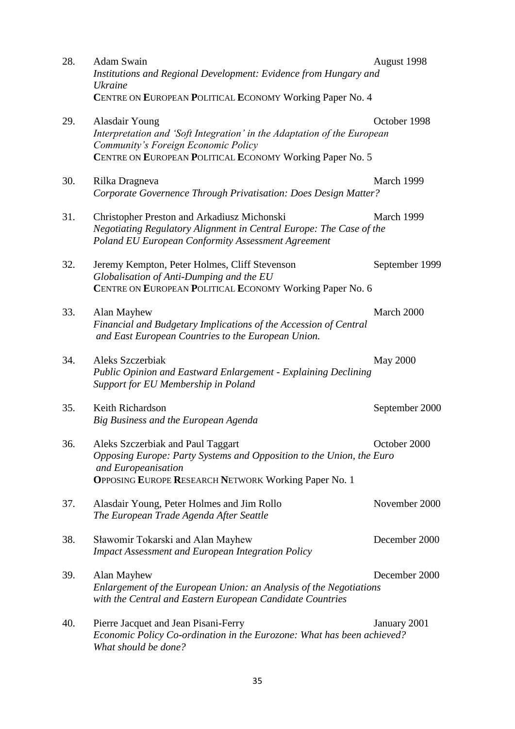28. Adam Swain — August 1998
*Institutions and Regional Development: Evidence from Hungary and Ukraine*
**C**ENTRE ON **E**UROPEAN **P**OLITICAL **E**CONOMY Working Paper No. 4

29. Alasdair Young — October 1998
*Interpretation and 'Soft Integration' in the Adaptation of the European Community's Foreign Economic Policy*
**C**ENTRE ON **E**UROPEAN **P**OLITICAL **E**CONOMY Working Paper No. 5

30. Rilka Dragneva — March 1999
*Corporate Governence Through Privatisation: Does Design Matter?*

31. Christopher Preston and Arkadiusz Michonski — March 1999
*Negotiating Regulatory Alignment in Central Europe: The Case of the Poland EU European Conformity Assessment Agreement*

32. Jeremy Kempton, Peter Holmes, Cliff Stevenson — September 1999
*Globalisation of Anti-Dumping and the EU*
**C**ENTRE ON **E**UROPEAN **P**OLITICAL **E**CONOMY Working Paper No. 6

33. Alan Mayhew — March 2000
*Financial and Budgetary Implications of the Accession of Central and East European Countries to the European Union.*

34. Aleks Szczerbiak — May 2000
*Public Opinion and Eastward Enlargement - Explaining Declining Support for EU Membership in Poland*

35. Keith Richardson — September 2000
*Big Business and the European Agenda*

36. Aleks Szczerbiak and Paul Taggart — October 2000
*Opposing Europe: Party Systems and Opposition to the Union, the Euro and Europeanisation*
**O**PPOSING **E**UROPE **R**ESEARCH **N**ETWORK Working Paper No. 1

37. Alasdair Young, Peter Holmes and Jim Rollo — November 2000
*The European Trade Agenda After Seattle*

38. Sławomir Tokarski and Alan Mayhew — December 2000
*Impact Assessment and European Integration Policy*

39. Alan Mayhew — December 2000
*Enlargement of the European Union: an Analysis of the Negotiations with the Central and Eastern European Candidate Countries*

40. Pierre Jacquet and Jean Pisani-Ferry — January 2001
*Economic Policy Co-ordination in the Eurozone: What has been achieved? What should be done?*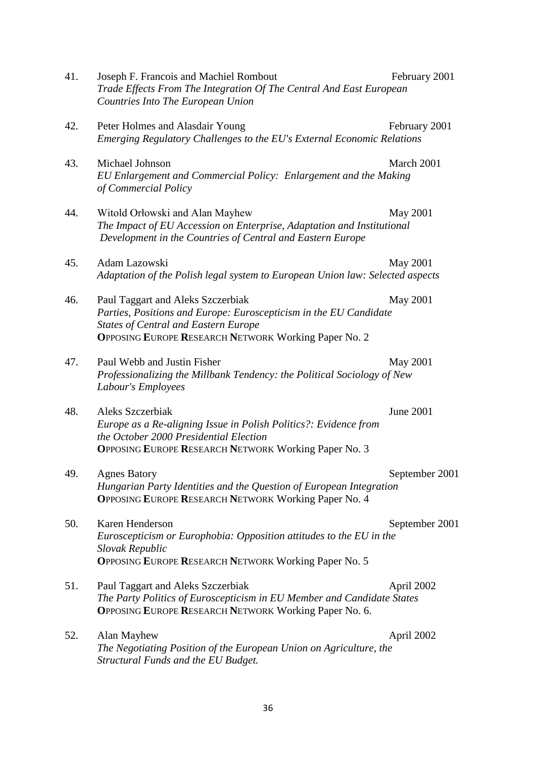41. Joseph F. Francois and Machiel Rombout February 2001
*Trade Effects From The Integration Of The Central And East European Countries Into The European Union*

42. Peter Holmes and Alasdair Young February 2001
*Emerging Regulatory Challenges to the EU's External Economic Relations*

43. Michael Johnson March 2001
*EU Enlargement and Commercial Policy: Enlargement and the Making of Commercial Policy*

44. Witold Orłowski and Alan Mayhew May 2001
*The Impact of EU Accession on Enterprise, Adaptation and Institutional Development in the Countries of Central and Eastern Europe*

45. Adam Lazowski May 2001
*Adaptation of the Polish legal system to European Union law: Selected aspects*

46. Paul Taggart and Aleks Szczerbiak May 2001
*Parties, Positions and Europe: Euroscepticism in the EU Candidate States of Central and Eastern Europe*
**O**PPOSING **E**UROPE **R**ESEARCH **N**ETWORK Working Paper No. 2

47. Paul Webb and Justin Fisher May 2001
*Professionalizing the Millbank Tendency: the Political Sociology of New Labour's Employees*

48. Aleks Szczerbiak June 2001
*Europe as a Re-aligning Issue in Polish Politics?: Evidence from the October 2000 Presidential Election*
**O**PPOSING **E**UROPE **R**ESEARCH **N**ETWORK Working Paper No. 3

49. Agnes Batory September 2001
*Hungarian Party Identities and the Question of European Integration*
**O**PPOSING **E**UROPE **R**ESEARCH **N**ETWORK Working Paper No. 4

50. Karen Henderson September 2001
*Euroscepticism or Europhobia: Opposition attitudes to the EU in the Slovak Republic*
**O**PPOSING **E**UROPE **R**ESEARCH **N**ETWORK Working Paper No. 5

51. Paul Taggart and Aleks Szczerbiak April 2002
*The Party Politics of Euroscepticism in EU Member and Candidate States*
**O**PPOSING **E**UROPE **R**ESEARCH **N**ETWORK Working Paper No. 6.

52. Alan Mayhew April 2002
*The Negotiating Position of the European Union on Agriculture, the Structural Funds and the EU Budget.*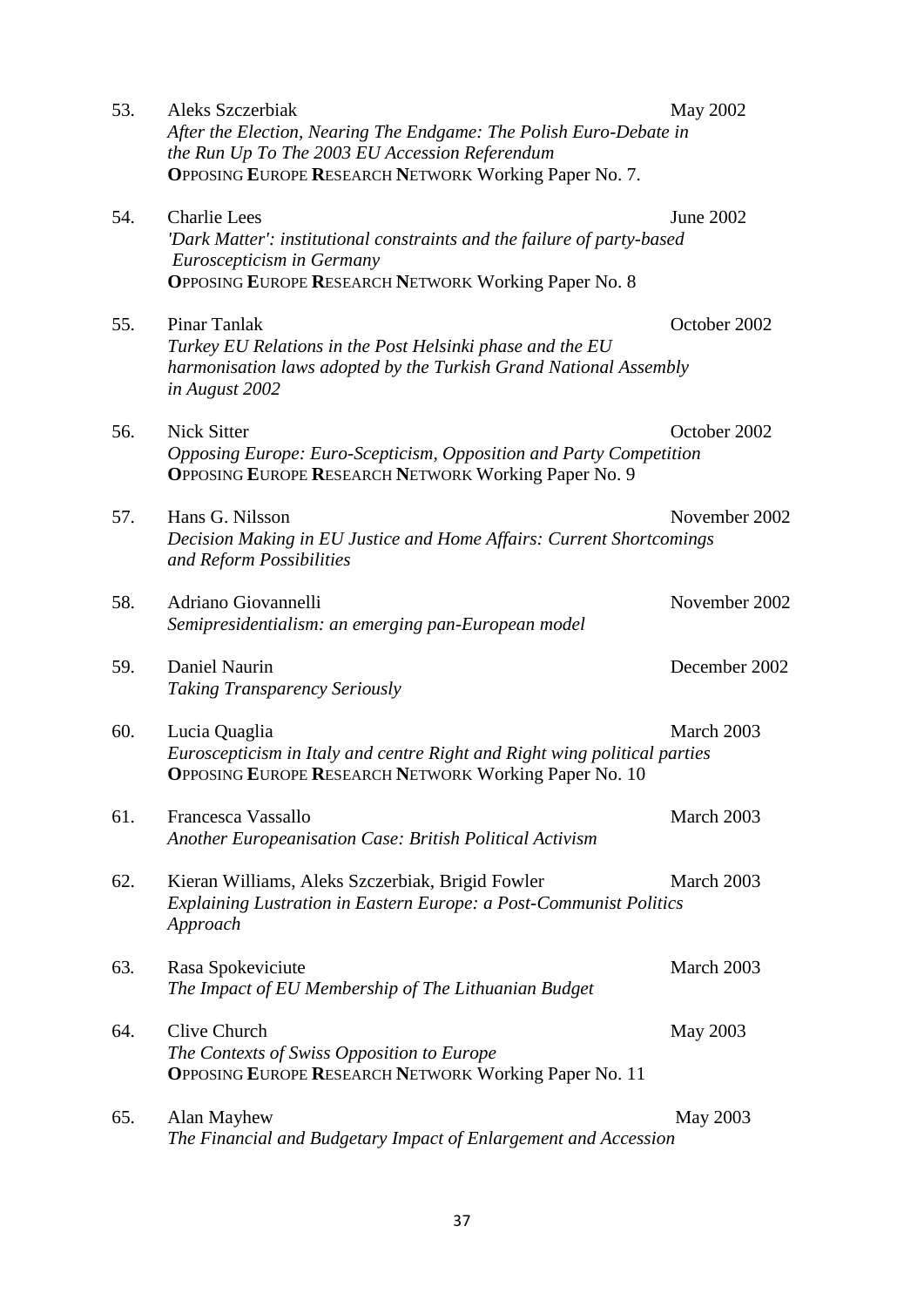53. Aleks Szczerbiak May 2002
*After the Election, Nearing The Endgame: The Polish Euro-Debate in the Run Up To The 2003 EU Accession Referendum*
**O**PPOSING **E**UROPE **R**ESEARCH **N**ETWORK Working Paper No. 7.

54. Charlie Lees June 2002
*'Dark Matter': institutional constraints and the failure of party-based Euroscepticism in Germany*
**O**PPOSING **E**UROPE **R**ESEARCH **N**ETWORK Working Paper No. 8

55. Pinar Tanlak October 2002
*Turkey EU Relations in the Post Helsinki phase and the EU harmonisation laws adopted by the Turkish Grand National Assembly in August 2002*

56. Nick Sitter October 2002
*Opposing Europe: Euro-Scepticism, Opposition and Party Competition*
**O**PPOSING **E**UROPE **R**ESEARCH **N**ETWORK Working Paper No. 9

57. Hans G. Nilsson November 2002
*Decision Making in EU Justice and Home Affairs: Current Shortcomings and Reform Possibilities*

58. Adriano Giovannelli November 2002
*Semipresidentialism: an emerging pan-European model*

59. Daniel Naurin December 2002
*Taking Transparency Seriously*

60. Lucia Quaglia March 2003
*Euroscepticism in Italy and centre Right and Right wing political parties*
**O**PPOSING **E**UROPE **R**ESEARCH **N**ETWORK Working Paper No. 10

61. Francesca Vassallo March 2003
*Another Europeanisation Case: British Political Activism*

62. Kieran Williams, Aleks Szczerbiak, Brigid Fowler March 2003
*Explaining Lustration in Eastern Europe: a Post-Communist Politics Approach*

63. Rasa Spokeviciute March 2003
*The Impact of EU Membership of The Lithuanian Budget*

64. Clive Church May 2003
*The Contexts of Swiss Opposition to Europe*
**O**PPOSING **E**UROPE **R**ESEARCH **N**ETWORK Working Paper No. 11

65. Alan Mayhew May 2003
*The Financial and Budgetary Impact of Enlargement and Accession*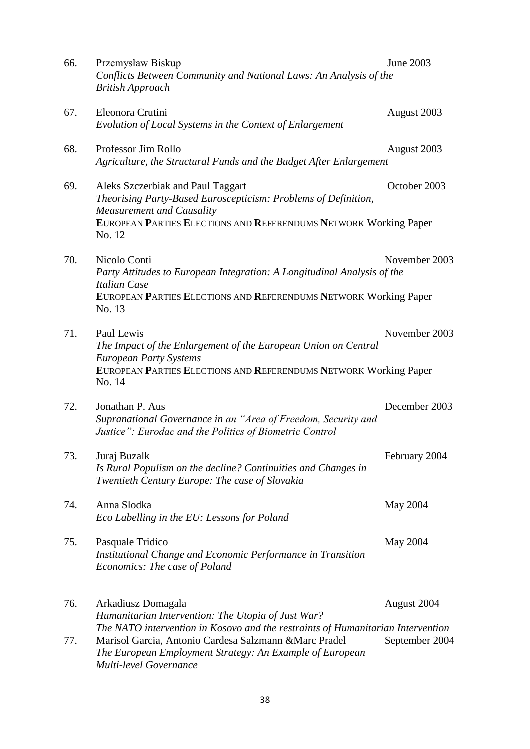66. Przemysław Biskup — June 2003
*Conflicts Between Community and National Laws: An Analysis of the British Approach*

67. Eleonora Crutini — August 2003
*Evolution of Local Systems in the Context of Enlargement*

68. Professor Jim Rollo — August 2003
*Agriculture, the Structural Funds and the Budget After Enlargement*

69. Aleks Szczerbiak and Paul Taggart — October 2003
*Theorising Party-Based Euroscepticism: Problems of Definition, Measurement and Causality*
**E**UROPEAN **P**ARTIES **E**LECTIONS AND **R**EFERENDUMS **N**ETWORK Working Paper No. 12

70. Nicolo Conti — November 2003
*Party Attitudes to European Integration: A Longitudinal Analysis of the Italian Case*
**E**UROPEAN **P**ARTIES **E**LECTIONS AND **R**EFERENDUMS **N**ETWORK Working Paper No. 13

71. Paul Lewis — November 2003
*The Impact of the Enlargement of the European Union on Central European Party Systems*
**E**UROPEAN **P**ARTIES **E**LECTIONS AND **R**EFERENDUMS **N**ETWORK Working Paper No. 14

72. Jonathan P. Aus — December 2003
*Supranational Governance in an "Area of Freedom, Security and Justice": Eurodac and the Politics of Biometric Control*

73. Juraj Buzalk — February 2004
*Is Rural Populism on the decline? Continuities and Changes in Twentieth Century Europe: The case of Slovakia*

74. Anna Slodka — May 2004
*Eco Labelling in the EU: Lessons for Poland*

75. Pasquale Tridico — May 2004
*Institutional Change and Economic Performance in Transition Economics: The case of Poland*

76. Arkadiusz Domagala — August 2004
*Humanitarian Intervention: The Utopia of Just War? The NATO intervention in Kosovo and the restraints of Humanitarian Intervention*

77. Marisol Garcia, Antonio Cardesa Salzmann &Marc Pradel — September 2004
*The European Employment Strategy: An Example of European Multi-level Governance*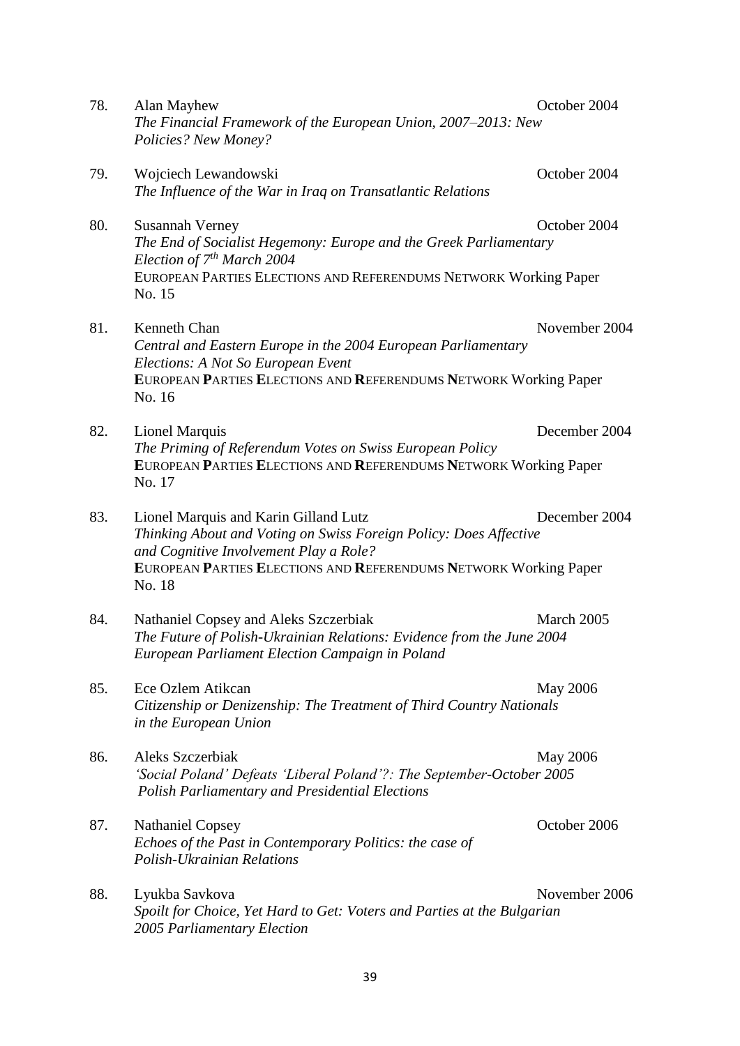78. Alan Mayhew — October 2004
*The Financial Framework of the European Union, 2007–2013: New Policies? New Money?*

79. Wojciech Lewandowski — October 2004
*The Influence of the War in Iraq on Transatlantic Relations*

80. Susannah Verney — October 2004
*The End of Socialist Hegemony: Europe and the Greek Parliamentary Election of 7th March 2004*
EUROPEAN PARTIES ELECTIONS AND REFERENDUMS NETWORK Working Paper No. 15

81. Kenneth Chan — November 2004
*Central and Eastern Europe in the 2004 European Parliamentary Elections: A Not So European Event*
**E**UROPEAN **P**ARTIES **E**LECTIONS AND **R**EFERENDUMS **N**ETWORK Working Paper No. 16

82. Lionel Marquis — December 2004
*The Priming of Referendum Votes on Swiss European Policy*
**E**UROPEAN **P**ARTIES **E**LECTIONS AND **R**EFERENDUMS **N**ETWORK Working Paper No. 17

83. Lionel Marquis and Karin Gilland Lutz — December 2004
*Thinking About and Voting on Swiss Foreign Policy: Does Affective and Cognitive Involvement Play a Role?*
**E**UROPEAN **P**ARTIES **E**LECTIONS AND **R**EFERENDUMS **N**ETWORK Working Paper No. 18

84. Nathaniel Copsey and Aleks Szczerbiak — March 2005
*The Future of Polish-Ukrainian Relations: Evidence from the June 2004 European Parliament Election Campaign in Poland*

85. Ece Ozlem Atikcan — May 2006
*Citizenship or Denizenship: The Treatment of Third Country Nationals in the European Union*

86. Aleks Szczerbiak — May 2006
*'Social Poland' Defeats 'Liberal Poland'?: The September-October 2005 Polish Parliamentary and Presidential Elections*

87. Nathaniel Copsey — October 2006
*Echoes of the Past in Contemporary Politics: the case of Polish-Ukrainian Relations*

88. Lyukba Savkova — November 2006
*Spoilt for Choice, Yet Hard to Get: Voters and Parties at the Bulgarian 2005 Parliamentary Election*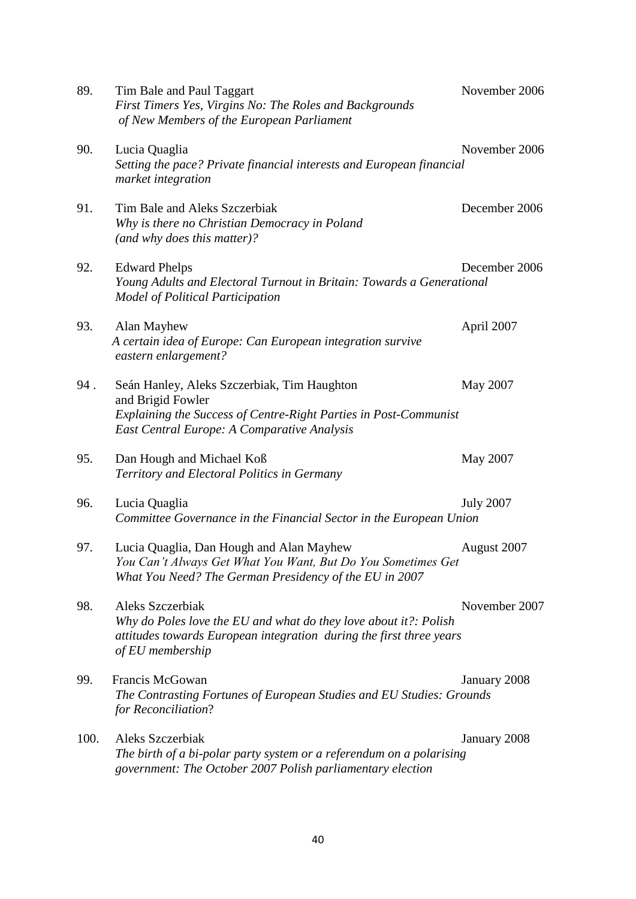89. Tim Bale and Paul Taggart — November 2006
*First Timers Yes, Virgins No: The Roles and Backgrounds of New Members of the European Parliament*

90. Lucia Quaglia — November 2006
*Setting the pace? Private financial interests and European financial market integration*

91. Tim Bale and Aleks Szczerbiak — December 2006
*Why is there no Christian Democracy in Poland (and why does this matter)?*

92. Edward Phelps — December 2006
*Young Adults and Electoral Turnout in Britain: Towards a Generational Model of Political Participation*

93. Alan Mayhew — April 2007
*A certain idea of Europe: Can European integration survive eastern enlargement?*

94 . Seán Hanley, Aleks Szczerbiak, Tim Haughton and Brigid Fowler — May 2007
*Explaining the Success of Centre-Right Parties in Post-Communist East Central Europe: A Comparative Analysis*

95. Dan Hough and Michael Koß — May 2007
*Territory and Electoral Politics in Germany*

96. Lucia Quaglia — July 2007
*Committee Governance in the Financial Sector in the European Union*

97. Lucia Quaglia, Dan Hough and Alan Mayhew — August 2007
*You Can't Always Get What You Want, But Do You Sometimes Get What You Need? The German Presidency of the EU in 2007*

98. Aleks Szczerbiak — November 2007
*Why do Poles love the EU and what do they love about it?: Polish attitudes towards European integration during the first three years of EU membership*

99. Francis McGowan — January 2008
*The Contrasting Fortunes of European Studies and EU Studies: Grounds for Reconciliation*?

100. Aleks Szczerbiak — January 2008
*The birth of a bi-polar party system or a referendum on a polarising government: The October 2007 Polish parliamentary election*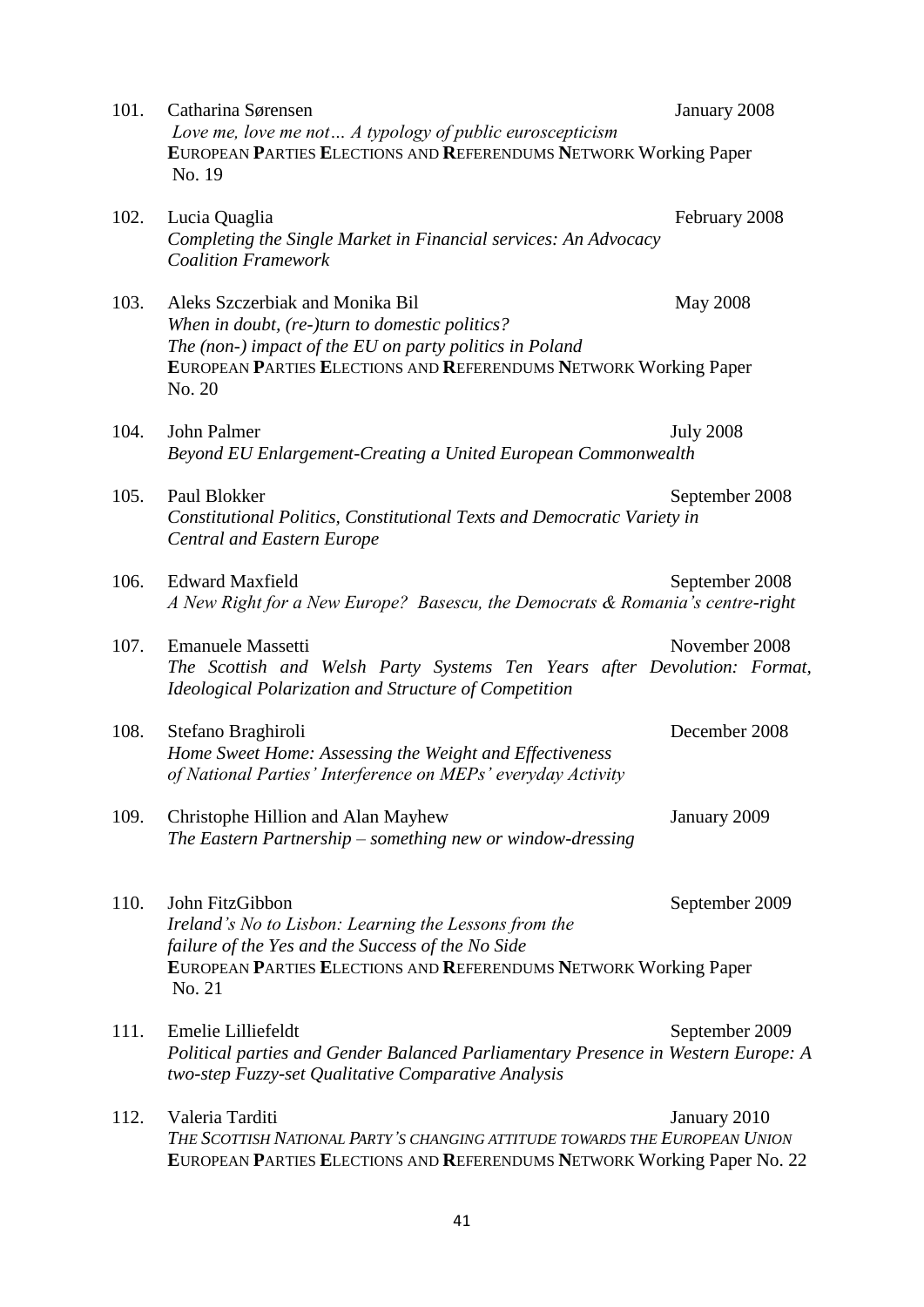101. Catharina Sørensen January 2008
*Love me, love me not… A typology of public euroscepticism*
**E**UROPEAN **P**ARTIES **E**LECTIONS AND **R**EFERENDUMS **N**ETWORK Working Paper No. 19

102. Lucia Quaglia February 2008
*Completing the Single Market in Financial services: An Advocacy Coalition Framework*

103. Aleks Szczerbiak and Monika Bil May 2008
*When in doubt, (re-)turn to domestic politics?*
*The (non-) impact of the EU on party politics in Poland*
**E**UROPEAN **P**ARTIES **E**LECTIONS AND **R**EFERENDUMS **N**ETWORK Working Paper No. 20

104. John Palmer July 2008
*Beyond EU Enlargement-Creating a United European Commonwealth*

105. Paul Blokker September 2008
*Constitutional Politics, Constitutional Texts and Democratic Variety in Central and Eastern Europe*

106. Edward Maxfield September 2008
*A New Right for a New Europe? Basescu, the Democrats & Romania's centre-right*

107. Emanuele Massetti November 2008
*The Scottish and Welsh Party Systems Ten Years after Devolution: Format, Ideological Polarization and Structure of Competition*

108. Stefano Braghiroli December 2008
*Home Sweet Home: Assessing the Weight and Effectiveness of National Parties' Interference on MEPs' everyday Activity*

109. Christophe Hillion and Alan Mayhew January 2009
*The Eastern Partnership – something new or window-dressing*

110. John FitzGibbon September 2009
*Ireland's No to Lisbon: Learning the Lessons from the failure of the Yes and the Success of the No Side*
**E**UROPEAN **P**ARTIES **E**LECTIONS AND **R**EFERENDUMS **N**ETWORK Working Paper No. 21

111. Emelie Lilliefeldt September 2009
*Political parties and Gender Balanced Parliamentary Presence in Western Europe: A two-step Fuzzy-set Qualitative Comparative Analysis*

112. Valeria Tarditi January 2010
*THE SCOTTISH NATIONAL PARTY'S CHANGING ATTITUDE TOWARDS THE EUROPEAN UNION*
**E**UROPEAN **P**ARTIES **E**LECTIONS AND **R**EFERENDUMS **N**ETWORK Working Paper No. 22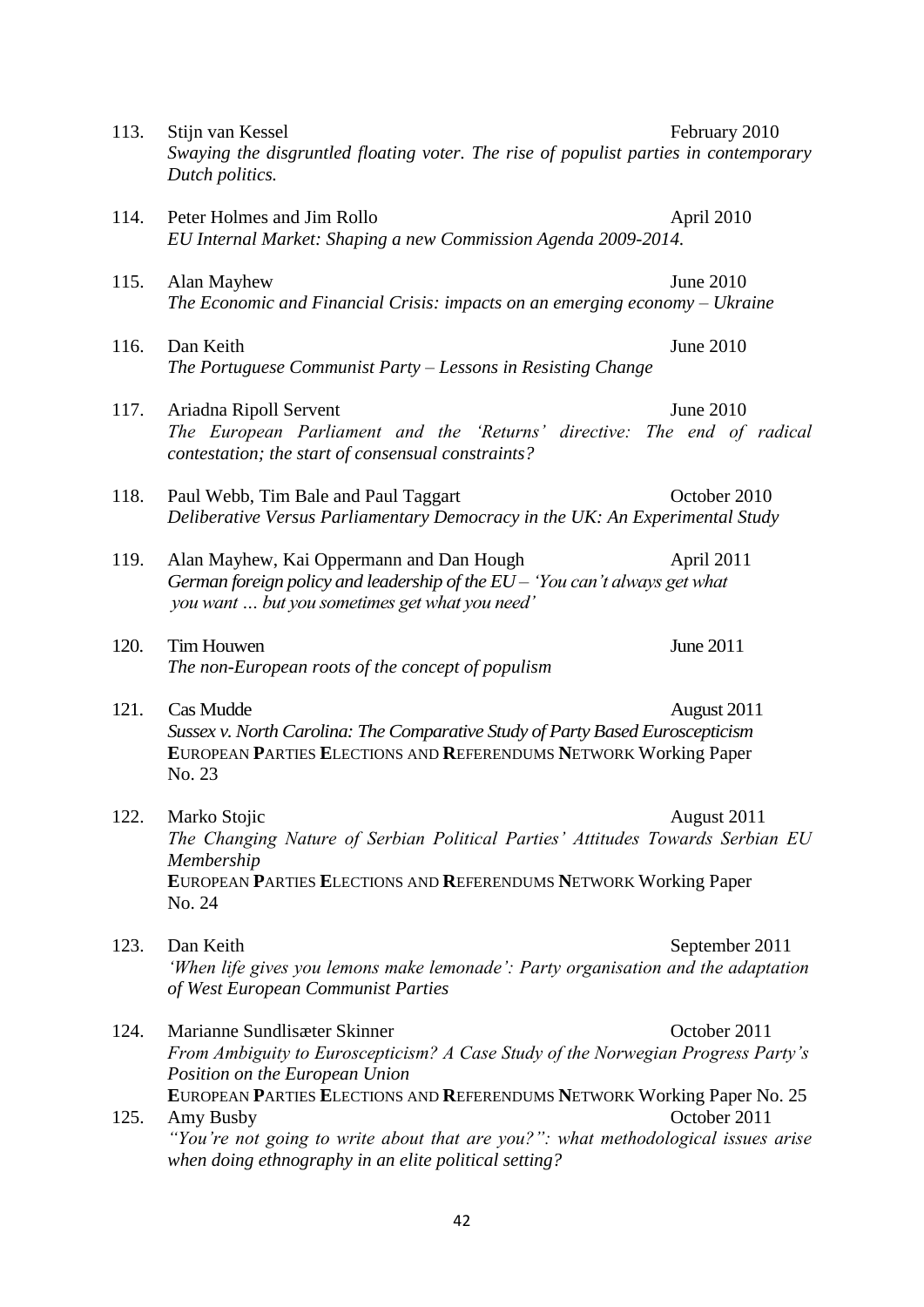113. Stijn van Kessel — February 2010
*Swaying the disgruntled floating voter. The rise of populist parties in contemporary Dutch politics.*

114. Peter Holmes and Jim Rollo — April 2010
*EU Internal Market: Shaping a new Commission Agenda 2009-2014.*

115. Alan Mayhew — June 2010
*The Economic and Financial Crisis: impacts on an emerging economy – Ukraine*

116. Dan Keith — June 2010
*The Portuguese Communist Party – Lessons in Resisting Change*

117. Ariadna Ripoll Servent — June 2010
*The European Parliament and the 'Returns' directive: The end of radical contestation; the start of consensual constraints?*

118. Paul Webb, Tim Bale and Paul Taggart — October 2010
*Deliberative Versus Parliamentary Democracy in the UK: An Experimental Study*

119. Alan Mayhew, Kai Oppermann and Dan Hough — April 2011
*German foreign policy and leadership of the EU – 'You can't always get what you want … but you sometimes get what you need'*

120. Tim Houwen — June 2011
*The non-European roots of the concept of populism*

121. Cas Mudde — August 2011
*Sussex v. North Carolina: The Comparative Study of Party Based Euroscepticism*
**E**UROPEAN **P**ARTIES **E**LECTIONS AND **R**EFERENDUMS **N**ETWORK Working Paper No. 23

122. Marko Stojic — August 2011
*The Changing Nature of Serbian Political Parties' Attitudes Towards Serbian EU Membership*
**E**UROPEAN **P**ARTIES **E**LECTIONS AND **R**EFERENDUMS **N**ETWORK Working Paper No. 24

123. Dan Keith — September 2011
*'When life gives you lemons make lemonade': Party organisation and the adaptation of West European Communist Parties*

124. Marianne Sundlisæter Skinner — October 2011
*From Ambiguity to Euroscepticism? A Case Study of the Norwegian Progress Party's Position on the European Union*
**E**UROPEAN **P**ARTIES **E**LECTIONS AND **R**EFERENDUMS **N**ETWORK Working Paper No. 25

125. Amy Busby — October 2011
*"You're not going to write about that are you?": what methodological issues arise when doing ethnography in an elite political setting?*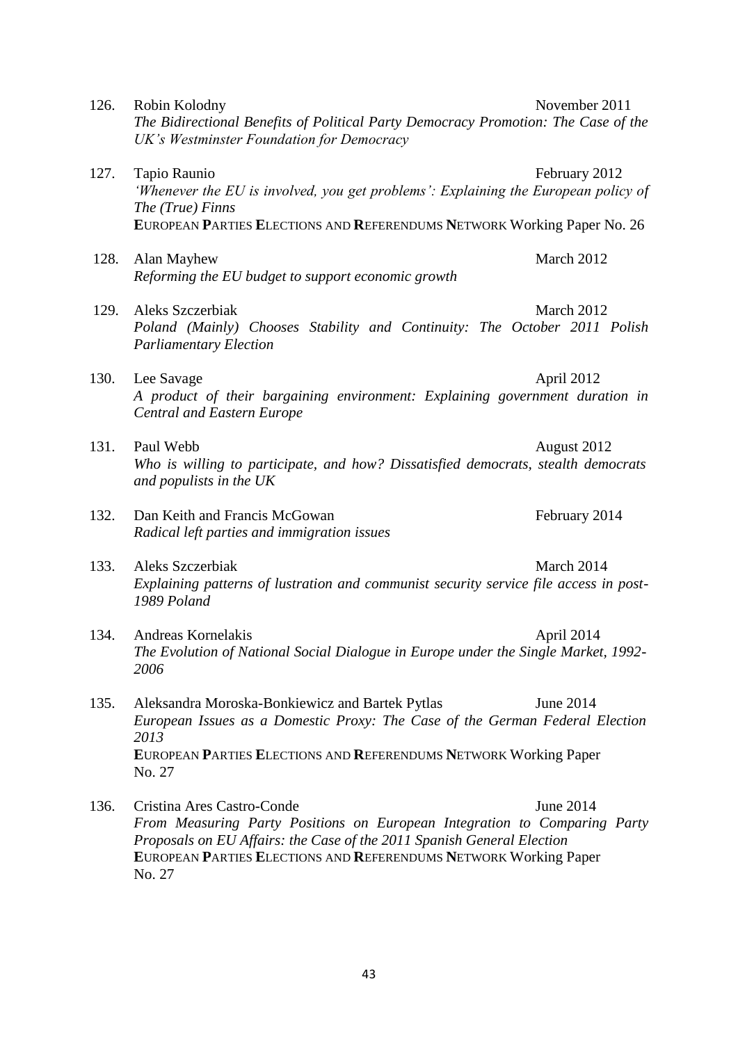126. Robin Kolodny November 2011
*The Bidirectional Benefits of Political Party Democracy Promotion: The Case of the UK's Westminster Foundation for Democracy*

127. Tapio Raunio February 2012
*'Whenever the EU is involved, you get problems': Explaining the European policy of The (True) Finns*
**E**UROPEAN **P**ARTIES **E**LECTIONS AND **R**EFERENDUMS **N**ETWORK Working Paper No. 26

128. Alan Mayhew March 2012
*Reforming the EU budget to support economic growth*

129. Aleks Szczerbiak March 2012
*Poland (Mainly) Chooses Stability and Continuity: The October 2011 Polish Parliamentary Election*

130. Lee Savage April 2012
*A product of their bargaining environment: Explaining government duration in Central and Eastern Europe*

131. Paul Webb August 2012
*Who is willing to participate, and how? Dissatisfied democrats, stealth democrats and populists in the UK*

132. Dan Keith and Francis McGowan February 2014
*Radical left parties and immigration issues*

133. Aleks Szczerbiak March 2014
*Explaining patterns of lustration and communist security service file access in post-1989 Poland*

134. Andreas Kornelakis April 2014
*The Evolution of National Social Dialogue in Europe under the Single Market, 1992-2006*

135. Aleksandra Moroska-Bonkiewicz and Bartek Pytlas June 2014
*European Issues as a Domestic Proxy: The Case of the German Federal Election 2013*
**E**UROPEAN **P**ARTIES **E**LECTIONS AND **R**EFERENDUMS **N**ETWORK Working Paper No. 27

136. Cristina Ares Castro-Conde June 2014
*From Measuring Party Positions on European Integration to Comparing Party Proposals on EU Affairs: the Case of the 2011 Spanish General Election*
**E**UROPEAN **P**ARTIES **E**LECTIONS AND **R**EFERENDUMS **N**ETWORK Working Paper No. 27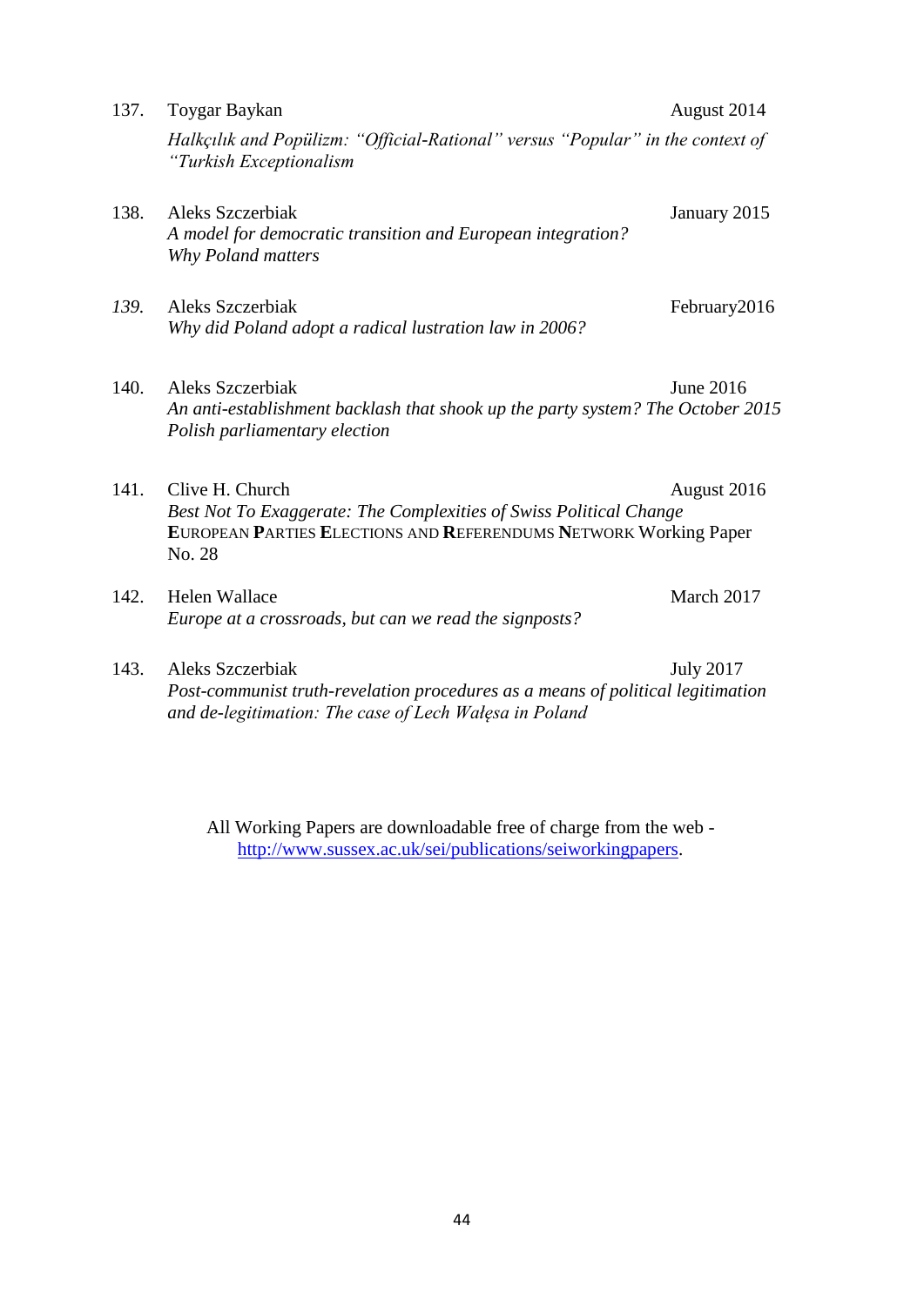137. Toygar Baykan — August 2014
*Halkçılık and Popülizm: "Official-Rational" versus "Popular" in the context of "Turkish Exceptionalism*

138. Aleks Szczerbiak — January 2015
*A model for democratic transition and European integration? Why Poland matters*

*139.* Aleks Szczerbiak — February2016
*Why did Poland adopt a radical lustration law in 2006?*

140. Aleks Szczerbiak — June 2016
*An anti-establishment backlash that shook up the party system? The October 2015 Polish parliamentary election*

141. Clive H. Church — August 2016
*Best Not To Exaggerate: The Complexities of Swiss Political Change*
**E**UROPEAN **P**ARTIES **E**LECTIONS AND **R**EFERENDUMS **N**ETWORK Working Paper No. 28

142. Helen Wallace — March 2017
*Europe at a crossroads, but can we read the signposts?*

143. Aleks Szczerbiak — July 2017
*Post-communist truth-revelation procedures as a means of political legitimation and de-legitimation: The case of Lech Wałęsa in Poland*

All Working Papers are downloadable free of charge from the web - http://www.sussex.ac.uk/sei/publications/seiworkingpapers.